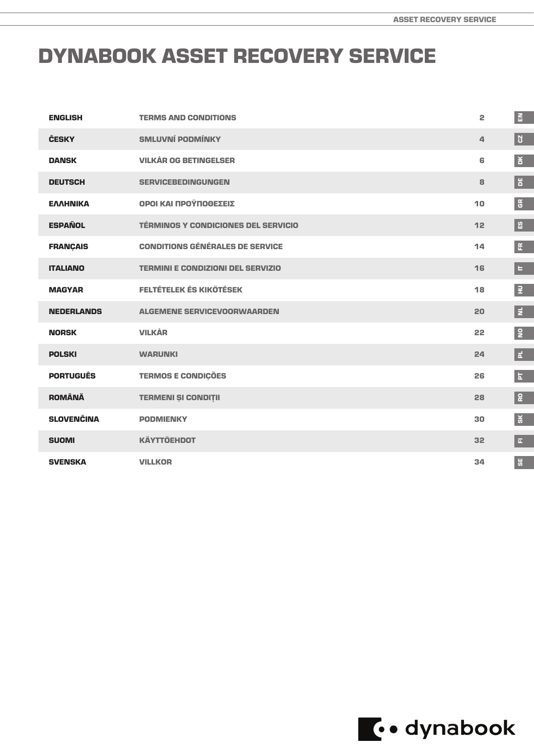# DYNABOOK ASSET RECOVERY SERVICE

| | | | |
|---|---|---|---|
| **ENGLISH** | **TERMS AND CONDITIONS** | 2 | EN |
| **ČESKY** | **SMLUVNÍ PODMÍNKY** | 4 | CZ |
| **DANSK** | **VILKÅR OG BETINGELSER** | 6 | DK |
| **DEUTSCH** | **SERVICEBEDINGUNGEN** | 8 | DE |
| **ΕΛΛΗΝΙΚΑ** | **ΟΡΟΙ ΚΑΙ ΠΡΟΫΠΟΘΕΣΕΙΣ** | 10 | GR |
| **ESPAÑOL** | **TÉRMINOS Y CONDICIONES DEL SERVICIO** | 12 | ES |
| **FRANÇAIS** | **CONDITIONS GÉNÉRALES DE SERVICE** | 14 | FR |
| **ITALIANO** | **TERMINI E CONDIZIONI DEL SERVIZIO** | 16 | IT |
| **MAGYAR** | **FELTÉTELEK ÉS KIKÖTÉSEK** | 18 | HU |
| **NEDERLANDS** | **ALGEMENE SERVICEVOORWAARDEN** | 20 | NL |
| **NORSK** | **VILKÅR** | 22 | NO |
| **POLSKI** | **WARUNKI** | 24 | PL |
| **PORTUGUÊS** | **TERMOS E CONDIÇÕES** | 26 | PT |
| **ROMÂNĂ** | **TERMENI ȘI CONDIȚII** | 28 | RO |
| **SLOVENČINA** | **PODMIENKY** | 30 | SK |
| **SUOMI** | **KÄYTTÖEHDOT** | 32 | FI |
| **SVENSKA** | **VILLKOR** | 34 | SE |

dynabook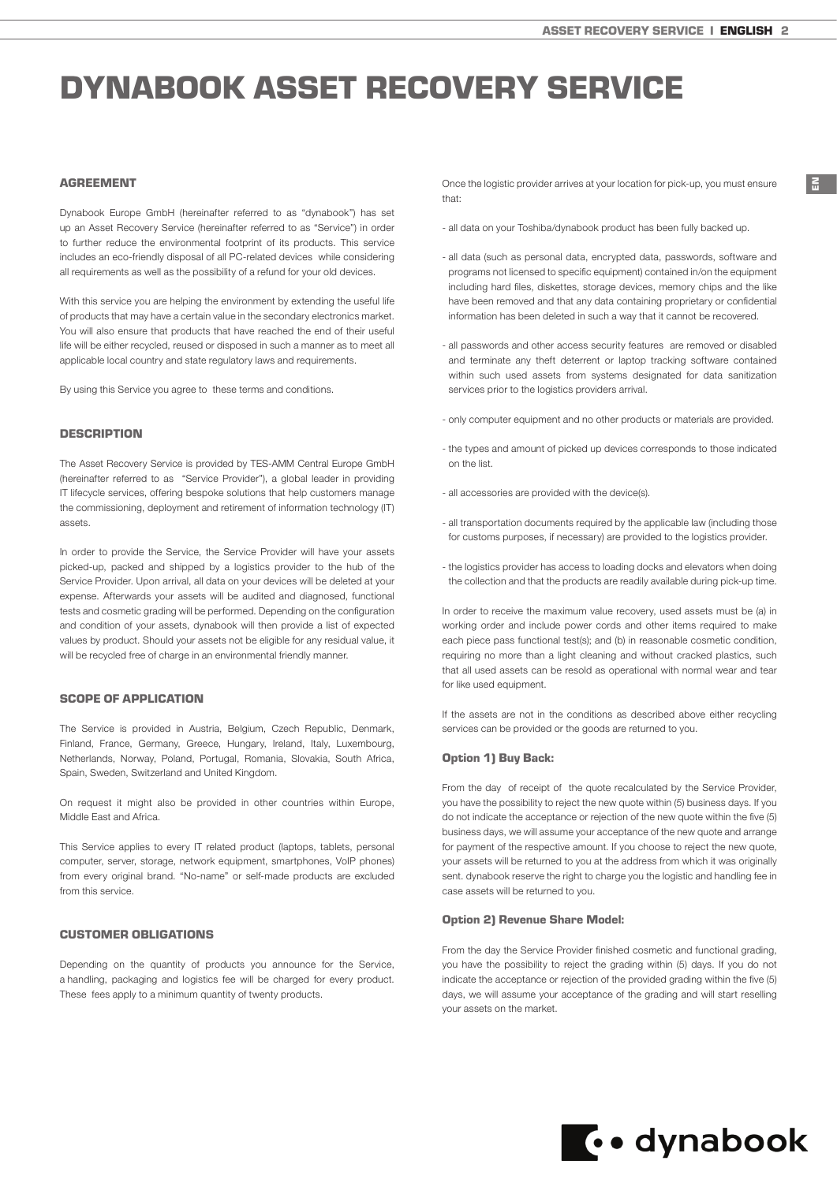# DYNABOOK ASSET RECOVERY SERVICE

## AGREEMENT

Dynabook Europe GmbH (hereinafter referred to as "dynabook") has set up an Asset Recovery Service (hereinafter referred to as "Service") in order to further reduce the environmental footprint of its products. This service includes an eco-friendly disposal of all PC-related devices while considering all requirements as well as the possibility of a refund for your old devices.

With this service you are helping the environment by extending the useful life of products that may have a certain value in the secondary electronics market. You will also ensure that products that have reached the end of their useful life will be either recycled, reused or disposed in such a manner as to meet all applicable local country and state regulatory laws and requirements.

By using this Service you agree to these terms and conditions.

## DESCRIPTION

The Asset Recovery Service is provided by TES-AMM Central Europe GmbH (hereinafter referred to as "Service Provider"), a global leader in providing IT lifecycle services, offering bespoke solutions that help customers manage the commissioning, deployment and retirement of information technology (IT) assets.

In order to provide the Service, the Service Provider will have your assets picked-up, packed and shipped by a logistics provider to the hub of the Service Provider. Upon arrival, all data on your devices will be deleted at your expense. Afterwards your assets will be audited and diagnosed, functional tests and cosmetic grading will be performed. Depending on the configuration and condition of your assets, dynabook will then provide a list of expected values by product. Should your assets not be eligible for any residual value, it will be recycled free of charge in an environmental friendly manner.

## SCOPE OF APPLICATION

The Service is provided in Austria, Belgium, Czech Republic, Denmark, Finland, France, Germany, Greece, Hungary, Ireland, Italy, Luxembourg, Netherlands, Norway, Poland, Portugal, Romania, Slovakia, South Africa, Spain, Sweden, Switzerland and United Kingdom.

On request it might also be provided in other countries within Europe, Middle East and Africa.

This Service applies to every IT related product (laptops, tablets, personal computer, server, storage, network equipment, smartphones, VoIP phones) from every original brand. "No-name" or self-made products are excluded from this service.

## CUSTOMER OBLIGATIONS

Depending on the quantity of products you announce for the Service, a handling, packaging and logistics fee will be charged for every product. These fees apply to a minimum quantity of twenty products.

Once the logistic provider arrives at your location for pick-up, you must ensure that:

- all data on your Toshiba/dynabook product has been fully backed up.
- all data (such as personal data, encrypted data, passwords, software and programs not licensed to specific equipment) contained in/on the equipment including hard files, diskettes, storage devices, memory chips and the like have been removed and that any data containing proprietary or confidential information has been deleted in such a way that it cannot be recovered.
- all passwords and other access security features are removed or disabled and terminate any theft deterrent or laptop tracking software contained within such used assets from systems designated for data sanitization services prior to the logistics providers arrival.
- only computer equipment and no other products or materials are provided.
- the types and amount of picked up devices corresponds to those indicated on the list.
- all accessories are provided with the device(s).
- all transportation documents required by the applicable law (including those for customs purposes, if necessary) are provided to the logistics provider.
- the logistics provider has access to loading docks and elevators when doing the collection and that the products are readily available during pick-up time.

In order to receive the maximum value recovery, used assets must be (a) in working order and include power cords and other items required to make each piece pass functional test(s); and (b) in reasonable cosmetic condition, requiring no more than a light cleaning and without cracked plastics, such that all used assets can be resold as operational with normal wear and tear for like used equipment.

If the assets are not in the conditions as described above either recycling services can be provided or the goods are returned to you.

### Option 1) Buy Back:

From the day of receipt of the quote recalculated by the Service Provider, you have the possibility to reject the new quote within (5) business days. If you do not indicate the acceptance or rejection of the new quote within the five (5) business days, we will assume your acceptance of the new quote and arrange for payment of the respective amount. If you choose to reject the new quote, your assets will be returned to you at the address from which it was originally sent. dynabook reserve the right to charge you the logistic and handling fee in case assets will be returned to you.

### Option 2) Revenue Share Model:

From the day the Service Provider finished cosmetic and functional grading, you have the possibility to reject the grading within (5) days. If you do not indicate the acceptance or rejection of the provided grading within the five (5) days, we will assume your acceptance of the grading and will start reselling your assets on the market.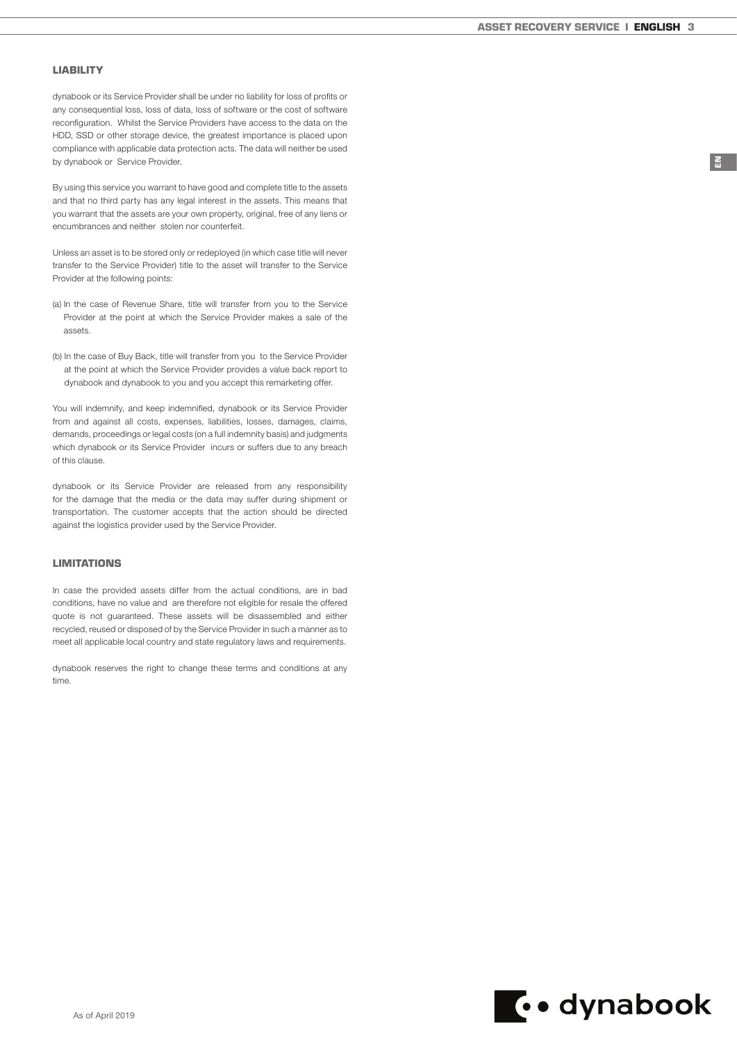## LIABILITY

dynabook or its Service Provider shall be under no liability for loss of profits or any consequential loss, loss of data, loss of software or the cost of software reconfiguration. Whilst the Service Providers have access to the data on the HDD, SSD or other storage device, the greatest importance is placed upon compliance with applicable data protection acts. The data will neither be used by dynabook or Service Provider.

By using this service you warrant to have good and complete title to the assets and that no third party has any legal interest in the assets. This means that you warrant that the assets are your own property, original, free of any liens or encumbrances and neither stolen nor counterfeit.

Unless an asset is to be stored only or redeployed (in which case title will never transfer to the Service Provider) title to the asset will transfer to the Service Provider at the following points:

(a) In the case of Revenue Share, title will transfer from you to the Service Provider at the point at which the Service Provider makes a sale of the assets.

(b) In the case of Buy Back, title will transfer from you to the Service Provider at the point at which the Service Provider provides a value back report to dynabook and dynabook to you and you accept this remarketing offer.

You will indemnify, and keep indemnified, dynabook or its Service Provider from and against all costs, expenses, liabilities, losses, damages, claims, demands, proceedings or legal costs (on a full indemnity basis) and judgments which dynabook or its Service Provider incurs or suffers due to any breach of this clause.

dynabook or its Service Provider are released from any responsibility for the damage that the media or the data may suffer during shipment or transportation. The customer accepts that the action should be directed against the logistics provider used by the Service Provider.

## LIMITATIONS

In case the provided assets differ from the actual conditions, are in bad conditions, have no value and are therefore not eligible for resale the offered quote is not guaranteed. These assets will be disassembled and either recycled, reused or disposed of by the Service Provider in such a manner as to meet all applicable local country and state regulatory laws and requirements.

dynabook reserves the right to change these terms and conditions at any time.

As of April 2019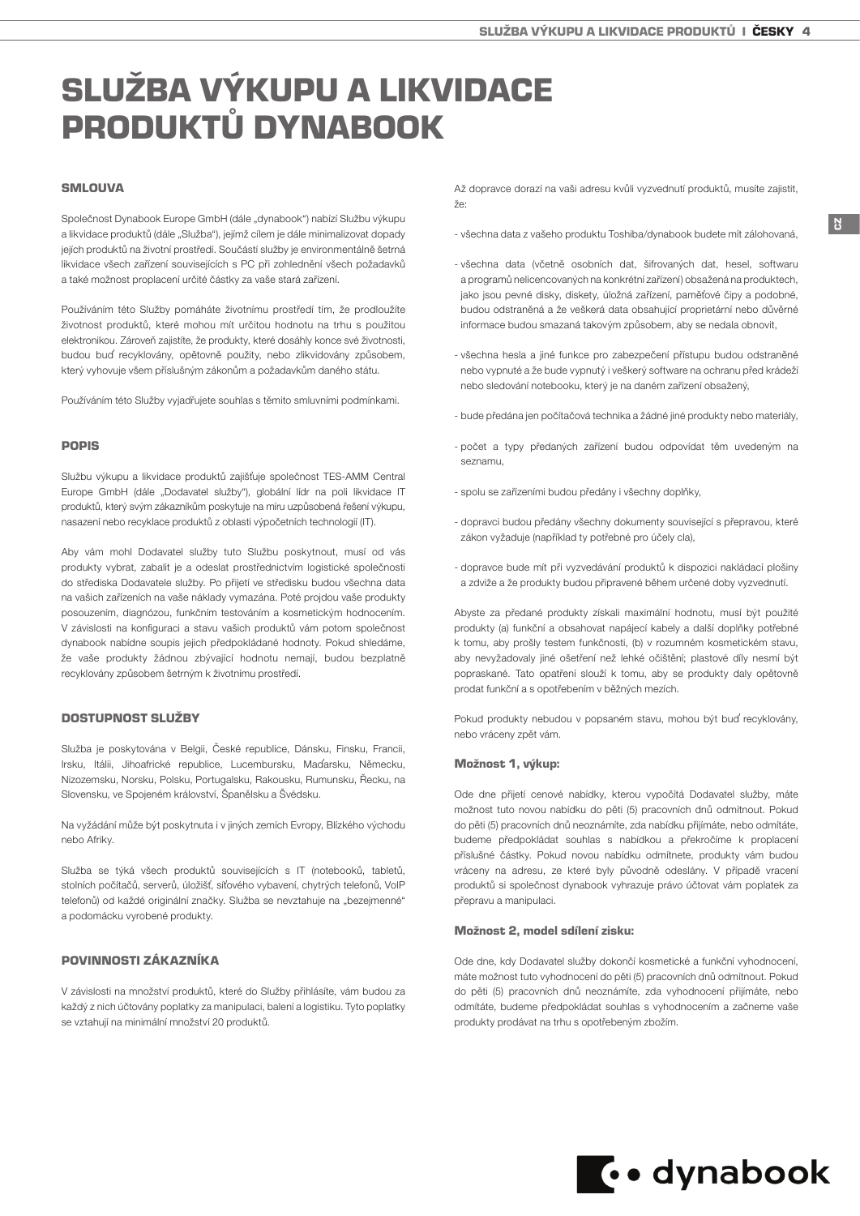# SLUŽBA VÝKUPU A LIKVIDACE PRODUKTŮ DYNABOOK

### SMLOUVA

Společnost Dynabook Europe GmbH (dále „dynabook") nabízí Službu výkupu a likvidace produktů (dále „Služba"), jejímž cílem je dále minimalizovat dopady jejích produktů na životní prostředí. Součástí služby je environmentálně šetrná likvidace všech zařízení souvisejících s PC při zohlednění všech požadavků a také možnost proplacení určité částky za vaše stará zařízení.

Používáním této Služby pomáháte životnímu prostředí tím, že prodloužíte životnost produktů, které mohou mít určitou hodnotu na trhu s použitou elektronikou. Zároveň zajistíte, že produkty, které dosáhly konce své životnosti, budou buď recyklovány, opětovně použity, nebo zlikvidovány způsobem, který vyhovuje všem příslušným zákonům a požadavkům daného státu.

Používáním této Služby vyjadřujete souhlas s těmito smluvními podmínkami.

### POPIS

Službu výkupu a likvidace produktů zajišťuje společnost TES-AMM Central Europe GmbH (dále „Dodavatel služby"), globální lídr na poli likvidace IT produktů, který svým zákazníkům poskytuje na míru uzpůsobená řešení výkupu, nasazení nebo recyklace produktů z oblasti výpočetních technologií (IT).

Aby vám mohl Dodavatel služby tuto Službu poskytnout, musí od vás produkty vybrat, zabalit je a odeslat prostřednictvím logistické společnosti do střediska Dodavatele služby. Po přijetí ve středisku budou všechna data na vašich zařízeních na vaše náklady vymazána. Poté projdou vaše produkty posouzením, diagnózou, funkčním testováním a kosmetickým hodnocením. V závislosti na konfiguraci a stavu vašich produktů vám potom společnost dynabook nabídne soupis jejich předpokládané hodnoty. Pokud shledáme, že vaše produkty žádnou zbývající hodnotu nemají, budou bezplatně recyklovány způsobem šetrným k životnímu prostředí.

### DOSTUPNOST SLUŽBY

Služba je poskytována v Belgii, České republice, Dánsku, Finsku, Francii, Irsku, Itálii, Jihoafrické republice, Lucembursku, Maďarsku, Německu, Nizozemsku, Norsku, Polsku, Portugalsku, Rakousku, Rumunsku, Řecku, na Slovensku, ve Spojeném království, Španělsku a Švédsku.

Na vyžádání může být poskytnuta i v jiných zemích Evropy, Blízkého východu nebo Afriky.

Služba se týká všech produktů souvisejících s IT (notebooků, tabletů, stolních počítačů, serverů, úložišť, síťového vybavení, chytrých telefonů, VoIP telefonů) od každé originální značky. Služba se nevztahuje na „bezejmenné" a podomácku vyrobené produkty.

### POVINNOSTI ZÁKAZNÍKA

V závislosti na množství produktů, které do Služby přihlásíte, vám budou za každý z nich účtovány poplatky za manipulaci, balení a logistiku. Tyto poplatky se vztahují na minimální množství 20 produktů.

Až dopravce dorazí na vaši adresu kvůli vyzvednutí produktů, musíte zajistit, že:

- všechna data z vašeho produktu Toshiba/dynabook budete mít zálohovaná,
- všechna data (včetně osobních dat, šifrovaných dat, hesel, softwaru a programů nelicencovaných na konkrétní zařízení) obsažená na produktech, jako jsou pevné disky, diskety, úložná zařízení, paměťové čipy a podobné, budou odstraněná a že veškerá data obsahující proprietární nebo důvěrné informace budou smazaná takovým způsobem, aby se nedala obnovit,
- všechna hesla a jiné funkce pro zabezpečení přístupu budou odstraněné nebo vypnuté a že bude vypnutý i veškerý software na ochranu před krádeží nebo sledování notebooku, který je na daném zařízení obsažený,
- bude předána jen počítačová technika a žádné jiné produkty nebo materiály,
- počet a typy předaných zařízení budou odpovídat těm uvedeným na seznamu,
- spolu se zařízeními budou předány i všechny doplňky,
- dopravci budou předány všechny dokumenty související s přepravou, které zákon vyžaduje (například ty potřebné pro účely cla),
- dopravce bude mít při vyzvedávání produktů k dispozici nakládací plošiny a zdviže a že produkty budou připravené během určené doby vyzvednutí.

Abyste za předané produkty získali maximální hodnotu, musí být použité produkty (a) funkční a obsahovat napájecí kabely a další doplňky potřebné k tomu, aby prošly testem funkčnosti, (b) v rozumném kosmetickém stavu, aby nevyžadovaly jiné ošetření než lehké očištění; plastové díly nesmí být popraskané. Tato opatření slouží k tomu, aby se produkty daly opětovně prodat funkční a s opotřebením v běžných mezích.

Pokud produkty nebudou v popsaném stavu, mohou být buď recyklovány, nebo vráceny zpět vám.

#### Možnost 1, výkup:

Ode dne přijetí cenové nabídky, kterou vypočítá Dodavatel služby, máte možnost tuto novou nabídku do pěti (5) pracovních dnů odmítnout. Pokud do pěti (5) pracovních dnů neoznámíte, zda nabídku přijímáte, nebo odmítáte, budeme předpokládat souhlas s nabídkou a překročíme k proplacení příslušné částky. Pokud novou nabídku odmítnete, produkty vám budou vráceny na adresu, ze které byly původně odeslány. V případě vracení produktů si společnost dynabook vyhrazuje právo účtovat vám poplatek za přepravu a manipulaci.

#### Možnost 2, model sdílení zisku:

Ode dne, kdy Dodavatel služby dokončí kosmetické a funkční vyhodnocení, máte možnost tuto vyhodnocení do pěti (5) pracovních dnů odmítnout. Pokud do pěti (5) pracovních dnů neoznámíte, zda vyhodnocení přijímáte, nebo odmítáte, budeme předpokládat souhlas s vyhodnocením a začneme vaše produkty prodávat na trhu s opotřebeným zbožím.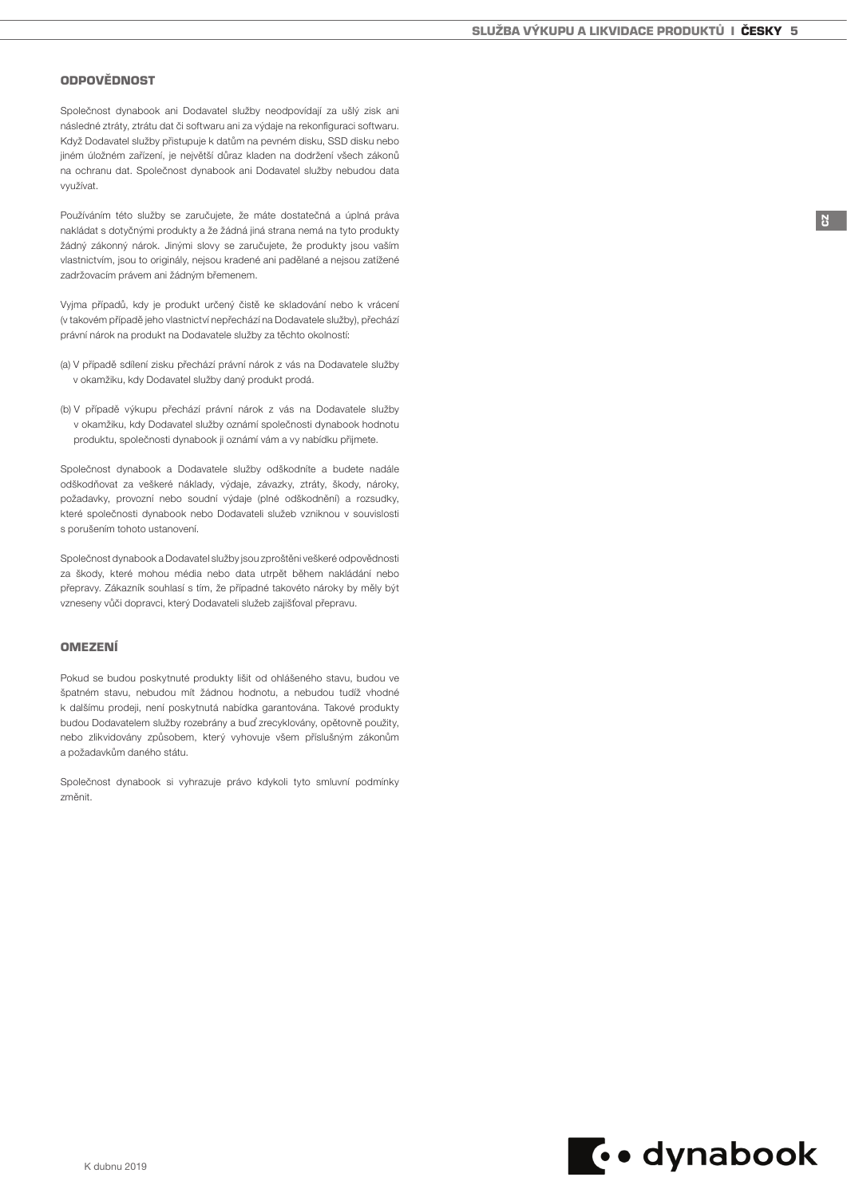## ODPOVĚDNOST

Společnost dynabook ani Dodavatel služby neodpovídají za ušlý zisk ani následné ztráty, ztrátu dat či softwaru ani za výdaje na rekonfiguraci softwaru. Když Dodavatel služby přistupuje k datům na pevném disku, SSD disku nebo jiném úložném zařízení, je největší důraz kladen na dodržení všech zákonů na ochranu dat. Společnost dynabook ani Dodavatel služby nebudou data využívat.

Používáním této služby se zaručujete, že máte dostatečná a úplná práva nakládat s dotyčnými produkty a že žádná jiná strana nemá na tyto produkty žádný zákonný nárok. Jinými slovy se zaručujete, že produkty jsou vaším vlastnictvím, jsou to originály, nejsou kradené ani padělané a nejsou zatížené zadržovacím právem ani žádným břemenem.

Vyjma případů, kdy je produkt určený čistě ke skladování nebo k vrácení (v takovém případě jeho vlastnictví nepřechází na Dodavatele služby), přechází právní nárok na produkt na Dodavatele služby za těchto okolností:

(a) V případě sdílení zisku přechází právní nárok z vás na Dodavatele služby v okamžiku, kdy Dodavatel služby daný produkt prodá.

(b) V případě výkupu přechází právní nárok z vás na Dodavatele služby v okamžiku, kdy Dodavatel služby oznámí společnosti dynabook hodnotu produktu, společnosti dynabook ji oznámí vám a vy nabídku přijmete.

Společnost dynabook a Dodavatele služby odškodníte a budete nadále odškodňovat za veškeré náklady, výdaje, závazky, ztráty, škody, nároky, požadavky, provozní nebo soudní výdaje (plné odškodnění) a rozsudky, které společnosti dynabook nebo Dodavateli služeb vzniknou v souvislosti s porušením tohoto ustanovení.

Společnost dynabook a Dodavatel služby jsou zproštěni veškeré odpovědnosti za škody, které mohou média nebo data utrpět během nakládání nebo přepravy. Zákazník souhlasí s tím, že případné takovéto nároky by měly být vzneseny vůči dopravci, který Dodavateli služeb zajišťoval přepravu.

## OMEZENÍ

Pokud se budou poskytnuté produkty lišit od ohlášeného stavu, budou ve špatném stavu, nebudou mít žádnou hodnotu, a nebudou tudíž vhodné k dalšímu prodeji, není poskytnutá nabídka garantována. Takové produkty budou Dodavatelem služby rozebrány a buď zrecyklovány, opětovně použity, nebo zlikvidovány způsobem, který vyhovuje všem příslušným zákonům a požadavkům daného státu.

Společnost dynabook si vyhrazuje právo kdykoli tyto smluvní podmínky změnit.

K dubnu 2019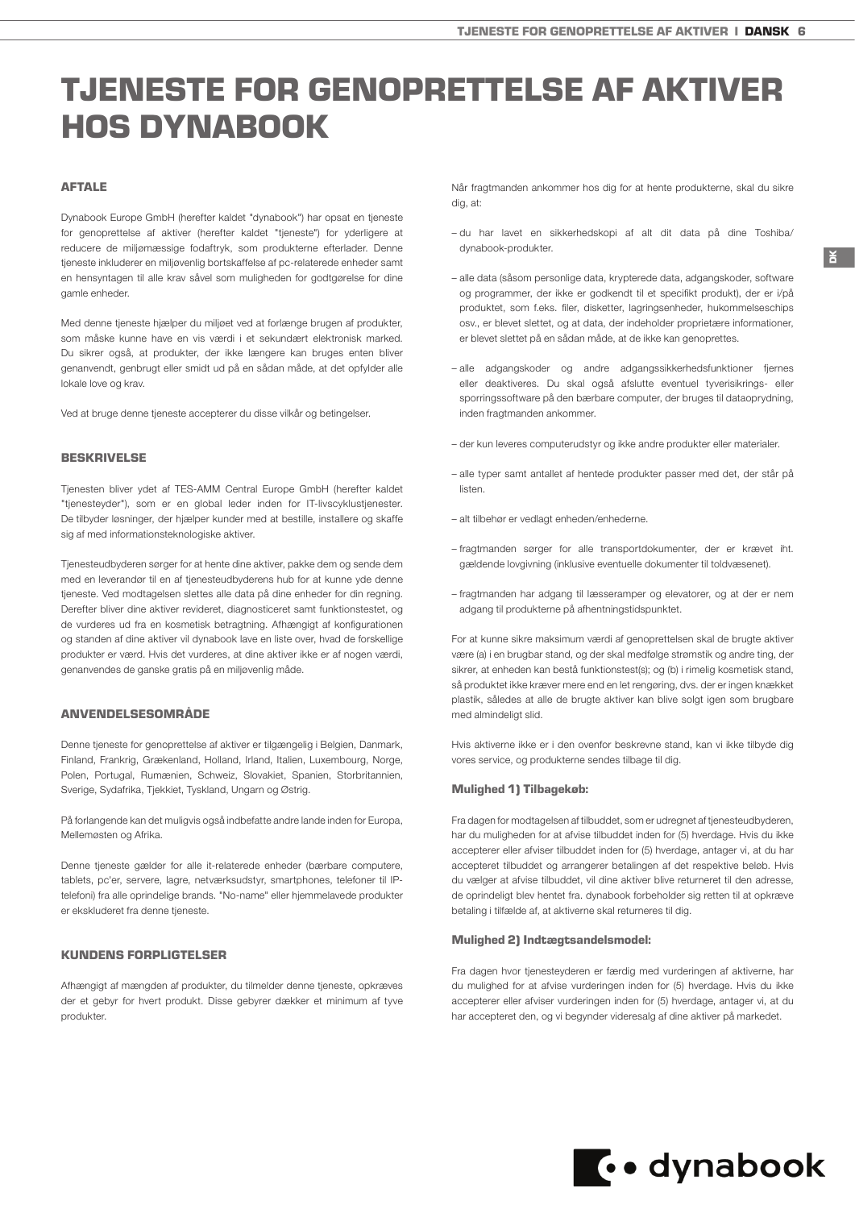# TJENESTE FOR GENOPRETTELSE AF AKTIVER HOS DYNABOOK

## AFTALE

Dynabook Europe GmbH (herefter kaldet "dynabook") har opsat en tjeneste for genoprettelse af aktiver (herefter kaldet "tjeneste") for yderligere at reducere de miljømæssige fodaftryk, som produkterne efterlader. Denne tjeneste inkluderer en miljøvenlig bortskaffelse af pc-relaterede enheder samt en hensyntagen til alle krav såvel som muligheden for godtgørelse for dine gamle enheder.

Med denne tjeneste hjælper du miljøet ved at forlænge brugen af produkter, som måske kunne have en vis værdi i et sekundært elektronisk marked. Du sikrer også, at produkter, der ikke længere kan bruges enten bliver genanvendt, genbrugt eller smidt ud på en sådan måde, at det opfylder alle lokale love og krav.

Ved at bruge denne tjeneste accepterer du disse vilkår og betingelser.

## BESKRIVELSE

Tjenesten bliver ydet af TES-AMM Central Europe GmbH (herefter kaldet "tjenesteyder"), som er en global leder inden for IT-livscyklustjenester. De tilbyder løsninger, der hjælper kunder med at bestille, installere og skaffe sig af med informationsteknologiske aktiver.

Tjenesteudbyderen sørger for at hente dine aktiver, pakke dem og sende dem med en leverandør til en af tjenesteudbyderens hub for at kunne yde denne tjeneste. Ved modtagelsen slettes alle data på dine enheder for din regning. Derefter bliver dine aktiver revideret, diagnosticeret samt funktionstestet, og de vurderes ud fra en kosmetisk betragtning. Afhængigt af konfigurationen og standen af dine aktiver vil dynabook lave en liste over, hvad de forskellige produkter er værd. Hvis det vurderes, at dine aktiver ikke er af nogen værdi, genanvendes de ganske gratis på en miljøvenlig måde.

## ANVENDELSESOMRÅDE

Denne tjeneste for genoprettelse af aktiver er tilgængelig i Belgien, Danmark, Finland, Frankrig, Grækenland, Holland, Irland, Italien, Luxembourg, Norge, Polen, Portugal, Rumænien, Schweiz, Slovakiet, Spanien, Storbritannien, Sverige, Sydafrika, Tjekkiet, Tyskland, Ungarn og Østrig.

På forlangende kan det muligvis også indbefatte andre lande inden for Europa, Mellemøsten og Afrika.

Denne tjeneste gælder for alle it-relaterede enheder (bærbare computere, tablets, pc'er, servere, lagre, netværksudstyr, smartphones, telefoner til IP-telefoni) fra alle oprindelige brands. "No-name" eller hjemmelavede produkter er ekskluderet fra denne tjeneste.

## KUNDENS FORPLIGTELSER

Afhængigt af mængden af produkter, du tilmelder denne tjeneste, opkræves der et gebyr for hvert produkt. Disse gebyrer dækker et minimum af tyve produkter.

Når fragtmanden ankommer hos dig for at hente produkterne, skal du sikre dig, at:

- du har lavet en sikkerhedskopi af alt dit data på dine Toshiba/ dynabook-produkter.
- alle data (såsom personlige data, krypterede data, adgangskoder, software og programmer, der ikke er godkendt til et specifikt produkt), der er i/på produktet, som f.eks. filer, disketter, lagringsenheder, hukommelseschips osv., er blevet slettet, og at data, der indeholder proprietære informationer, er blevet slettet på en sådan måde, at de ikke kan genoprettes.
- alle adgangskoder og andre adgangssikkerhedsfunktioner fjernes eller deaktiveres. Du skal også afslutte eventuel tyverisikrings- eller sporringssoftware på den bærbare computer, der bruges til dataoprydning, inden fragtmanden ankommer.
- der kun leveres computerudstyr og ikke andre produkter eller materialer.
- alle typer samt antallet af hentede produkter passer med det, der står på listen.
- alt tilbehør er vedlagt enheden/enhederne.
- fragtmanden sørger for alle transportdokumenter, der er krævet iht. gældende lovgivning (inklusive eventuelle dokumenter til toldvæsenet).
- fragtmanden har adgang til læsseramper og elevatorer, og at der er nem adgang til produkterne på afhentningstidspunktet.

For at kunne sikre maksimum værdi af genoprettelsen skal de brugte aktiver være (a) i en brugbar stand, og der skal medfølge strømstik og andre ting, der sikrer, at enheden kan bestå funktionstest(s); og (b) i rimelig kosmetisk stand, så produktet ikke kræver mere end en let rengøring, dvs. der er ingen knækket plastik, således at alle de brugte aktiver kan blive solgt igen som brugbare med almindeligt slid.

Hvis aktiverne ikke er i den ovenfor beskrevne stand, kan vi ikke tilbyde dig vores service, og produkterne sendes tilbage til dig.

### Mulighed 1) Tilbagekøb:

Fra dagen for modtagelsen af tilbuddet, som er udregnet af tjenesteudbyderen, har du muligheden for at afvise tilbuddet inden for (5) hverdage. Hvis du ikke accepterer eller afviser tilbuddet inden for (5) hverdage, antager vi, at du har accepteret tilbuddet og arrangerer betalingen af det respektive beløb. Hvis du vælger at afvise tilbuddet, vil dine aktiver blive returneret til den adresse, de oprindeligt blev hentet fra. dynabook forbeholder sig retten til at opkræve betaling i tilfælde af, at aktiverne skal returneres til dig.

### Mulighed 2) Indtægtsandelsmodel:

Fra dagen hvor tjenesteyderen er færdig med vurderingen af aktiverne, har du mulighed for at afvise vurderingen inden for (5) hverdage. Hvis du ikke accepterer eller afviser vurderingen inden for (5) hverdage, antager vi, at du har accepteret den, og vi begynder videresalg af dine aktiver på markedet.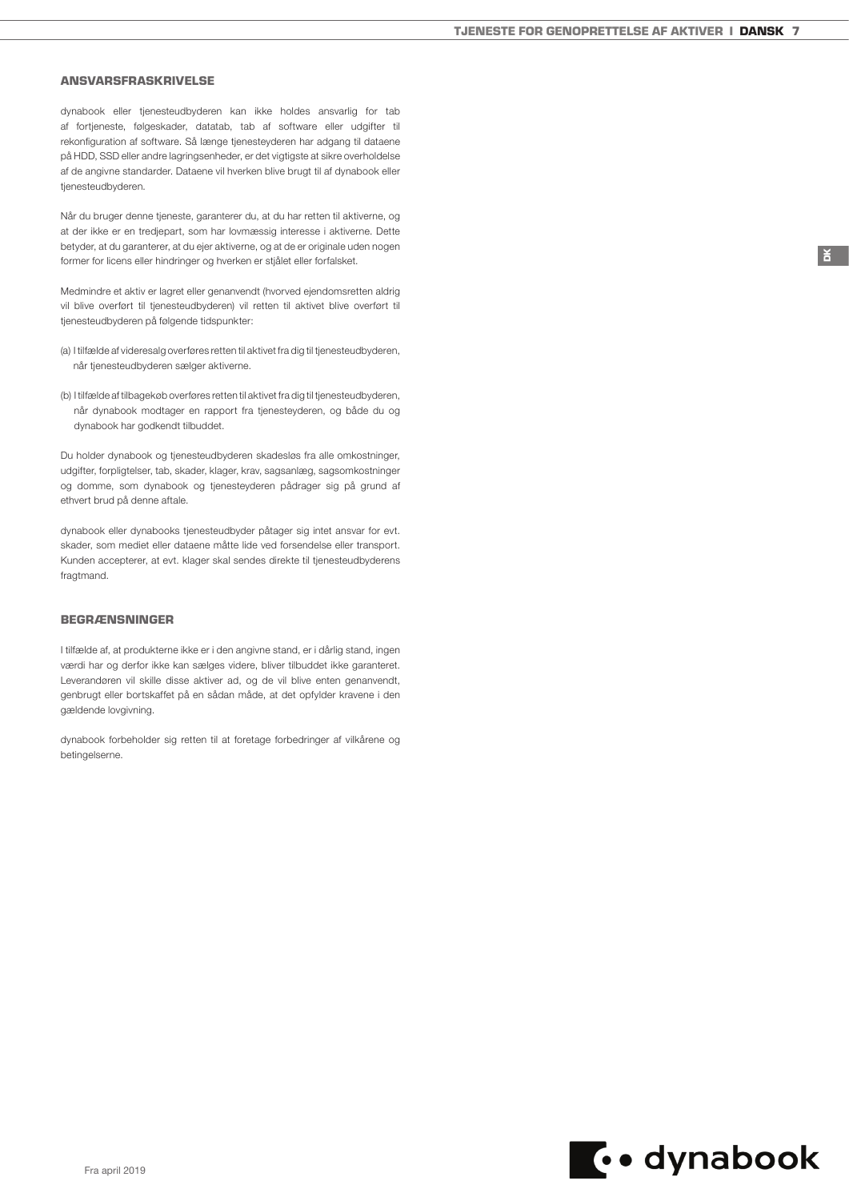## ANSVARSFRASKRIVELSE

dynabook eller tjenesteudbyderen kan ikke holdes ansvarlig for tab af fortjeneste, følgeskader, datatab, tab af software eller udgifter til rekonfiguration af software. Så længe tjenesteyderen har adgang til dataene på HDD, SSD eller andre lagringsenheder, er det vigtigste at sikre overholdelse af de angivne standarder. Dataene vil hverken blive brugt til af dynabook eller tjenesteudbyderen.

Når du bruger denne tjeneste, garanterer du, at du har retten til aktiverne, og at der ikke er en tredjepart, som har lovmæssig interesse i aktiverne. Dette betyder, at du garanterer, at du ejer aktiverne, og at de er originale uden nogen former for licens eller hindringer og hverken er stjålet eller forfalsket.

Medmindre et aktiv er lagret eller genanvendt (hvorved ejendomsretten aldrig vil blive overført til tjenesteudbyderen) vil retten til aktivet blive overført til tjenesteudbyderen på følgende tidspunkter:

(a) I tilfælde af videresalg overføres retten til aktivet fra dig til tjenesteudbyderen, når tjenesteudbyderen sælger aktiverne.

(b) I tilfælde af tilbagekøb overføres retten til aktivet fra dig til tjenesteudbyderen, når dynabook modtager en rapport fra tjenesteyderen, og både du og dynabook har godkendt tilbuddet.

Du holder dynabook og tjenesteudbyderen skadesløs fra alle omkostninger, udgifter, forpligtelser, tab, skader, klager, krav, sagsanlæg, sagsomkostninger og domme, som dynabook og tjenesteyderen pådrager sig på grund af ethvert brud på denne aftale.

dynabook eller dynabooks tjenesteudbyder påtager sig intet ansvar for evt. skader, som mediet eller dataene måtte lide ved forsendelse eller transport. Kunden accepterer, at evt. klager skal sendes direkte til tjenesteudbyderens fragtmand.

## BEGRÆNSNINGER

I tilfælde af, at produkterne ikke er i den angivne stand, er i dårlig stand, ingen værdi har og derfor ikke kan sælges videre, bliver tilbuddet ikke garanteret. Leverandøren vil skille disse aktiver ad, og de vil blive enten genanvendt, genbrugt eller bortskaffet på en sådan måde, at det opfylder kravene i den gældende lovgivning.

dynabook forbeholder sig retten til at foretage forbedringer af vilkårene og betingelserne.

Fra april 2019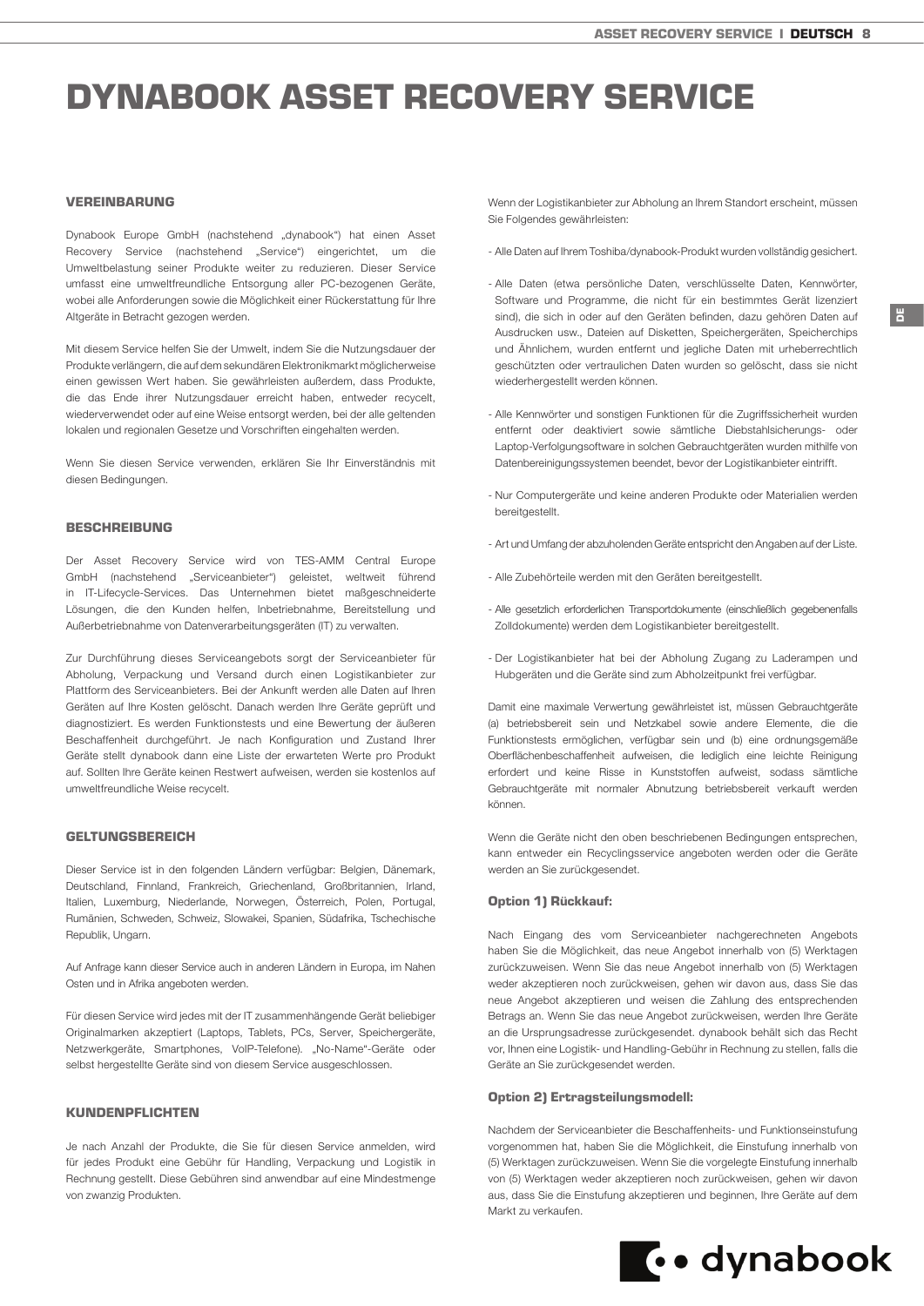# DYNABOOK ASSET RECOVERY SERVICE

## VEREINBARUNG

Dynabook Europe GmbH (nachstehend „dynabook") hat einen Asset Recovery Service (nachstehend „Service") eingerichtet, um die Umweltbelastung seiner Produkte weiter zu reduzieren. Dieser Service umfasst eine umweltfreundliche Entsorgung aller PC-bezogenen Geräte, wobei alle Anforderungen sowie die Möglichkeit einer Rückerstattung für Ihre Altgeräte in Betracht gezogen werden.

Mit diesem Service helfen Sie der Umwelt, indem Sie die Nutzungsdauer der Produkte verlängern, die auf dem sekundären Elektronikmarkt möglicherweise einen gewissen Wert haben. Sie gewährleisten außerdem, dass Produkte, die das Ende ihrer Nutzungsdauer erreicht haben, entweder recycelt, wiederverwendet oder auf eine Weise entsorgt werden, bei der alle geltenden lokalen und regionalen Gesetze und Vorschriften eingehalten werden.

Wenn Sie diesen Service verwenden, erklären Sie Ihr Einverständnis mit diesen Bedingungen.

## BESCHREIBUNG

Der Asset Recovery Service wird von TES-AMM Central Europe GmbH (nachstehend „Serviceanbieter") geleistet, weltweit führend in IT-Lifecycle-Services. Das Unternehmen bietet maßgeschneiderte Lösungen, die den Kunden helfen, Inbetriebnahme, Bereitstellung und Außerbetriebnahme von Datenverarbeitungsgeräten (IT) zu verwalten.

Zur Durchführung dieses Serviceangebots sorgt der Serviceanbieter für Abholung, Verpackung und Versand durch einen Logistikanbieter zur Plattform des Serviceanbieters. Bei der Ankunft werden alle Daten auf Ihren Geräten auf Ihre Kosten gelöscht. Danach werden Ihre Geräte geprüft und diagnostiziert. Es werden Funktionstests und eine Bewertung der äußeren Beschaffenheit durchgeführt. Je nach Konfiguration und Zustand Ihrer Geräte stellt dynabook dann eine Liste der erwarteten Werte pro Produkt auf. Sollten Ihre Geräte keinen Restwert aufweisen, werden sie kostenlos auf umweltfreundliche Weise recycelt.

## GELTUNGSBEREICH

Dieser Service ist in den folgenden Ländern verfügbar: Belgien, Dänemark, Deutschland, Finnland, Frankreich, Griechenland, Großbritannien, Irland, Italien, Luxemburg, Niederlande, Norwegen, Österreich, Polen, Portugal, Rumänien, Schweden, Schweiz, Slowakei, Spanien, Südafrika, Tschechische Republik, Ungarn.

Auf Anfrage kann dieser Service auch in anderen Ländern in Europa, im Nahen Osten und in Afrika angeboten werden.

Für diesen Service wird jedes mit der IT zusammenhängende Gerät beliebiger Originalmarken akzeptiert (Laptops, Tablets, PCs, Server, Speichergeräte, Netzwerkgeräte, Smartphones, VoIP-Telefone). „No-Name"-Geräte oder selbst hergestellte Geräte sind von diesem Service ausgeschlossen.

## KUNDENPFLICHTEN

Je nach Anzahl der Produkte, die Sie für diesen Service anmelden, wird für jedes Produkt eine Gebühr für Handling, Verpackung und Logistik in Rechnung gestellt. Diese Gebühren sind anwendbar auf eine Mindestmenge von zwanzig Produkten.

Wenn der Logistikanbieter zur Abholung an Ihrem Standort erscheint, müssen Sie Folgendes gewährleisten:

- Alle Daten auf Ihrem Toshiba/dynabook-Produkt wurden vollständig gesichert.
- Alle Daten (etwa persönliche Daten, verschlüsselte Daten, Kennwörter, Software und Programme, die nicht für ein bestimmtes Gerät lizenziert sind), die sich in oder auf den Geräten befinden, dazu gehören Daten auf Ausdrucken usw., Dateien auf Disketten, Speichergeräten, Speicherchips und Ähnlichem, wurden entfernt und jegliche Daten mit urheberrechtlich geschützten oder vertraulichen Daten wurden so gelöscht, dass sie nicht wiederhergestellt werden können.
- Alle Kennwörter und sonstigen Funktionen für die Zugriffssicherheit wurden entfernt oder deaktiviert sowie sämtliche Diebstahlsicherungs- oder Laptop-Verfolgungssoftware in solchen Gebrauchtgeräten wurden mithilfe von Datenbereinigungssystemen beendet, bevor der Logistikanbieter eintrifft.
- Nur Computergeräte und keine anderen Produkte oder Materialien werden bereitgestellt.
- Art und Umfang der abzuholenden Geräte entspricht den Angaben auf der Liste.
- Alle Zubehörteile werden mit den Geräten bereitgestellt.
- Alle gesetzlich erforderlichen Transportdokumente (einschließlich gegebenenfalls Zolldokumente) werden dem Logistikanbieter bereitgestellt.
- Der Logistikanbieter hat bei der Abholung Zugang zu Laderampen und Hubgeräten und die Geräte sind zum Abholzeitpunkt frei verfügbar.

Damit eine maximale Verwertung gewährleistet ist, müssen Gebrauchtgeräte (a) betriebsbereit sein und Netzkabel sowie andere Elemente, die die Funktionstests ermöglichen, verfügbar sein und (b) eine ordnungsgemäße Oberflächenbeschaffenheit aufweisen, die lediglich eine leichte Reinigung erfordert und keine Risse in Kunststoffen aufweist, sodass sämtliche Gebrauchtgeräte mit normaler Abnutzung betriebsbereit verkauft werden können.

Wenn die Geräte nicht den oben beschriebenen Bedingungen entsprechen, kann entweder ein Recyclingsservice angeboten werden oder die Geräte werden an Sie zurückgesendet.

### Option 1) Rückkauf:

Nach Eingang des vom Serviceanbieter nachgerechneten Angebots haben Sie die Möglichkeit, das neue Angebot innerhalb von (5) Werktagen zurückzuweisen. Wenn Sie das neue Angebot innerhalb von (5) Werktagen weder akzeptieren noch zurückweisen, gehen wir davon aus, dass Sie das neue Angebot akzeptieren und weisen die Zahlung des entsprechenden Betrags an. Wenn Sie das neue Angebot zurückweisen, werden Ihre Geräte an die Ursprungsadresse zurückgesendet. dynabook behält sich das Recht vor, Ihnen eine Logistik- und Handling-Gebühr in Rechnung zu stellen, falls die Geräte an Sie zurückgesendet werden.

### Option 2) Ertragsteilungsmodell:

Nachdem der Serviceanbieter die Beschaffenheits- und Funktionseinstufung vorgenommen hat, haben Sie die Möglichkeit, die Einstufung innerhalb von (5) Werktagen zurückzuweisen. Wenn Sie die vorgelegte Einstufung innerhalb von (5) Werktagen weder akzeptieren noch zurückweisen, gehen wir davon aus, dass Sie die Einstufung akzeptieren und beginnen, Ihre Geräte auf dem Markt zu verkaufen.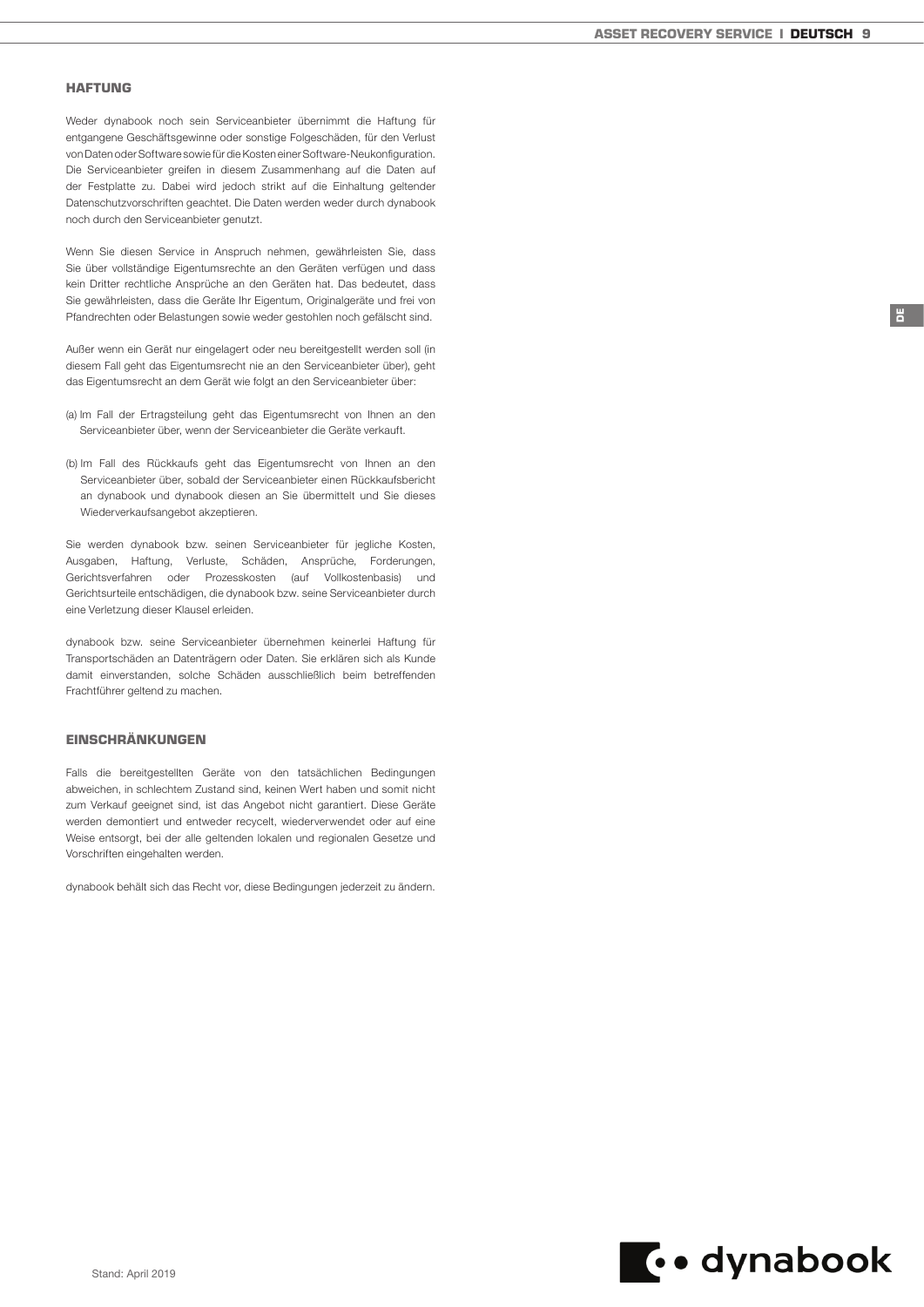## HAFTUNG

Weder dynabook noch sein Serviceanbieter übernimmt die Haftung für entgangene Geschäftsgewinne oder sonstige Folgeschäden, für den Verlust von Daten oder Software sowie für die Kosten einer Software-Neukonfiguration. Die Serviceanbieter greifen in diesem Zusammenhang auf die Daten auf der Festplatte zu. Dabei wird jedoch strikt auf die Einhaltung geltender Datenschutzvorschriften geachtet. Die Daten werden weder durch dynabook noch durch den Serviceanbieter genutzt.

Wenn Sie diesen Service in Anspruch nehmen, gewährleisten Sie, dass Sie über vollständige Eigentumsrechte an den Geräten verfügen und dass kein Dritter rechtliche Ansprüche an den Geräten hat. Das bedeutet, dass Sie gewährleisten, dass die Geräte Ihr Eigentum, Originalgeräte und frei von Pfandrechten oder Belastungen sowie weder gestohlen noch gefälscht sind.

Außer wenn ein Gerät nur eingelagert oder neu bereitgestellt werden soll (in diesem Fall geht das Eigentumsrecht nie an den Serviceanbieter über), geht das Eigentumsrecht an dem Gerät wie folgt an den Serviceanbieter über:

(a) Im Fall der Ertragsteilung geht das Eigentumsrecht von Ihnen an den Serviceanbieter über, wenn der Serviceanbieter die Geräte verkauft.

(b) Im Fall des Rückkaufs geht das Eigentumsrecht von Ihnen an den Serviceanbieter über, sobald der Serviceanbieter einen Rückkaufsbericht an dynabook und dynabook diesen an Sie übermittelt und Sie dieses Wiederverkaufsangebot akzeptieren.

Sie werden dynabook bzw. seinen Serviceanbieter für jegliche Kosten, Ausgaben, Haftung, Verluste, Schäden, Ansprüche, Forderungen, Gerichtsverfahren oder Prozesskosten (auf Vollkostenbasis) und Gerichtsurteile entschädigen, die dynabook bzw. seine Serviceanbieter durch eine Verletzung dieser Klausel erleiden.

dynabook bzw. seine Serviceanbieter übernehmen keinerlei Haftung für Transportschäden an Datenträgern oder Daten. Sie erklären sich als Kunde damit einverstanden, solche Schäden ausschließlich beim betreffenden Frachtführer geltend zu machen.

## EINSCHRÄNKUNGEN

Falls die bereitgestellten Geräte von den tatsächlichen Bedingungen abweichen, in schlechtem Zustand sind, keinen Wert haben und somit nicht zum Verkauf geeignet sind, ist das Angebot nicht garantiert. Diese Geräte werden demontiert und entweder recycelt, wiederverwendet oder auf eine Weise entsorgt, bei der alle geltenden lokalen und regionalen Gesetze und Vorschriften eingehalten werden.

dynabook behält sich das Recht vor, diese Bedingungen jederzeit zu ändern.

Stand: April 2019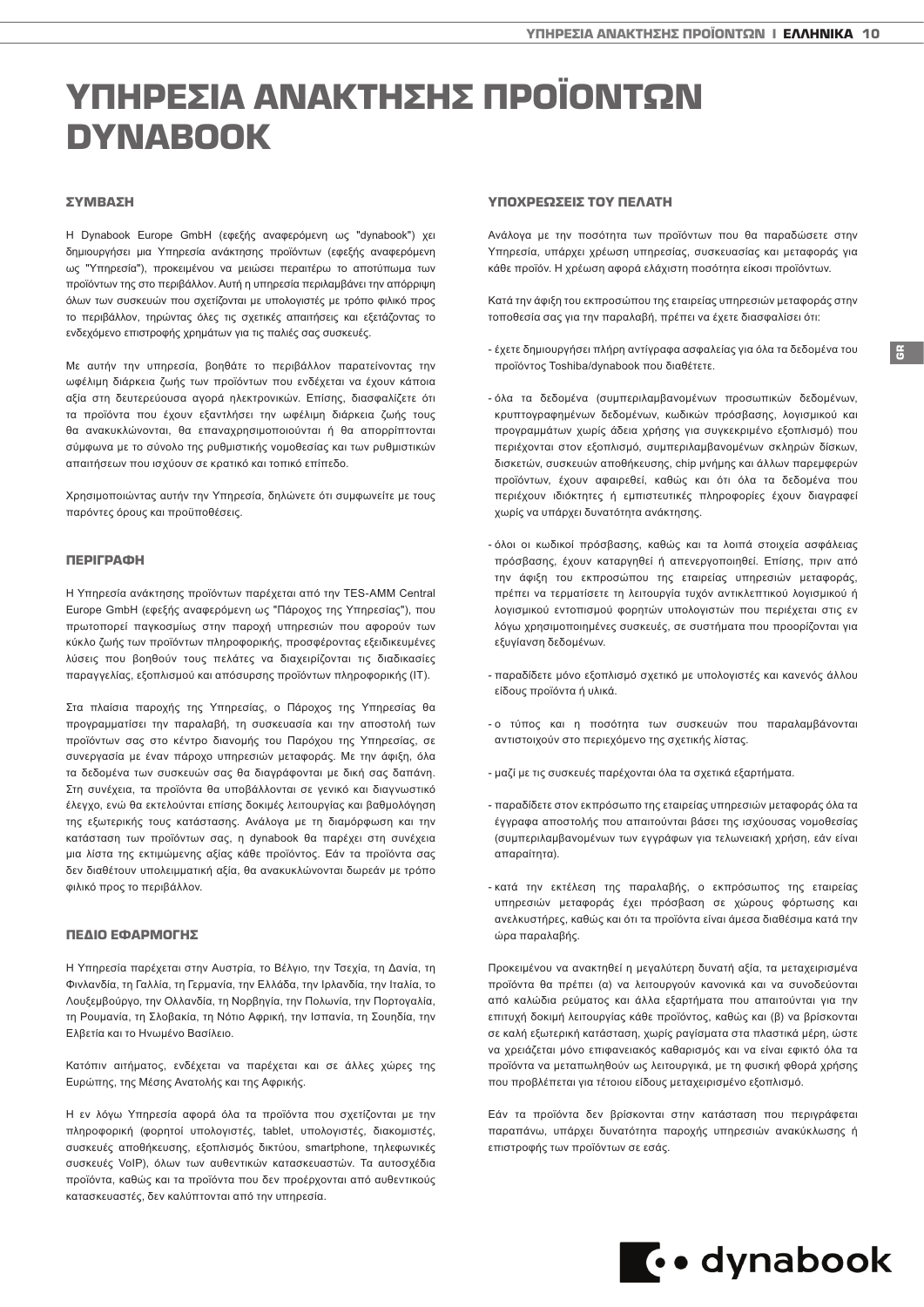# ΥΠΗΡΕΣΙΑ ΑΝΑΚΤΗΣΗΣ ΠΡΟΪΟΝΤΩΝ DYNABOOK

## ΣΥΜΒΑΣΗ

Η Dynabook Europe GmbH (εφεξής αναφερόμενη ως "dynabook") χει δημιουργήσει μια Υπηρεσία ανάκτησης προϊόντων (εφεξής αναφερόμενη ως "Υπηρεσία"), προκειμένου να μειώσει περαιτέρω το αποτύπωμα των προϊόντων της στο περιβάλλον. Αυτή η υπηρεσία περιλαμβάνει την απόρριψη όλων των συσκευών που σχετίζονται με υπολογιστές με τρόπο φιλικό προς το περιβάλλον, τηρώντας όλες τις σχετικές απαιτήσεις και εξετάζοντας το ενδεχόμενο επιστροφής χρημάτων για τις παλιές σας συσκευές.

Με αυτήν την υπηρεσία, βοηθάτε το περιβάλλον παρατείνοντας την ωφέλιμη διάρκεια ζωής των προϊόντων που ενδέχεται να έχουν κάποια αξία στη δευτερεύουσα αγορά ηλεκτρονικών. Επίσης, διασφαλίζετε ότι τα προϊόντα που έχουν εξαντλήσει την ωφέλιμη διάρκεια ζωής τους θα ανακυκλώνονται, θα επαναχρησιμοποιούνται ή θα απορρίπτονται σύμφωνα με το σύνολο της ρυθμιστικής νομοθεσίας και των ρυθμιστικών απαιτήσεων που ισχύουν σε κρατικό και τοπικό επίπεδο.

Χρησιμοποιώντας αυτήν την Υπηρεσία, δηλώνετε ότι συμφωνείτε με τους παρόντες όρους και προϋποθέσεις.

## ΠΕΡΙΓΡΑΦΗ

Η Υπηρεσία ανάκτησης προϊόντων παρέχεται από την TES-AMM Central Europe GmbH (εφεξής αναφερόμενη ως "Πάροχος της Υπηρεσίας"), που πρωτοπορεί παγκοσμίως στην παροχή υπηρεσιών που αφορούν των κύκλο ζωής των προϊόντων πληροφορικής, προσφέροντας εξειδικευμένες λύσεις που βοηθούν τους πελάτες να διαχειρίζονται τις διαδικασίες παραγγελίας, εξοπλισμού και απόσυρσης προϊόντων πληροφορικής (IT).

Στα πλαίσια παροχής της Υπηρεσίας, ο Πάροχος της Υπηρεσίας θα προγραμματίσει την παραλαβή, τη συσκευασία και την αποστολή των προϊόντων σας στο κέντρο διανομής του Παρόχου της Υπηρεσίας, σε συνεργασία με έναν πάροχο υπηρεσιών μεταφοράς. Με την άφιξη, όλα τα δεδομένα των συσκευών σας θα διαγράφονται με δική σας δαπάνη. Στη συνέχεια, τα προϊόντα θα υποβάλλονται σε γενικό και διαγνωστικό έλεγχο, ενώ θα εκτελούνται επίσης δοκιμές λειτουργίας και βαθμολόγηση της εξωτερικής τους κατάστασης. Ανάλογα με τη διαμόρφωση και την κατάσταση των προϊόντων σας, η dynabook θα παρέχει στη συνέχεια μια λίστα της εκτιμώμενης αξίας κάθε προϊόντος. Εάν τα προϊόντα σας δεν διαθέτουν υπολειμματική αξία, θα ανακυκλώνονται δωρεάν με τρόπο φιλικό προς το περιβάλλον.

## ΠΕΔΙΟ ΕΦΑΡΜΟΓΗΣ

Η Υπηρεσία παρέχεται στην Αυστρία, το Βέλγιο, την Τσεχία, τη Δανία, τη Φινλανδία, τη Γαλλία, τη Γερμανία, την Ελλάδα, την Ιρλανδία, την Ιταλία, το Λουξεμβούργο, την Ολλανδία, τη Νορβηγία, την Πολωνία, την Πορτογαλία, τη Ρουμανία, τη Σλοβακία, τη Νότιο Αφρική, την Ισπανία, τη Σουηδία, την Ελβετία και το Ηνωμένο Βασίλειο.

Κατόπιν αιτήματος, ενδέχεται να παρέχεται και σε άλλες χώρες της Ευρώπης, της Μέσης Ανατολής και της Αφρικής.

Η εν λόγω Υπηρεσία αφορά όλα τα προϊόντα που σχετίζονται με την πληροφορική (φορητοί υπολογιστές, tablet, υπολογιστές, διακομιστές, συσκευές αποθήκευσης, εξοπλισμός δικτύου, smartphone, τηλεφωνικές συσκευές VoIP), όλων των αυθεντικών κατασκευαστών. Τα αυτοσχέδια προϊόντα, καθώς και τα προϊόντα που δεν προέρχονται από αυθεντικούς κατασκευαστές, δεν καλύπτονται από την υπηρεσία.

## ΥΠΟΧΡΕΩΣΕΙΣ ΤΟΥ ΠΕΛΑΤΗ

Ανάλογα με την ποσότητα των προϊόντων που θα παραδώσετε στην Υπηρεσία, υπάρχει χρέωση υπηρεσίας, συσκευασίας και μεταφοράς για κάθε προϊόν. Η χρέωση αφορά ελάχιστη ποσότητα είκοσι προϊόντων.

Κατά την άφιξη του εκπροσώπου της εταιρείας υπηρεσιών μεταφοράς στην τοποθεσία σας για την παραλαβή, πρέπει να έχετε διασφαλίσει ότι:

- έχετε δημιουργήσει πλήρη αντίγραφα ασφαλείας για όλα τα δεδομένα του προϊόντος Toshiba/dynabook που διαθέτετε.
- όλα τα δεδομένα (συμπεριλαμβανομένων προσωπικών δεδομένων, κρυπτογραφημένων δεδομένων, κωδικών πρόσβασης, λογισμικού και προγραμμάτων χωρίς άδεια χρήσης για συγκεκριμένο εξοπλισμό) που περιέχονται στον εξοπλισμό, συμπεριλαμβανομένων σκληρών δίσκων, δισκετών, συσκευών αποθήκευσης, chip μνήμης και άλλων παρεμφερών προϊόντων, έχουν αφαιρεθεί, καθώς και ότι όλα τα δεδομένα που περιέχουν ιδιόκτητες ή εμπιστευτικές πληροφορίες έχουν διαγραφεί χωρίς να υπάρχει δυνατότητα ανάκτησης.
- όλοι οι κωδικοί πρόσβασης, καθώς και τα λοιπά στοιχεία ασφάλειας πρόσβασης, έχουν καταργηθεί ή απενεργοποιηθεί. Επίσης, πριν από την άφιξη του εκπροσώπου της εταιρείας υπηρεσιών μεταφοράς, πρέπει να τερματίσετε τη λειτουργία τυχόν αντικλεπτικού λογισμικού ή λογισμικού εντοπισμού φορητών υπολογιστών που περιέχεται στις εν λόγω χρησιμοποιημένες συσκευές, σε συστήματα που προορίζονται για εξυγίανση δεδομένων.
- παραδίδετε μόνο εξοπλισμό σχετικό με υπολογιστές και κανενός άλλου είδους προϊόντα ή υλικά.
- ο τύπος και η ποσότητα των συσκευών που παραλαμβάνονται αντιστοιχούν στο περιεχόμενο της σχετικής λίστας.
- μαζί με τις συσκευές παρέχονται όλα τα σχετικά εξαρτήματα.
- παραδίδετε στον εκπρόσωπο της εταιρείας υπηρεσιών μεταφοράς όλα τα έγγραφα αποστολής που απαιτούνται βάσει της ισχύουσας νομοθεσίας (συμπεριλαμβανομένων των εγγράφων για τελωνειακή χρήση, εάν είναι απαραίτητα).
- κατά την εκτέλεση της παραλαβής, ο εκπρόσωπος της εταιρείας υπηρεσιών μεταφοράς έχει πρόσβαση σε χώρους φόρτωσης και ανελκυστήρες, καθώς και ότι τα προϊόντα είναι άμεσα διαθέσιμα κατά την ώρα παραλαβής.

Προκειμένου να ανακτηθεί η μεγαλύτερη δυνατή αξία, τα μεταχειρισμένα προϊόντα θα πρέπει (α) να λειτουργούν κανονικά και να συνοδεύονται από καλώδια ρεύματος και άλλα εξαρτήματα που απαιτούνται για την επιτυχή δοκιμή λειτουργίας κάθε προϊόντος, καθώς και (β) να βρίσκονται σε καλή εξωτερική κατάσταση, χωρίς ραγίσματα στα πλαστικά μέρη, ώστε να χρειάζεται μόνο επιφανειακός καθαρισμός και να είναι εφικτό όλα τα προϊόντα να μεταπωληθούν ως λειτουργικά, με τη φυσική φθορά χρήσης που προβλέπεται για τέτοιου είδους μεταχειρισμένο εξοπλισμό.

Εάν τα προϊόντα δεν βρίσκονται στην κατάσταση που περιγράφεται παραπάνω, υπάρχει δυνατότητα παροχής υπηρεσιών ανακύκλωσης ή επιστροφής των προϊόντων σε εσάς.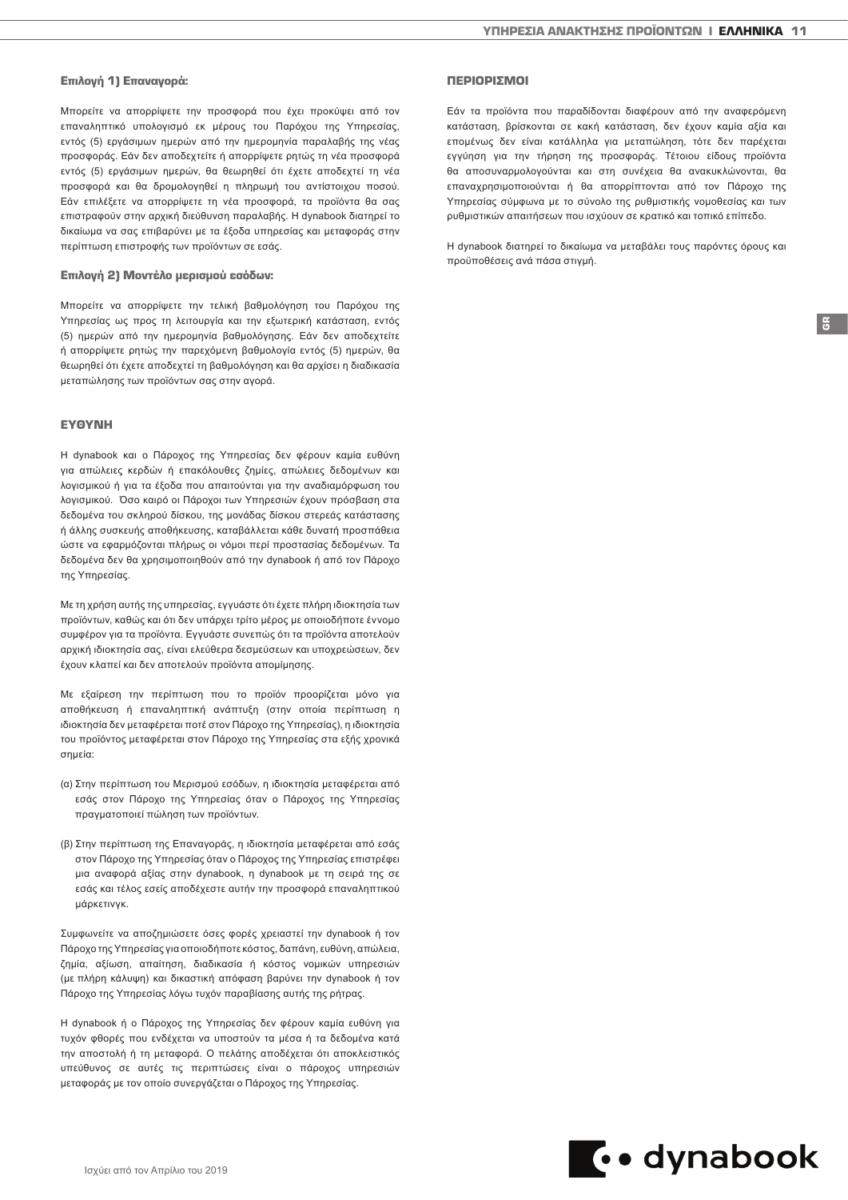### Επιλογή 1) Επαναγορά:

Μπορείτε να απορρίψετε την προσφορά που έχει προκύψει από τον επαναληπτικό υπολογισμό εκ μέρους του Παρόχου της Υπηρεσίας, εντός (5) εργάσιμων ημερών από την ημερομηνία παραλαβής της νέας προσφοράς. Εάν δεν αποδεχτείτε ή απορρίψετε ρητώς τη νέα προσφορά εντός (5) εργάσιμων ημερών, θα θεωρηθεί ότι έχετε αποδεχτεί τη νέα προσφορά και θα δρομολογηθεί η πληρωμή του αντίστοιχου ποσού. Εάν επιλέξετε να απορρίψετε τη νέα προσφορά, τα προϊόντα θα σας επιστραφούν στην αρχική διεύθυνση παραλαβής. Η dynabook διατηρεί το δικαίωμα να σας επιβαρύνει με τα έξοδα υπηρεσίας και μεταφοράς στην περίπτωση επιστροφής των προϊόντων σε εσάς.

### Επιλογή 2) Μοντέλο μερισμού εσόδων:

Μπορείτε να απορρίψετε την τελική βαθμολόγηση του Παρόχου της Υπηρεσίας ως προς τη λειτουργία και την εξωτερική κατάσταση, εντός (5) ημερών από την ημερομηνία βαθμολόγησης. Εάν δεν αποδεχτείτε ή απορρίψετε ρητώς την παρεχόμενη βαθμολογία εντός (5) ημερών, θα θεωρηθεί ότι έχετε αποδεχτεί τη βαθμολόγηση και θα αρχίσει η διαδικασία μεταπώλησης των προϊόντων σας στην αγορά.

## ΕΥΘΥΝΗ

Η dynabook και ο Πάροχος της Υπηρεσίας δεν φέρουν καμία ευθύνη για απώλειες κερδών ή επακόλουθες ζημίες, απώλειες δεδομένων και λογισμικού ή για τα έξοδα που απαιτούνται για την αναδιαμόρφωση του λογισμικού. Όσο καιρό οι Πάροχοι των Υπηρεσιών έχουν πρόσβαση στα δεδομένα του σκληρού δίσκου, της μονάδας δίσκου στερεάς κατάστασης ή άλλης συσκευής αποθήκευσης, καταβάλλεται κάθε δυνατή προσπάθεια ώστε να εφαρμόζονται πλήρως οι νόμοι περί προστασίας δεδομένων. Τα δεδομένα δεν θα χρησιμοποιηθούν από την dynabook ή από τον Πάροχο της Υπηρεσίας.

Με τη χρήση αυτής της υπηρεσίας, εγγυάστε ότι έχετε πλήρη ιδιοκτησία των προϊόντων, καθώς και ότι δεν υπάρχει τρίτο μέρος με οποιοδήποτε έννομο συμφέρον για τα προϊόντα. Εγγυάστε συνεπώς ότι τα προϊόντα αποτελούν αρχική ιδιοκτησία σας, είναι ελεύθερα δεσμεύσεων και υποχρεώσεων, δεν έχουν κλαπεί και δεν αποτελούν προϊόντα απομίμησης.

Με εξαίρεση την περίπτωση που το προϊόν προορίζεται μόνο για αποθήκευση ή επαναληπτική ανάπτυξη (στην οποία περίπτωση η ιδιοκτησία δεν μεταφέρεται ποτέ στον Πάροχο της Υπηρεσίας), η ιδιοκτησία του προϊόντος μεταφέρεται στον Πάροχο της Υπηρεσίας στα εξής χρονικά σημεία:

(α) Στην περίπτωση του Μερισμού εσόδων, η ιδιοκτησία μεταφέρεται από εσάς στον Πάροχο της Υπηρεσίας όταν ο Πάροχος της Υπηρεσίας πραγματοποιεί πώληση των προϊόντων.

(β) Στην περίπτωση της Επαναγοράς, η ιδιοκτησία μεταφέρεται από εσάς στον Πάροχο της Υπηρεσίας όταν ο Πάροχος της Υπηρεσίας επιστρέφει μια αναφορά αξίας στην dynabook, η dynabook με τη σειρά της σε εσάς και τέλος εσείς αποδέχεστε αυτήν την προσφορά επαναληπτικού μάρκετινγκ.

Συμφωνείτε να αποζημιώσετε όσες φορές χρειαστεί την dynabook ή τον Πάροχο της Υπηρεσίας για οποιοδήποτε κόστος, δαπάνη, ευθύνη, απώλεια, ζημία, αξίωση, απαίτηση, διαδικασία ή κόστος νομικών υπηρεσιών (με πλήρη κάλυψη) και δικαστική απόφαση βαρύνει την dynabook ή τον Πάροχο της Υπηρεσίας λόγω τυχόν παραβίασης αυτής της ρήτρας.

Η dynabook ή ο Πάροχος της Υπηρεσίας δεν φέρουν καμία ευθύνη για τυχόν φθορές που ενδέχεται να υποστούν τα μέσα ή τα δεδομένα κατά την αποστολή ή τη μεταφορά. Ο πελάτης αποδέχεται ότι αποκλειστικός υπεύθυνος σε αυτές τις περιπτώσεις είναι ο πάροχος υπηρεσιών μεταφοράς με τον οποίο συνεργάζεται ο Πάροχος της Υπηρεσίας.

## ΠΕΡΙΟΡΙΣΜΟΙ

Εάν τα προϊόντα που παραδίδονται διαφέρουν από την αναφερόμενη κατάσταση, βρίσκονται σε κακή κατάσταση, δεν έχουν καμία αξία και επομένως δεν είναι κατάλληλα για μεταπώληση, τότε δεν παρέχεται εγγύηση για την τήρηση της προσφοράς. Τέτοιου είδους προϊόντα θα αποσυναρμολογούνται και στη συνέχεια θα ανακυκλώνονται, θα επαναχρησιμοποιούνται ή θα απορρίπτονται από τον Πάροχο της Υπηρεσίας σύμφωνα με το σύνολο της ρυθμιστικής νομοθεσίας και των ρυθμιστικών απαιτήσεων που ισχύουν σε κρατικό και τοπικό επίπεδο.

Η dynabook διατηρεί το δικαίωμα να μεταβάλει τους παρόντες όρους και προϋποθέσεις ανά πάσα στιγμή.

Ισχύει από τον Απρίλιο του 2019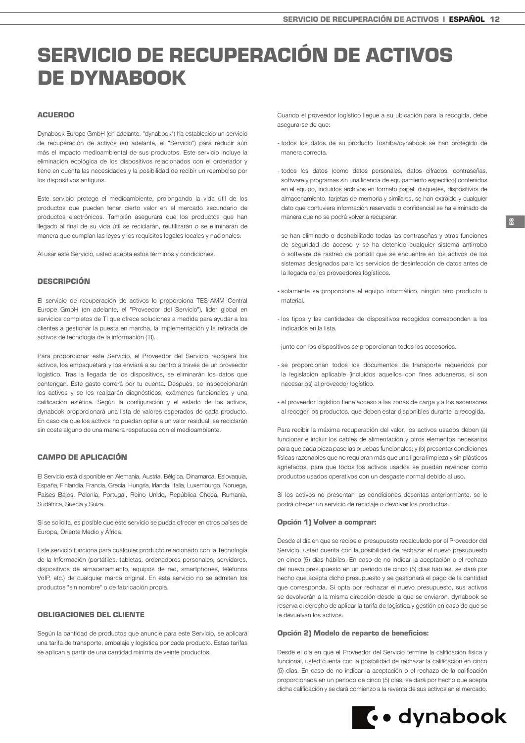# SERVICIO DE RECUPERACIÓN DE ACTIVOS DE DYNABOOK

## ACUERDO

Dynabook Europe GmbH (en adelante, "dynabook") ha establecido un servicio de recuperación de activos (en adelante, el "Servicio") para reducir aún más el impacto medioambiental de sus productos. Este servicio incluye la eliminación ecológica de los dispositivos relacionados con el ordenador y tiene en cuenta las necesidades y la posibilidad de recibir un reembolso por los dispositivos antiguos.

Este servicio protege el medioambiente, prolongando la vida útil de los productos que pueden tener cierto valor en el mercado secundario de productos electrónicos. También asegurará que los productos que han llegado al final de su vida útil se reciclarán, reutilizarán o se eliminarán de manera que cumplan las leyes y los requisitos legales locales y nacionales.

Al usar este Servicio, usted acepta estos términos y condiciones.

## DESCRIPCIÓN

El servicio de recuperación de activos lo proporciona TES-AMM Central Europe GmbH (en adelante, el "Proveedor del Servicio"), líder global en servicios completos de TI que ofrece soluciones a medida para ayudar a los clientes a gestionar la puesta en marcha, la implementación y la retirada de activos de tecnología de la información (TI).

Para proporcionar este Servicio, el Proveedor del Servicio recogerá los activos, los empaquetará y los enviará a su centro a través de un proveedor logístico. Tras la llegada de los dispositivos, se eliminarán los datos que contengan. Este gasto correrá por tu cuenta. Después, se inspeccionarán los activos y se les realizarán diagnósticos, exámenes funcionales y una calificación estética. Según la configuración y el estado de los activos, dynabook proporcionará una lista de valores esperados de cada producto. En caso de que los activos no puedan optar a un valor residual, se reciclarán sin coste alguno de una manera respetuosa con el medioambiente.

## CAMPO DE APLICACIÓN

El Servicio está disponible en Alemania, Austria, Bélgica, Dinamarca, Eslovaquia, España, Finlandia, Francia, Grecia, Hungría, Irlanda, Italia, Luxemburgo, Noruega, Países Bajos, Polonia, Portugal, Reino Unido, República Checa, Rumanía, Sudáfrica, Suecia y Suiza.

Si se solicita, es posible que este servicio se pueda ofrecer en otros países de Europa, Oriente Medio y África.

Este servicio funciona para cualquier producto relacionado con la Tecnología de la Información (portátiles, tabletas, ordenadores personales, servidores, dispositivos de almacenamiento, equipos de red, smartphones, teléfonos VoIP, etc.) de cualquier marca original. En este servicio no se admiten los productos "sin nombre" o de fabricación propia.

## OBLIGACIONES DEL CLIENTE

Según la cantidad de productos que anuncie para este Servicio, se aplicará una tarifa de transporte, embalaje y logística por cada producto. Estas tarifas se aplican a partir de una cantidad mínima de veinte productos.

Cuando el proveedor logístico llegue a su ubicación para la recogida, debe asegurarse de que:

- todos los datos de su producto Toshiba/dynabook se han protegido de manera correcta.
- todos los datos (como datos personales, datos cifrados, contraseñas, software y programas sin una licencia de equipamiento específico) contenidos en el equipo, incluidos archivos en formato papel, disquetes, dispositivos de almacenamiento, tarjetas de memoria y similares, se han extraído y cualquier dato que contuviera información reservada o confidencial se ha eliminado de manera que no se podrá volver a recuperar.
- se han eliminado o deshabilitado todas las contraseñas y otras funciones de seguridad de acceso y se ha detenido cualquier sistema antirrobo o software de rastreo de portátil que se encuentre en los activos de los sistemas designados para los servicios de desinfección de datos antes de la llegada de los proveedores logísticos.
- solamente se proporciona el equipo informático, ningún otro producto o material.
- los tipos y las cantidades de dispositivos recogidos corresponden a los indicados en la lista.
- junto con los dispositivos se proporcionan todos los accesorios.
- se proporcionan todos los documentos de transporte requeridos por la legislación aplicable (incluidos aquellos con fines aduaneros, si son necesarios) al proveedor logístico.
- el proveedor logístico tiene acceso a las zonas de carga y a los ascensores al recoger los productos, que deben estar disponibles durante la recogida.

Para recibir la máxima recuperación del valor, los activos usados deben (a) funcionar e incluir los cables de alimentación y otros elementos necesarios para que cada pieza pase las pruebas funcionales; y (b) presentar condiciones físicas razonables que no requieran más que una ligera limpieza y sin plásticos agrietados, para que todos los activos usados se puedan revender como productos usados operativos con un desgaste normal debido al uso.

Si los activos no presentan las condiciones descritas anteriormente, se le podrá ofrecer un servicio de reciclaje o devolver los productos.

### Opción 1) Volver a comprar:

Desde el día en que se recibe el presupuesto recalculado por el Proveedor del Servicio, usted cuenta con la posibilidad de rechazar el nuevo presupuesto en cinco (5) días hábiles. En caso de no indicar la aceptación o el rechazo del nuevo presupuesto en un período de cinco (5) días hábiles, se dará por hecho que acepta dicho presupuesto y se gestionará el pago de la cantidad que corresponda. Si opta por rechazar el nuevo presupuesto, sus activos se devolverán a la misma dirección desde la que se enviaron. dynabook se reserva el derecho de aplicar la tarifa de logística y gestión en caso de que se le devuelvan los activos.

### Opción 2) Modelo de reparto de beneficios:

Desde el día en que el Proveedor del Servicio termine la calificación física y funcional, usted cuenta con la posibilidad de rechazar la calificación en cinco (5) días. En caso de no indicar la aceptación o el rechazo de la calificación proporcionada en un período de cinco (5) días, se dará por hecho que acepta dicha calificación y se dará comienzo a la reventa de sus activos en el mercado.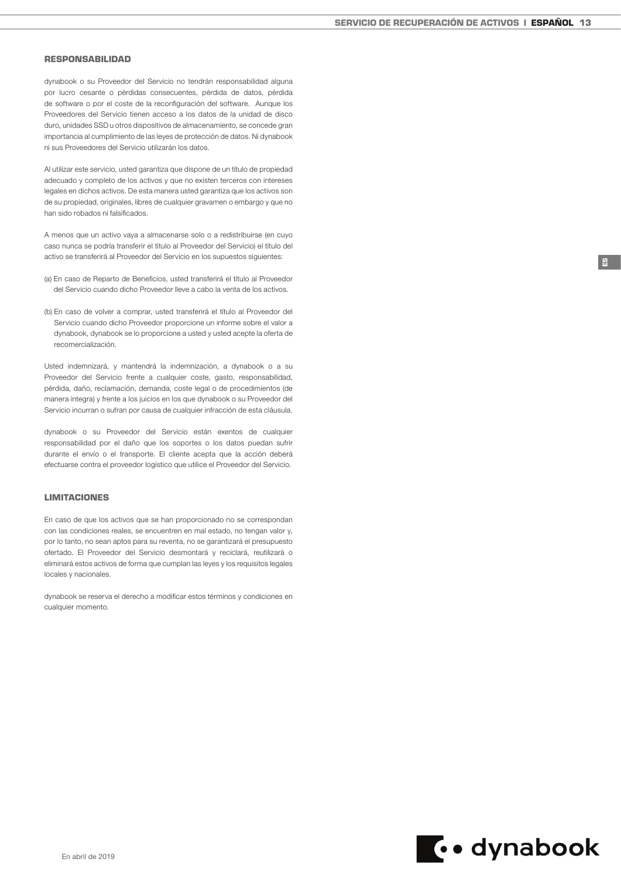## RESPONSABILIDAD

dynabook o su Proveedor del Servicio no tendrán responsabilidad alguna por lucro cesante o pérdidas consecuentes, pérdida de datos, pérdida de software o por el coste de la reconfiguración del software. Aunque los Proveedores del Servicio tienen acceso a los datos de la unidad de disco duro, unidades SSD u otros dispositivos de almacenamiento, se concede gran importancia al cumplimiento de las leyes de protección de datos. Ni dynabook ni sus Proveedores del Servicio utilizarán los datos.

Al utilizar este servicio, usted garantiza que dispone de un título de propiedad adecuado y completo de los activos y que no existen terceros con intereses legales en dichos activos. De esta manera usted garantiza que los activos son de su propiedad, originales, libres de cualquier gravamen o embargo y que no han sido robados ni falsificados.

A menos que un activo vaya a almacenarse solo o a redistribuirse (en cuyo caso nunca se podría transferir el título al Proveedor del Servicio) el título del activo se transferirá al Proveedor del Servicio en los supuestos siguientes:

(a) En caso de Reparto de Beneficios, usted transferirá el título al Proveedor del Servicio cuando dicho Proveedor lleve a cabo la venta de los activos.

(b) En caso de volver a comprar, usted transferirá el título al Proveedor del Servicio cuando dicho Proveedor proporcione un informe sobre el valor a dynabook, dynabook se lo proporcione a usted y usted acepte la oferta de recomercialización.

Usted indemnizará, y mantendrá la indemnización, a dynabook o a su Proveedor del Servicio frente a cualquier coste, gasto, responsabilidad, pérdida, daño, reclamación, demanda, coste legal o de procedimientos (de manera íntegra) y frente a los juicios en los que dynabook o su Proveedor del Servicio incurran o sufran por causa de cualquier infracción de esta cláusula.

dynabook o su Proveedor del Servicio están exentos de cualquier responsabilidad por el daño que los soportes o los datos puedan sufrir durante el envío o el transporte. El cliente acepta que la acción deberá efectuarse contra el proveedor logístico que utilice el Proveedor del Servicio.

## LIMITACIONES

En caso de que los activos que se han proporcionado no se correspondan con las condiciones reales, se encuentren en mal estado, no tengan valor y, por lo tanto, no sean aptos para su reventa, no se garantizará el presupuesto ofertado. El Proveedor del Servicio desmontará y reciclará, reutilizará o eliminará estos activos de forma que cumplan las leyes y los requisitos legales locales y nacionales.

dynabook se reserva el derecho a modificar estos términos y condiciones en cualquier momento.

En abril de 2019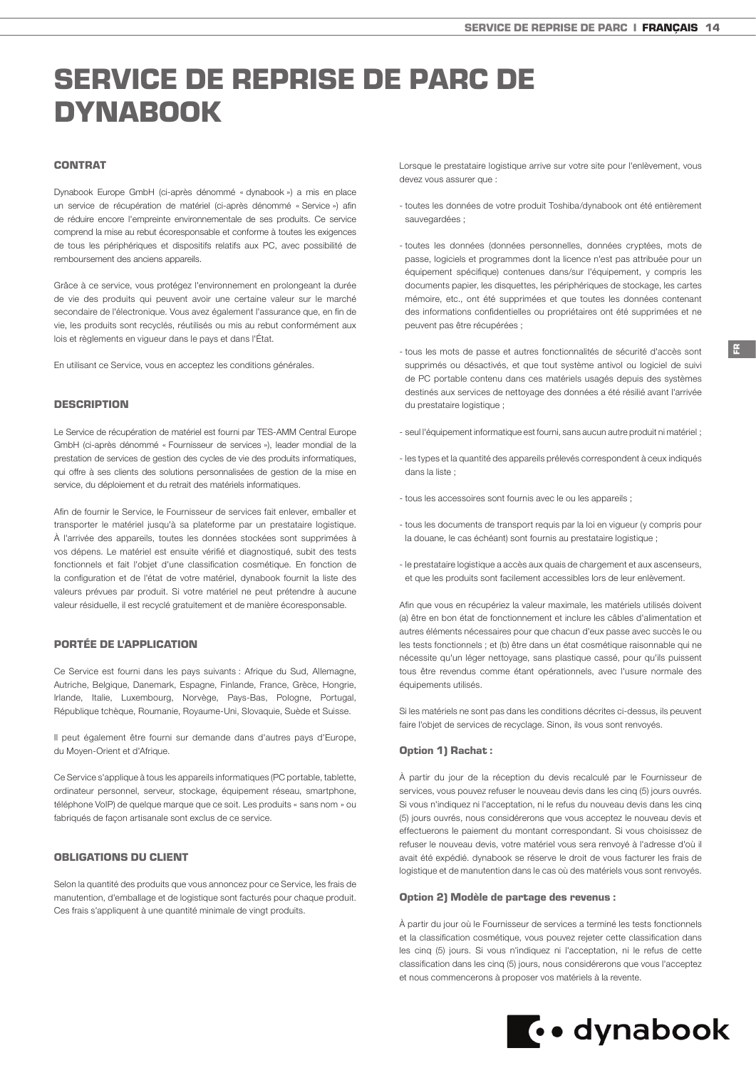# SERVICE DE REPRISE DE PARC DE DYNABOOK

### CONTRAT

Dynabook Europe GmbH (ci-après dénommé « dynabook ») a mis en place un service de récupération de matériel (ci-après dénommé « Service ») afin de réduire encore l'empreinte environnementale de ses produits. Ce service comprend la mise au rebut écoresponsable et conforme à toutes les exigences de tous les périphériques et dispositifs relatifs aux PC, avec possibilité de remboursement des anciens appareils.

Grâce à ce service, vous protégez l'environnement en prolongeant la durée de vie des produits qui peuvent avoir une certaine valeur sur le marché secondaire de l'électronique. Vous avez également l'assurance que, en fin de vie, les produits sont recyclés, réutilisés ou mis au rebut conformément aux lois et règlements en vigueur dans le pays et dans l'État.

En utilisant ce Service, vous en acceptez les conditions générales.

### DESCRIPTION

Le Service de récupération de matériel est fourni par TES-AMM Central Europe GmbH (ci-après dénommé « Fournisseur de services »), leader mondial de la prestation de services de gestion des cycles de vie des produits informatiques, qui offre à ses clients des solutions personnalisées de gestion de la mise en service, du déploiement et du retrait des matériels informatiques.

Afin de fournir le Service, le Fournisseur de services fait enlever, emballer et transporter le matériel jusqu'à sa plateforme par un prestataire logistique. À l'arrivée des appareils, toutes les données stockées sont supprimées à vos dépens. Le matériel est ensuite vérifié et diagnostiqué, subit des tests fonctionnels et fait l'objet d'une classification cosmétique. En fonction de la configuration et de l'état de votre matériel, dynabook fournit la liste des valeurs prévues par produit. Si votre matériel ne peut prétendre à aucune valeur résiduelle, il est recyclé gratuitement et de manière écoresponsable.

### PORTÉE DE L'APPLICATION

Ce Service est fourni dans les pays suivants : Afrique du Sud, Allemagne, Autriche, Belgique, Danemark, Espagne, Finlande, France, Grèce, Hongrie, Irlande, Italie, Luxembourg, Norvège, Pays-Bas, Pologne, Portugal, République tchèque, Roumanie, Royaume-Uni, Slovaquie, Suède et Suisse.

Il peut également être fourni sur demande dans d'autres pays d'Europe, du Moyen-Orient et d'Afrique.

Ce Service s'applique à tous les appareils informatiques (PC portable, tablette, ordinateur personnel, serveur, stockage, équipement réseau, smartphone, téléphone VoIP) de quelque marque que ce soit. Les produits « sans nom » ou fabriqués de façon artisanale sont exclus de ce service.

### OBLIGATIONS DU CLIENT

Selon la quantité des produits que vous annoncez pour ce Service, les frais de manutention, d'emballage et de logistique sont facturés pour chaque produit. Ces frais s'appliquent à une quantité minimale de vingt produits.

Lorsque le prestataire logistique arrive sur votre site pour l'enlèvement, vous devez vous assurer que :

- toutes les données de votre produit Toshiba/dynabook ont été entièrement sauvegardées ;
- toutes les données (données personnelles, données cryptées, mots de passe, logiciels et programmes dont la licence n'est pas attribuée pour un équipement spécifique) contenues dans/sur l'équipement, y compris les documents papier, les disquettes, les périphériques de stockage, les cartes mémoire, etc., ont été supprimées et que toutes les données contenant des informations confidentielles ou propriétaires ont été supprimées et ne peuvent pas être récupérées ;
- tous les mots de passe et autres fonctionnalités de sécurité d'accès sont supprimés ou désactivés, et que tout système antivol ou logiciel de suivi de PC portable contenu dans ces matériels usagés depuis des systèmes destinés aux services de nettoyage des données a été résilié avant l'arrivée du prestataire logistique ;
- seul l'équipement informatique est fourni, sans aucun autre produit ni matériel ;
- les types et la quantité des appareils prélevés correspondent à ceux indiqués dans la liste ;
- tous les accessoires sont fournis avec le ou les appareils ;
- tous les documents de transport requis par la loi en vigueur (y compris pour la douane, le cas échéant) sont fournis au prestataire logistique ;
- le prestataire logistique a accès aux quais de chargement et aux ascenseurs, et que les produits sont facilement accessibles lors de leur enlèvement.

Afin que vous en récupériez la valeur maximale, les matériels utilisés doivent (a) être en bon état de fonctionnement et inclure les câbles d'alimentation et autres éléments nécessaires pour que chacun d'eux passe avec succès le ou les tests fonctionnels ; et (b) être dans un état cosmétique raisonnable qui ne nécessite qu'un léger nettoyage, sans plastique cassé, pour qu'ils puissent tous être revendus comme étant opérationnels, avec l'usure normale des équipements utilisés.

Si les matériels ne sont pas dans les conditions décrites ci-dessus, ils peuvent faire l'objet de services de recyclage. Sinon, ils vous sont renvoyés.

#### Option 1) Rachat :

À partir du jour de la réception du devis recalculé par le Fournisseur de services, vous pouvez refuser le nouveau devis dans les cinq (5) jours ouvrés. Si vous n'indiquez ni l'acceptation, ni le refus du nouveau devis dans les cinq (5) jours ouvrés, nous considérerons que vous acceptez le nouveau devis et effectuerons le paiement du montant correspondant. Si vous choisissez de refuser le nouveau devis, votre matériel vous sera renvoyé à l'adresse d'où il avait été expédié. dynabook se réserve le droit de vous facturer les frais de logistique et de manutention dans le cas où des matériels vous sont renvoyés.

#### Option 2) Modèle de partage des revenus :

À partir du jour où le Fournisseur de services a terminé les tests fonctionnels et la classification cosmétique, vous pouvez rejeter cette classification dans les cinq (5) jours. Si vous n'indiquez ni l'acceptation, ni le refus de cette classification dans les cinq (5) jours, nous considérerons que vous l'acceptez et nous commencerons à proposer vos matériels à la revente.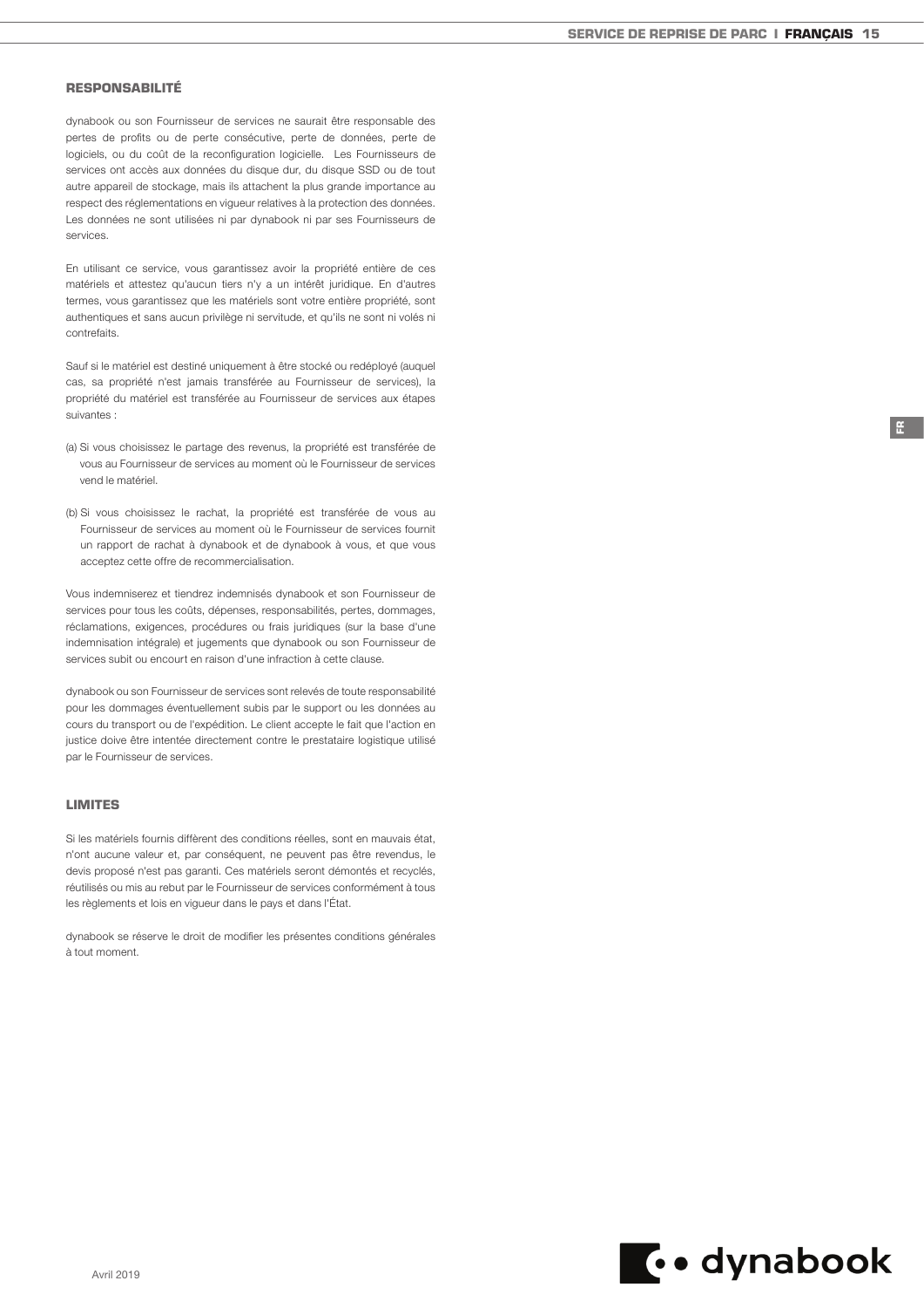## RESPONSABILITÉ

dynabook ou son Fournisseur de services ne saurait être responsable des pertes de profits ou de perte consécutive, perte de données, perte de logiciels, ou du coût de la reconfiguration logicielle. Les Fournisseurs de services ont accès aux données du disque dur, du disque SSD ou de tout autre appareil de stockage, mais ils attachent la plus grande importance au respect des réglementations en vigueur relatives à la protection des données. Les données ne sont utilisées ni par dynabook ni par ses Fournisseurs de services.

En utilisant ce service, vous garantissez avoir la propriété entière de ces matériels et attestez qu'aucun tiers n'y a un intérêt juridique. En d'autres termes, vous garantissez que les matériels sont votre entière propriété, sont authentiques et sans aucun privilège ni servitude, et qu'ils ne sont ni volés ni contrefaits.

Sauf si le matériel est destiné uniquement à être stocké ou redéployé (auquel cas, sa propriété n'est jamais transférée au Fournisseur de services), la propriété du matériel est transférée au Fournisseur de services aux étapes suivantes :

(a) Si vous choisissez le partage des revenus, la propriété est transférée de vous au Fournisseur de services au moment où le Fournisseur de services vend le matériel.

(b) Si vous choisissez le rachat, la propriété est transférée de vous au Fournisseur de services au moment où le Fournisseur de services fournit un rapport de rachat à dynabook et de dynabook à vous, et que vous acceptez cette offre de recommercialisation.

Vous indemniserez et tiendrez indemnisés dynabook et son Fournisseur de services pour tous les coûts, dépenses, responsabilités, pertes, dommages, réclamations, exigences, procédures ou frais juridiques (sur la base d'une indemnisation intégrale) et jugements que dynabook ou son Fournisseur de services subit ou encourt en raison d'une infraction à cette clause.

dynabook ou son Fournisseur de services sont relevés de toute responsabilité pour les dommages éventuellement subis par le support ou les données au cours du transport ou de l'expédition. Le client accepte le fait que l'action en justice doive être intentée directement contre le prestataire logistique utilisé par le Fournisseur de services.

## LIMITES

Si les matériels fournis diffèrent des conditions réelles, sont en mauvais état, n'ont aucune valeur et, par conséquent, ne peuvent pas être revendus, le devis proposé n'est pas garanti. Ces matériels seront démontés et recyclés, réutilisés ou mis au rebut par le Fournisseur de services conformément à tous les règlements et lois en vigueur dans le pays et dans l'État.

dynabook se réserve le droit de modifier les présentes conditions générales à tout moment.

Avril 2019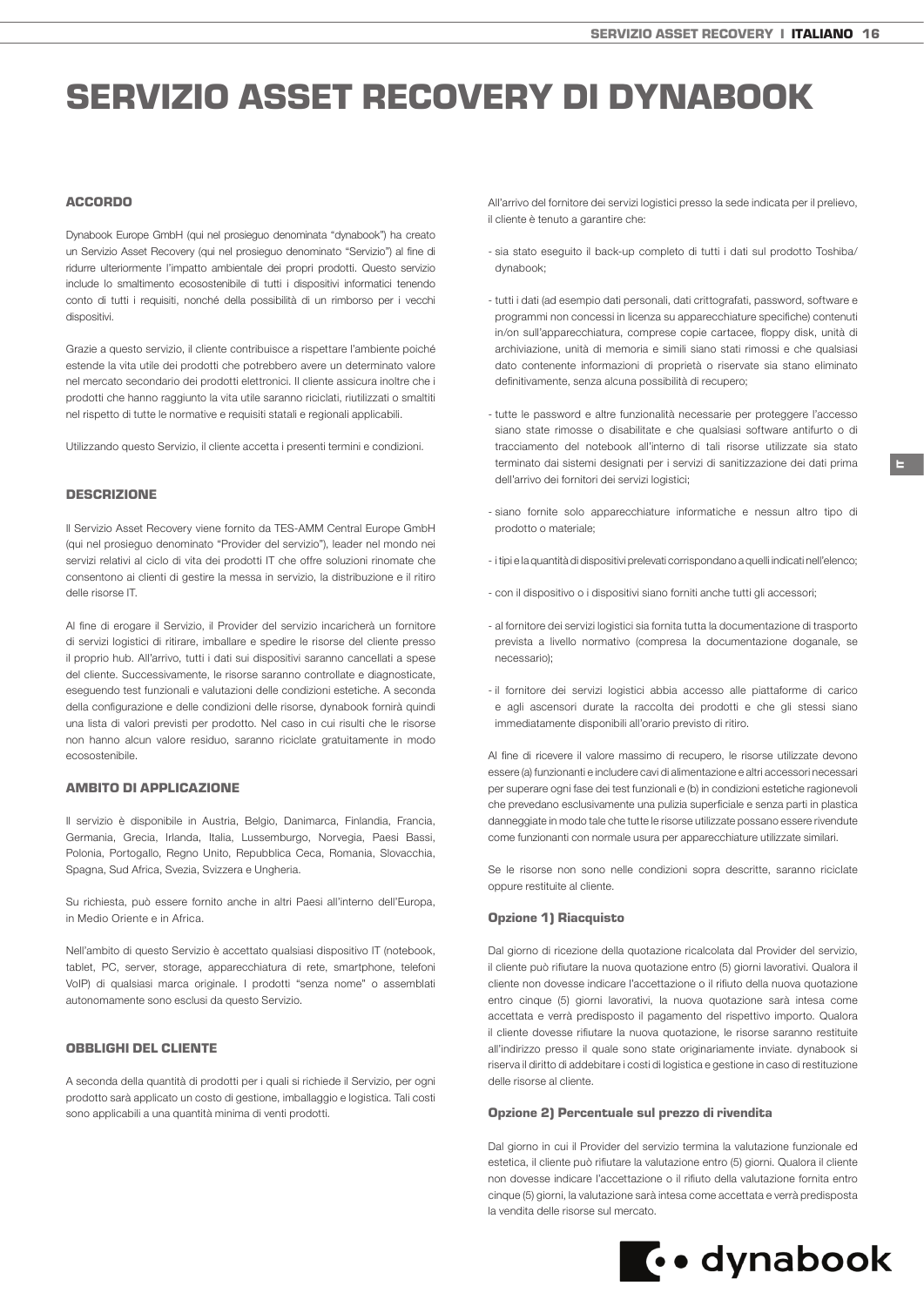# SERVIZIO ASSET RECOVERY DI DYNABOOK

### ACCORDO

Dynabook Europe GmbH (qui nel prosieguo denominata "dynabook") ha creato un Servizio Asset Recovery (qui nel prosieguo denominato "Servizio") al fine di ridurre ulteriormente l'impatto ambientale dei propri prodotti. Questo servizio include lo smaltimento ecosostenibile di tutti i dispositivi informatici tenendo conto di tutti i requisiti, nonché della possibilità di un rimborso per i vecchi dispositivi.

Grazie a questo servizio, il cliente contribuisce a rispettare l'ambiente poiché estende la vita utile dei prodotti che potrebbero avere un determinato valore nel mercato secondario dei prodotti elettronici. Il cliente assicura inoltre che i prodotti che hanno raggiunto la vita utile saranno riciclati, riutilizzati o smaltiti nel rispetto di tutte le normative e requisiti statali e regionali applicabili.

Utilizzando questo Servizio, il cliente accetta i presenti termini e condizioni.

### DESCRIZIONE

Il Servizio Asset Recovery viene fornito da TES-AMM Central Europe GmbH (qui nel prosieguo denominato "Provider del servizio"), leader nel mondo nei servizi relativi al ciclo di vita dei prodotti IT che offre soluzioni rinomate che consentono ai clienti di gestire la messa in servizio, la distribuzione e il ritiro delle risorse IT.

Al fine di erogare il Servizio, il Provider del servizio incaricherà un fornitore di servizi logistici di ritirare, imballare e spedire le risorse del cliente presso il proprio hub. All'arrivo, tutti i dati sui dispositivi saranno cancellati a spese del cliente. Successivamente, le risorse saranno controllate e diagnosticate, eseguendo test funzionali e valutazioni delle condizioni estetiche. A seconda della configurazione e delle condizioni delle risorse, dynabook fornirà quindi una lista di valori previsti per prodotto. Nel caso in cui risulti che le risorse non hanno alcun valore residuo, saranno riciclate gratuitamente in modo ecosostenibile.

### AMBITO DI APPLICAZIONE

Il servizio è disponibile in Austria, Belgio, Danimarca, Finlandia, Francia, Germania, Grecia, Irlanda, Italia, Lussemburgo, Norvegia, Paesi Bassi, Polonia, Portogallo, Regno Unito, Repubblica Ceca, Romania, Slovacchia, Spagna, Sud Africa, Svezia, Svizzera e Ungheria.

Su richiesta, può essere fornito anche in altri Paesi all'interno dell'Europa, in Medio Oriente e in Africa.

Nell'ambito di questo Servizio è accettato qualsiasi dispositivo IT (notebook, tablet, PC, server, storage, apparecchiatura di rete, smartphone, telefoni VoIP) di qualsiasi marca originale. I prodotti "senza nome" o assemblati autonomamente sono esclusi da questo Servizio.

### OBBLIGHI DEL CLIENTE

A seconda della quantità di prodotti per i quali si richiede il Servizio, per ogni prodotto sarà applicato un costo di gestione, imballaggio e logistica. Tali costi sono applicabili a una quantità minima di venti prodotti.

All'arrivo del fornitore dei servizi logistici presso la sede indicata per il prelievo, il cliente è tenuto a garantire che:

- sia stato eseguito il back-up completo di tutti i dati sul prodotto Toshiba/dynabook;
- tutti i dati (ad esempio dati personali, dati crittografati, password, software e programmi non concessi in licenza su apparecchiature specifiche) contenuti in/on sull'apparecchiatura, comprese copie cartacee, floppy disk, unità di archiviazione, unità di memoria e simili siano stati rimossi e che qualsiasi dato contenente informazioni di proprietà o riservate sia stano eliminato definitivamente, senza alcuna possibilità di recupero;
- tutte le password e altre funzionalità necessarie per proteggere l'accesso siano state rimosse o disabilitate e che qualsiasi software antifurto o di tracciamento del notebook all'interno di tali risorse utilizzate sia stato terminato dai sistemi designati per i servizi di sanitizzazione dei dati prima dell'arrivo dei fornitori dei servizi logistici;
- siano fornite solo apparecchiature informatiche e nessun altro tipo di prodotto o materiale;
- i tipi e la quantità di dispositivi prelevati corrispondano a quelli indicati nell'elenco;
- con il dispositivo o i dispositivi siano forniti anche tutti gli accessori;
- al fornitore dei servizi logistici sia fornita tutta la documentazione di trasporto prevista a livello normativo (compresa la documentazione doganale, se necessario);
- il fornitore dei servizi logistici abbia accesso alle piattaforme di carico e agli ascensori durate la raccolta dei prodotti e che gli stessi siano immediatamente disponibili all'orario previsto di ritiro.

Al fine di ricevere il valore massimo di recupero, le risorse utilizzate devono essere (a) funzionanti e includere cavi di alimentazione e altri accessori necessari per superare ogni fase dei test funzionali e (b) in condizioni estetiche ragionevoli che prevedano esclusivamente una pulizia superficiale e senza parti in plastica danneggiate in modo tale che tutte le risorse utilizzate possano essere rivendute come funzionanti con normale usura per apparecchiature utilizzate similari.

Se le risorse non sono nelle condizioni sopra descritte, saranno riciclate oppure restituite al cliente.

#### Opzione 1) Riacquisto

Dal giorno di ricezione della quotazione ricalcolata dal Provider del servizio, il cliente può rifiutare la nuova quotazione entro (5) giorni lavorativi. Qualora il cliente non dovesse indicare l'accettazione o il rifiuto della nuova quotazione entro cinque (5) giorni lavorativi, la nuova quotazione sarà intesa come accettata e verrà predisposto il pagamento del rispettivo importo. Qualora il cliente dovesse rifiutare la nuova quotazione, le risorse saranno restituite all'indirizzo presso il quale sono state originariamente inviate. dynabook si riserva il diritto di addebitare i costi di logistica e gestione in caso di restituzione delle risorse al cliente.

#### Opzione 2) Percentuale sul prezzo di rivendita

Dal giorno in cui il Provider del servizio termina la valutazione funzionale ed estetica, il cliente può rifiutare la valutazione entro (5) giorni. Qualora il cliente non dovesse indicare l'accettazione o il rifiuto della valutazione fornita entro cinque (5) giorni, la valutazione sarà intesa come accettata e verrà predisposta la vendita delle risorse sul mercato.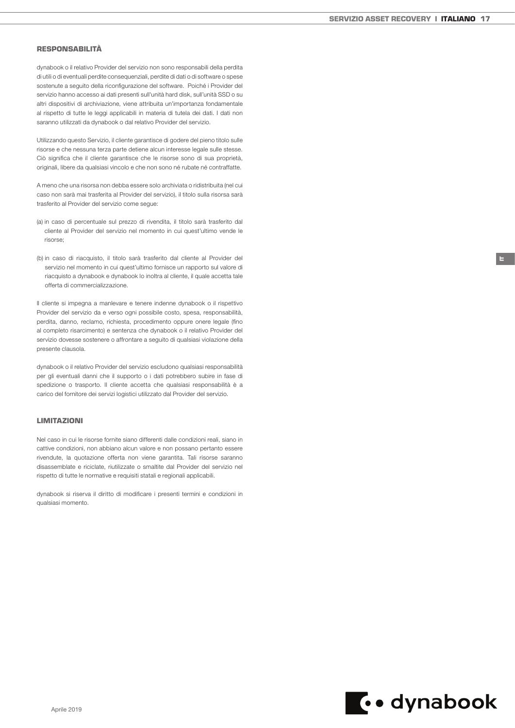## RESPONSABILITÀ

dynabook o il relativo Provider del servizio non sono responsabili della perdita di utili o di eventuali perdite consequenziali, perdite di dati o di software o spese sostenute a seguito della riconfigurazione del software. Poiché i Provider del servizio hanno accesso ai dati presenti sull'unità hard disk, sull'unità SSD o su altri dispositivi di archiviazione, viene attribuita un'importanza fondamentale al rispetto di tutte le leggi applicabili in materia di tutela dei dati. I dati non saranno utilizzati da dynabook o dal relativo Provider del servizio.

Utilizzando questo Servizio, il cliente garantisce di godere del pieno titolo sulle risorse e che nessuna terza parte detiene alcun interesse legale sulle stesse. Ciò significa che il cliente garantisce che le risorse sono di sua proprietà, originali, libere da qualsiasi vincolo e che non sono né rubate né contraffatte.

A meno che una risorsa non debba essere solo archiviata o ridistribuita (nel cui caso non sarà mai trasferita al Provider del servizio), il titolo sulla risorsa sarà trasferito al Provider del servizio come segue:

(a) in caso di percentuale sul prezzo di rivendita, il titolo sarà trasferito dal cliente al Provider del servizio nel momento in cui quest'ultimo vende le risorse;

(b) in caso di riacquisto, il titolo sarà trasferito dal cliente al Provider del servizio nel momento in cui quest'ultimo fornisce un rapporto sul valore di riacquisto a dynabook e dynabook lo inoltra al cliente, il quale accetta tale offerta di commercializzazione.

Il cliente si impegna a manlevare e tenere indenne dynabook o il rispettivo Provider del servizio da e verso ogni possibile costo, spesa, responsabilità, perdita, danno, reclamo, richiesta, procedimento oppure onere legale (fino al completo risarcimento) e sentenza che dynabook o il relativo Provider del servizio dovesse sostenere o affrontare a seguito di qualsiasi violazione della presente clausola.

dynabook o il relativo Provider del servizio escludono qualsiasi responsabilità per gli eventuali danni che il supporto o i dati potrebbero subire in fase di spedizione o trasporto. Il cliente accetta che qualsiasi responsabilità è a carico del fornitore dei servizi logistici utilizzato dal Provider del servizio.

## LIMITAZIONI

Nel caso in cui le risorse fornite siano differenti dalle condizioni reali, siano in cattive condizioni, non abbiano alcun valore e non possano pertanto essere rivendute, la quotazione offerta non viene garantita. Tali risorse saranno disassemblate e riciclate, riutilizzate o smaltite dal Provider del servizio nel rispetto di tutte le normative e requisiti statali e regionali applicabili.

dynabook si riserva il diritto di modificare i presenti termini e condizioni in qualsiasi momento.

Aprile 2019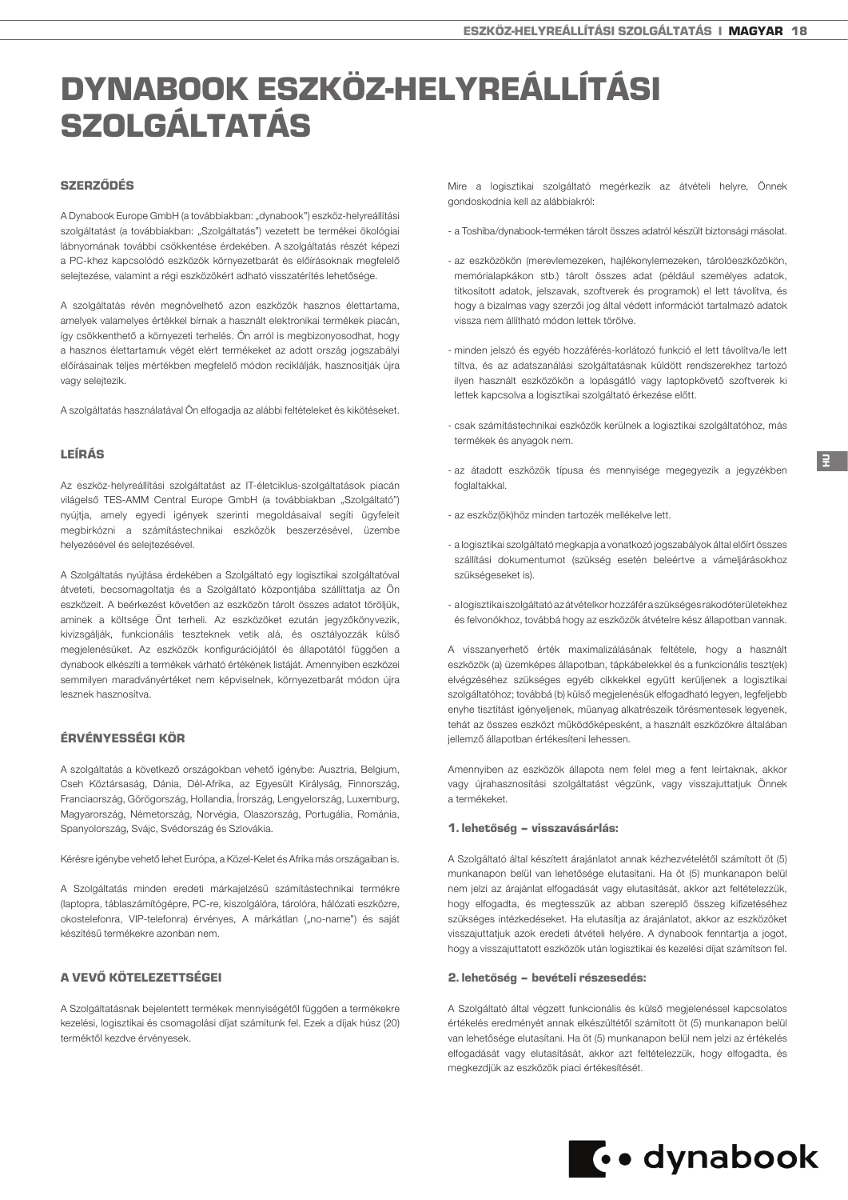# DYNABOOK ESZKÖZ-HELYREÁLLÍTÁSI SZOLGÁLTATÁS

## SZERZŐDÉS

A Dynabook Europe GmbH (a továbbiakban: „dynabook") eszköz-helyreállítási szolgáltatást (a továbbiakban: „Szolgáltatás") vezetett be termékei ökológiai lábnyomának további csökkentése érdekében. A szolgáltatás részét képezi a PC-khez kapcsolódó eszközök környezetbarát és előírásoknak megfelelő selejtezése, valamint a régi eszközökért adható visszatérítés lehetősége.

A szolgáltatás révén megnövelhető azon eszközök hasznos élettartama, amelyek valamelyes értékkel bírnak a használt elektronikai termékek piacán, így csökkenthető a környezeti terhelés. Ön arról is megbizonyosodhat, hogy a hasznos élettartamuk végét elért termékeket az adott ország jogszabályi előírásainak teljes mértékben megfelelő módon reciklálják, hasznosítják újra vagy selejtezik.

A szolgáltatás használatával Ön elfogadja az alábbi feltételeket és kikötéseket.

## LEÍRÁS

Az eszköz-helyreállítási szolgáltatást az IT-életciklus-szolgáltatások piacán világelső TES-AMM Central Europe GmbH (a továbbiakban „Szolgáltató") nyújtja, amely egyedi igények szerinti megoldásaival segíti ügyfeleit megbirkózni a számítástechnikai eszközök beszerzésével, üzembe helyezésével és selejtezésével.

A Szolgáltatás nyújtása érdekében a Szolgáltató egy logisztikai szolgáltatóval átveteti, becsomagoltatja és a Szolgáltató központjába szállíttatja az Ön eszközeit. A beérkezést követően az eszközön tárolt összes adatot töröljük, aminek a költsége Önt terheli. Az eszközöket ezután jegyzőkönyvezik, kivizsgálják, funkcionális teszteknek vetik alá, és osztályozzák külső megjelenésüket. Az eszközök konfigurációjától és állapotától függően a dynabook elkészíti a termékek várható értékének listáját. Amennyiben eszközei semmilyen maradványértéket nem képviselnek, környezetbarát módon újra lesznek hasznosítva.

## ÉRVÉNYESSÉGI KÖR

A szolgáltatás a következő országokban vehető igénybe: Ausztria, Belgium, Cseh Köztársaság, Dánia, Dél-Afrika, az Egyesült Királyság, Finnország, Franciaország, Görögország, Hollandia, Írország, Lengyelország, Luxemburg, Magyarország, Németország, Norvégia, Olaszország, Portugália, Románia, Spanyolország, Svájc, Svédország és Szlovákia.

Kérésre igénybe vehető lehet Európa, a Közel-Kelet és Afrika más országaiban is.

A Szolgáltatás minden eredeti márkajelzésű számítástechnikai termékre (laptopra, táblaszámítógépre, PC-re, kiszolgálóra, tárolóra, hálózati eszközre, okostelefonra, VIP-telefonra) érvényes, A márkátlan („no-name") és saját készítésű termékekre azonban nem.

## A VEVŐ KÖTELEZETTSÉGEI

A Szolgáltatásnak bejelentett termékek mennyiségétől függően a termékekre kezelési, logisztikai és csomagolási díjat számítunk fel. Ezek a díjak húsz (20) terméktől kezdve érvényesek.

Mire a logisztikai szolgáltató megérkezik az átvételi helyre, Önnek gondoskodnia kell az alábbiakról:

- a Toshiba/dynabook-terméken tárolt összes adatról készült biztonsági másolat.
- az eszközökön (merevlemezeken, hajlékonylemezeken, tárolóeszközökön, memórialapkákon stb.) tárolt összes adat (például személyes adatok, titkosított adatok, jelszavak, szoftverek és programok) el lett távolítva, és hogy a bizalmas vagy szerzői jog által védett információt tartalmazó adatok vissza nem állítható módon lettek törölve.
- minden jelszó és egyéb hozzáférés-korlátozó funkció el lett távolítva/le lett tiltva, és az adatszanálási szolgáltatásnak küldött rendszerekhez tartozó ilyen használt eszközökön a lopásgátló vagy laptopkövető szoftverek ki lettek kapcsolva a logisztikai szolgáltató érkezése előtt.
- csak számítástechnikai eszközök kerülnek a logisztikai szolgáltatóhoz, más termékek és anyagok nem.
- az átadott eszközök típusa és mennyisége megegyezik a jegyzékben foglaltakkal.
- az eszköz(ök)höz minden tartozék mellékelve lett.
- a logisztikai szolgáltató megkapja a vonatkozó jogszabályok által előírt összes szállítási dokumentumot (szükség esetén beleértve a vámeljárásokhoz szükségeseket is).
- a logisztikai szolgáltató az átvételkor hozzáfér a szükséges rakodóterületekhez és felvonókhoz, továbbá hogy az eszközök átvételre kész állapotban vannak.

A visszanyerhető érték maximalizálásának feltétele, hogy a használt eszközök (a) üzemképes állapotban, tápkábelekkel és a funkcionális teszt(ek) elvégzéséhez szükséges egyéb cikkekkel együtt kerüljenek a logisztikai szolgáltatóhoz; továbbá (b) külső megjelenésük elfogadható legyen, legfeljebb enyhe tisztítást igényeljenek, műanyag alkatrészeik törésmentesek legyenek, tehát az összes eszközt működőképesként, a használt eszközökre általában jellemző állapotban értékesíteni lehessen.

Amennyiben az eszközök állapota nem felel meg a fent leírtaknak, akkor vagy újrahasznosítási szolgáltatást végzünk, vagy visszajuttatjuk Önnek a termékeket.

### 1. lehetőség – visszavásárlás:

A Szolgáltató által készített árajánlatot annak kézhezvételétől számított öt (5) munkanapon belül van lehetősége elutasítani. Ha öt (5) munkanapon belül nem jelzi az árajánlat elfogadását vagy elutasítását, akkor azt feltételezzük, hogy elfogadta, és megtesszük az abban szereplő összeg kifizetéséhez szükséges intézkedéseket. Ha elutasítja az árajánlatot, akkor az eszközöket visszajuttatjuk azok eredeti átvételi helyére. A dynabook fenntartja a jogot, hogy a visszajuttatott eszközök után logisztikai és kezelési díjat számítson fel.

### 2. lehetőség – bevételi részesedés:

A Szolgáltató által végzett funkcionális és külső megjelenéssel kapcsolatos értékelés eredményét annak elkészültétől számított öt (5) munkanapon belül van lehetősége elutasítani. Ha öt (5) munkanapon belül nem jelzi az értékelés elfogadását vagy elutasítását, akkor azt feltételezzük, hogy elfogadta, és megkezdjük az eszközök piaci értékesítését.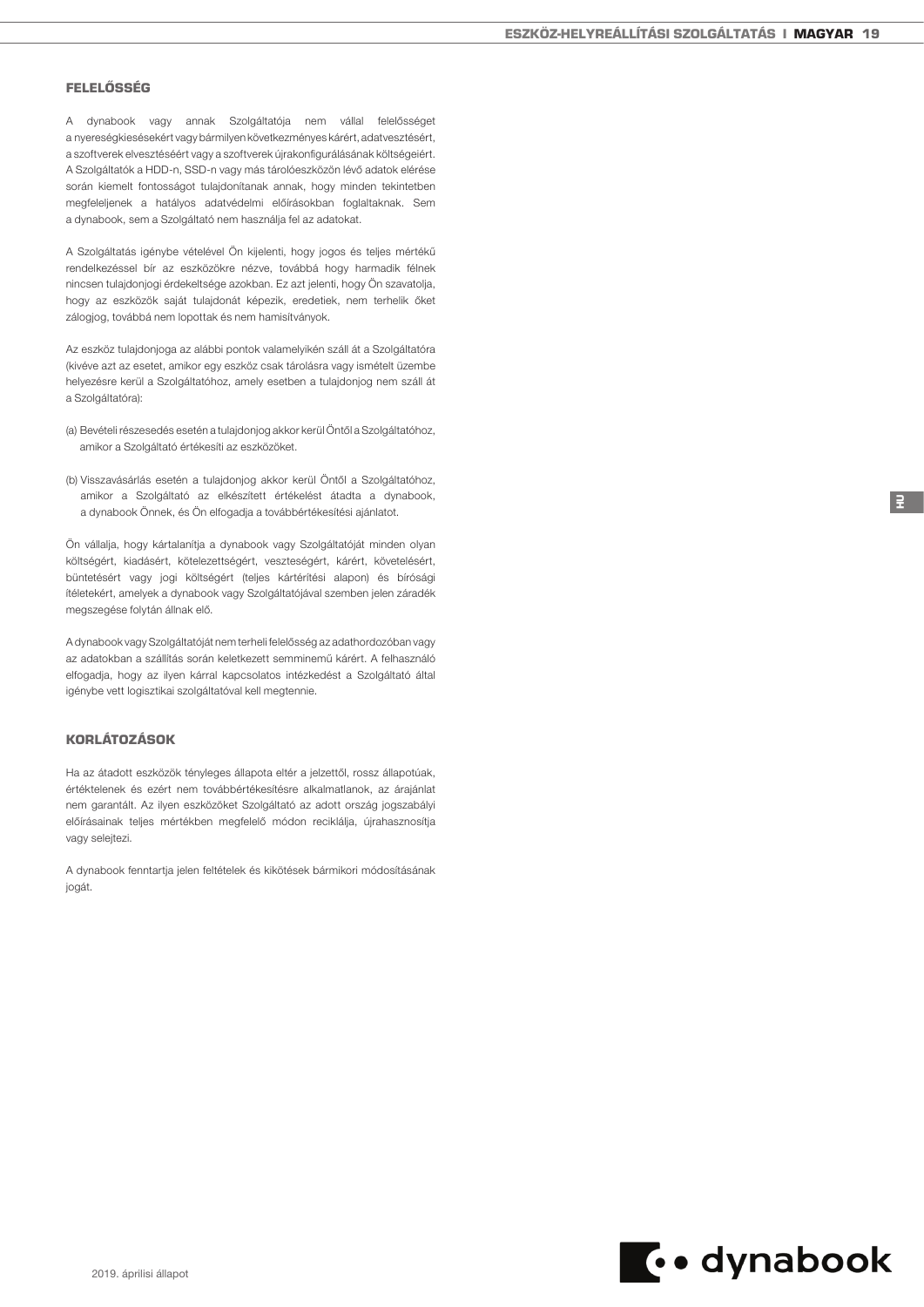## FELELŐSSÉG

A dynabook vagy annak Szolgáltatója nem vállal felelősséget a nyereségkiesésekért vagy bármilyen következményes kárért, adatvesztésért, a szoftverek elvesztéséért vagy a szoftverek újrakonfigurálásának költségeiért. A Szolgáltatók a HDD-n, SSD-n vagy más tárolóeszközön lévő adatok elérése során kiemelt fontosságot tulajdonítanak annak, hogy minden tekintetben megfeleljenek a hatályos adatvédelmi előírásokban foglaltaknak. Sem a dynabook, sem a Szolgáltató nem használja fel az adatokat.

A Szolgáltatás igénybe vételével Ön kijelenti, hogy jogos és teljes mértékű rendelkezéssel bír az eszközökre nézve, továbbá hogy harmadik félnek nincsen tulajdonjogi érdekeltsége azokban. Ez azt jelenti, hogy Ön szavatolja, hogy az eszközök saját tulajdonát képezik, eredetiek, nem terhelik őket zálogjog, továbbá nem lopottak és nem hamisítványok.

Az eszköz tulajdonjoga az alábbi pontok valamelyikén száll át a Szolgáltatóra (kivéve azt az esetet, amikor egy eszköz csak tárolásra vagy ismételt üzembe helyezésre kerül a Szolgáltatóhoz, amely esetben a tulajdonjog nem száll át a Szolgáltatóra):

(a) Bevételi részesedés esetén a tulajdonjog akkor kerül Öntől a Szolgáltatóhoz, amikor a Szolgáltató értékesíti az eszközöket.

(b) Visszavásárlás esetén a tulajdonjog akkor kerül Öntől a Szolgáltatóhoz, amikor a Szolgáltató az elkészített értékelést átadta a dynabook, a dynabook Önnek, és Ön elfogadja a továbbértékesítési ajánlatot.

Ön vállalja, hogy kártalanítja a dynabook vagy Szolgáltatóját minden olyan költségért, kiadásért, kötelezettségért, veszteségért, kárért, követelésért, büntetésért vagy jogi költségért (teljes kártérítési alapon) és bírósági ítéletekért, amelyek a dynabook vagy Szolgáltatójával szemben jelen záradék megszegése folytán állnak elő.

A dynabook vagy Szolgáltatóját nem terheli felelősség az adathordozóban vagy az adatokban a szállítás során keletkezett semminemű kárért. A felhasználó elfogadja, hogy az ilyen kárral kapcsolatos intézkedést a Szolgáltató által igénybe vett logisztikai szolgáltatóval kell megtennie.

## KORLÁTOZÁSOK

Ha az átadott eszközök tényleges állapota eltér a jelzettől, rossz állapotúak, értéktelenek és ezért nem továbbértékesítésre alkalmatlanok, az árajánlat nem garantált. Az ilyen eszközöket Szolgáltató az adott ország jogszabályi előírásainak teljes mértékben megfelelő módon reciklálja, újrahasznosítja vagy selejtezi.

A dynabook fenntartja jelen feltételek és kikötések bármikori módosításának jogát.

2019. áprilisi állapot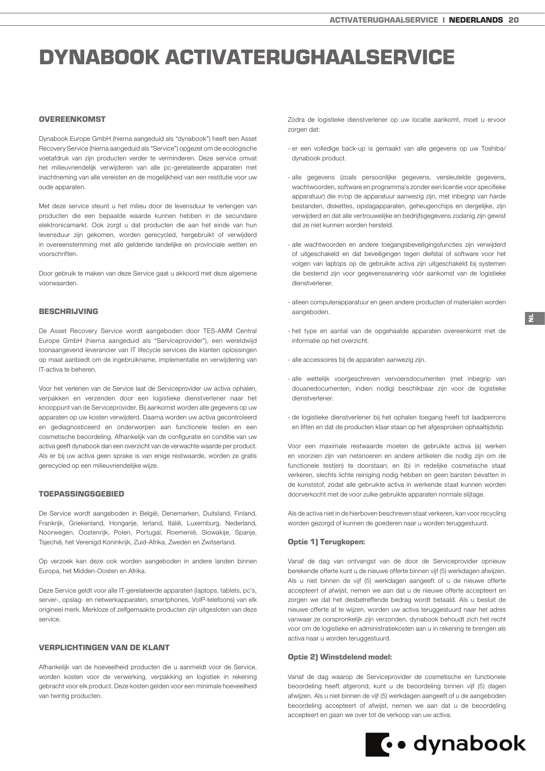# DYNABOOK ACTIVATERUGHAALSERVICE

## OVEREENKOMST

Dynabook Europe GmbH (hierna aangeduid als "dynabook") heeft een Asset Recovery Service (hierna aangeduid als "Service") opgezet om de ecologische voetafdruk van zijn producten verder te verminderen. Deze service omvat het milieuvriendelijk verwijderen van alle pc-gerelateerde apparaten met inachtneming van alle vereisten en de mogelijkheid van een restitutie voor uw oude apparaten.

Met deze service steunt u het milieu door de levensduur te verlengen van producten die een bepaalde waarde kunnen hebben in de secundaire elektronicamarkt. Ook zorgt u dat producten die aan het einde van hun levensduur zijn gekomen, worden gerecycled, hergebruikt of verwijderd in overeenstemming met alle geldende landelijke en provinciale wetten en voorschriften.

Door gebruik te maken van deze Service gaat u akkoord met deze algemene voorwaarden.

## BESCHRIJVING

De Asset Recovery Service wordt aangeboden door TES-AMM Central Europe GmbH (hierna aangeduid als "Serviceprovider"), een wereldwijd toonaangevend leverancier van IT lifecycle services die klanten oplossingen op maat aanbiedt om de ingebruikname, implementatie en verwijdering van IT-activa te beheren.

Voor het verlenen van de Service laat de Serviceprovider uw activa ophalen, verpakken en verzenden door een logistieke dienstverlener naar het knooppunt van de Serviceprovider. Bij aankomst worden alle gegevens op uw apparaten op uw kosten verwijderd. Daarna worden uw activa gecontroleerd en gediagnosticeerd en onderworpen aan functionele testen en een cosmetische beoordeling. Afhankelijk van de configuratie en conditie van uw activa geeft dynabook dan een overzicht van de verwachte waarde per product. Als er bij uw activa geen sprake is van enige restwaarde, worden ze gratis gerecycled op een milieuvriendelijke wijze.

## TOEPASSINGSGEBIED

De Service wordt aangeboden in België, Denemarken, Duitsland, Finland, Frankrijk, Griekenland, Hongarije, Ierland, Italië, Luxemburg, Nederland, Noorwegen, Oostenrijk, Polen, Portugal, Roemenië, Slowakije, Spanje, Tsjechië, het Verenigd Koninkrijk, Zuid-Afrika, Zweden en Zwitserland.

Op verzoek kan deze ook worden aangeboden in andere landen binnen Europa, het Midden-Oosten en Afrika.

Deze Service geldt voor alle IT-gerelateerde apparaten (laptops, tablets, pc's, server-, opslag- en netwerkapparaten, smartphones, VoIP-telefoons) van elk origineel merk. Merkloze of zelfgemaakte producten zijn uitgesloten van deze service.

## VERPLICHTINGEN VAN DE KLANT

Afhankelijk van de hoeveelheid producten die u aanmeldt voor de Service, worden kosten voor de verwerking, verpakking en logistiek in rekening gebracht voor elk product. Deze kosten gelden voor een minimale hoeveelheid van twintig producten.

Zodra de logistieke dienstverlener op uw locatie aankomt, moet u ervoor zorgen dat:

- er een volledige back-up is gemaakt van alle gegevens op uw Toshiba/ dynabook product.
- alle gegevens (zoals persoonlijke gegevens, versleutelde gegevens, wachtwoorden, software en programma's zonder een licentie voor specifieke apparatuur) die in/op de apparatuur aanwezig zijn, met inbegrip van harde bestanden, diskettes, opslagapparaten, geheugenchips en dergelijke, zijn verwijderd en dat alle vertrouwelijke en bedrijfsgegevens zodanig zijn gewist dat ze niet kunnen worden hersteld.
- alle wachtwoorden en andere toegangsbeveiligingsfuncties zijn verwijderd of uitgeschakeld en dat beveiligingen tegen diefstal of software voor het volgen van laptops op de gebruikte activa zijn uitgeschakeld bij systemen die bestemd zijn voor gegevenssanering vóór aankomst van de logistieke dienstverlener.
- alleen computerapparatuur en geen andere producten of materialen worden aangeboden.
- het type en aantal van de opgehaalde apparaten overeenkomt met de informatie op het overzicht.
- alle accessoires bij de apparaten aanwezig zijn.
- alle wettelijk voorgeschreven vervoersdocumenten (met inbegrip van douanedocumenten, indien nodig) beschikbaar zijn voor de logistieke dienstverlener.
- de logistieke dienstverlener bij het ophalen toegang heeft tot laadperrons en liften en dat de producten klaar staan op het afgesproken ophaaltijdstip.

Voor een maximale restwaarde moeten de gebruikte activa (a) werken en voorzien zijn van netsnoeren en andere artikelen die nodig zijn om de functionele test(en) te doorstaan; en (b) in redelijke cosmetische staat verkeren, slechts lichte reiniging nodig hebben en geen barsten bevatten in de kunststof, zodat alle gebruikte activa in werkende staat kunnen worden doorverkocht met de voor zulke gebruikte apparaten normale slijtage.

Als de activa niet in de hierboven beschreven staat verkeren, kan voor recycling worden gezorgd of kunnen de goederen naar u worden teruggestuurd.

### Optie 1) Terugkopen:

Vanaf de dag van ontvangst van de door de Serviceprovider opnieuw berekende offerte kunt u de nieuwe offerte binnen vijf (5) werkdagen afwijzen. Als u niet binnen de vijf (5) werkdagen aangeeft of u de nieuwe offerte accepteert of afwijst, nemen we aan dat u de nieuwe offerte accepteert en zorgen we dat het desbetreffende bedrag wordt betaald. Als u besluit de nieuwe offerte af te wijzen, worden uw activa teruggestuurd naar het adres vanwaar ze oorspronkelijk zijn verzonden. dynabook behoudt zich het recht voor om de logistieke en administratiekosten aan u in rekening te brengen als activa naar u worden teruggestuurd.

### Optie 2) Winstdelend model:

Vanaf de dag waarop de Serviceprovider de cosmetische en functionele beoordeling heeft afgerond, kunt u de beoordeling binnen vijf (5) dagen afwijzen. Als u niet binnen de vijf (5) werkdagen aangeeft of u de aangeboden beoordeling accepteert of afwijst, nemen we aan dat u de beoordeling accepteert en gaan we over tot de verkoop van uw activa.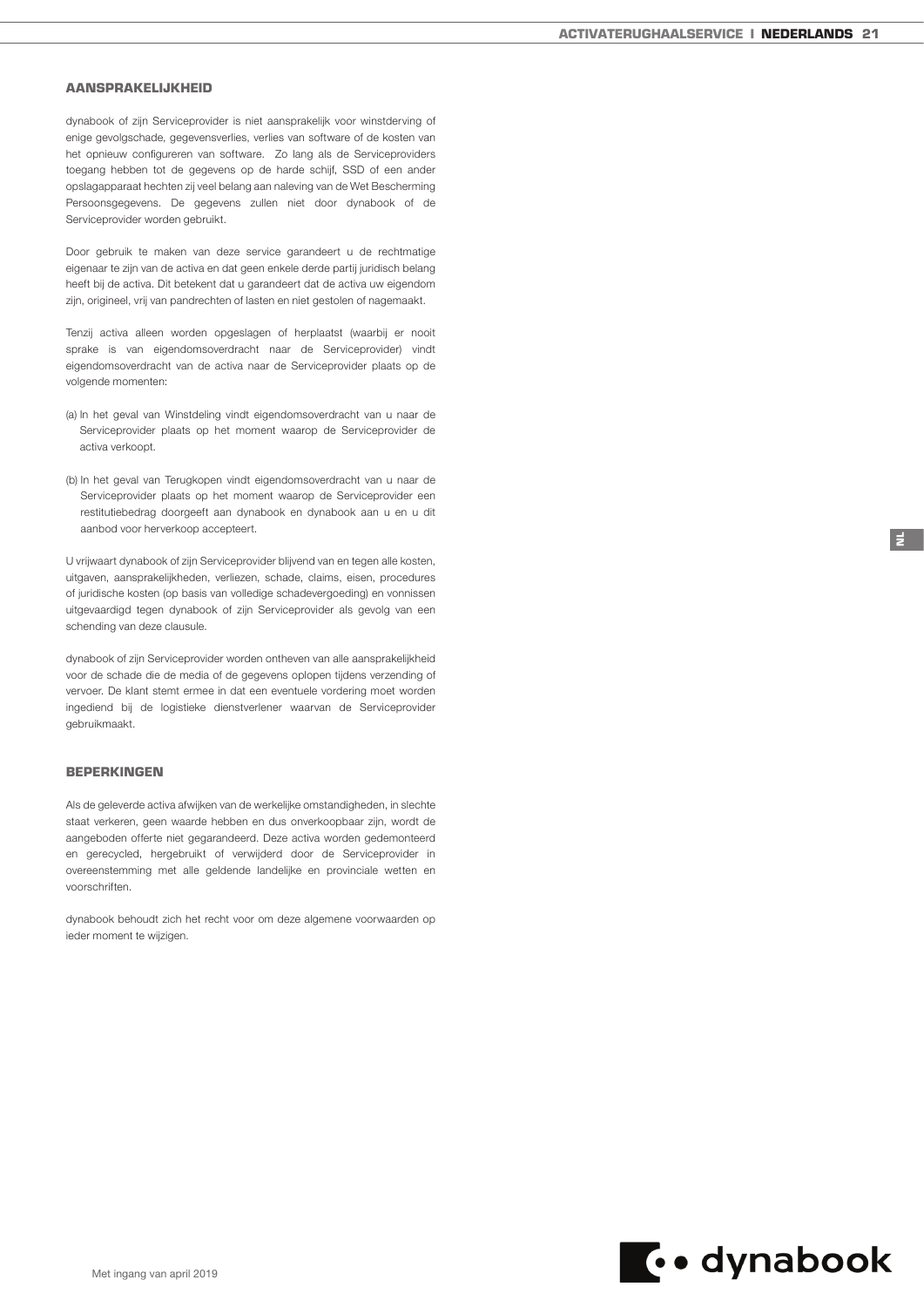## AANSPRAKELIJKHEID

dynabook of zijn Serviceprovider is niet aansprakelijk voor winstderving of enige gevolgschade, gegevensverlies, verlies van software of de kosten van het opnieuw configureren van software. Zo lang als de Serviceproviders toegang hebben tot de gegevens op de harde schijf, SSD of een ander opslagapparaat hechten zij veel belang aan naleving van de Wet Bescherming Persoonsgegevens. De gegevens zullen niet door dynabook of de Serviceprovider worden gebruikt.

Door gebruik te maken van deze service garandeert u de rechtmatige eigenaar te zijn van de activa en dat geen enkele derde partij juridisch belang heeft bij de activa. Dit betekent dat u garandeert dat de activa uw eigendom zijn, origineel, vrij van pandrechten of lasten en niet gestolen of nagemaakt.

Tenzij activa alleen worden opgeslagen of herplaatst (waarbij er nooit sprake is van eigendomsoverdracht naar de Serviceprovider) vindt eigendomsoverdracht van de activa naar de Serviceprovider plaats op de volgende momenten:

(a) In het geval van Winstdeling vindt eigendomsoverdracht van u naar de Serviceprovider plaats op het moment waarop de Serviceprovider de activa verkoopt.

(b) In het geval van Terugkopen vindt eigendomsoverdracht van u naar de Serviceprovider plaats op het moment waarop de Serviceprovider een restitutiebedrag doorgeeft aan dynabook en dynabook aan u en u dit aanbod voor herverkoop accepteert.

U vrijwaart dynabook of zijn Serviceprovider blijvend van en tegen alle kosten, uitgaven, aansprakelijkheden, verliezen, schade, claims, eisen, procedures of juridische kosten (op basis van volledige schadevergoeding) en vonnissen uitgevaardigd tegen dynabook of zijn Serviceprovider als gevolg van een schending van deze clausule.

dynabook of zijn Serviceprovider worden ontheven van alle aansprakelijkheid voor de schade die de media of de gegevens oplopen tijdens verzending of vervoer. De klant stemt ermee in dat een eventuele vordering moet worden ingediend bij de logistieke dienstverlener waarvan de Serviceprovider gebruikmaakt.

## BEPERKINGEN

Als de geleverde activa afwijken van de werkelijke omstandigheden, in slechte staat verkeren, geen waarde hebben en dus onverkoopbaar zijn, wordt de aangeboden offerte niet gegarandeerd. Deze activa worden gedemonteerd en gerecycled, hergebruikt of verwijderd door de Serviceprovider in overeenstemming met alle geldende landelijke en provinciale wetten en voorschriften.

dynabook behoudt zich het recht voor om deze algemene voorwaarden op ieder moment te wijzigen.

Met ingang van april 2019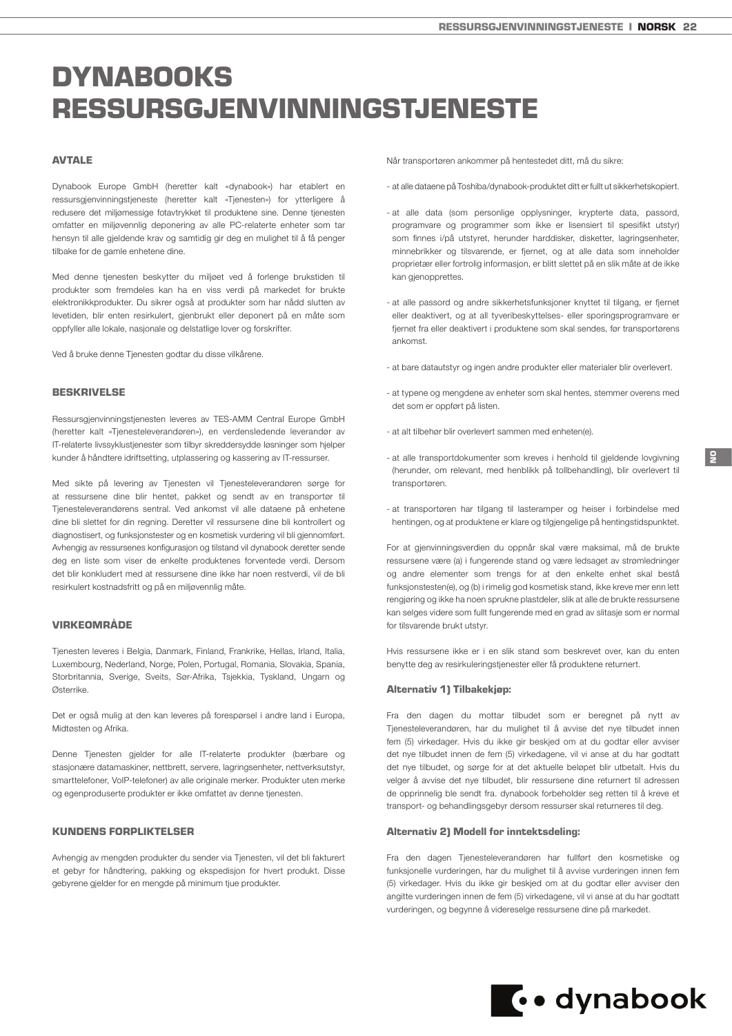# DYNABOOKS RESSURSGJENVINNINGSTJENESTE

## AVTALE

Dynabook Europe GmbH (heretter kalt «dynabook») har etablert en ressursgjenvinningstjeneste (heretter kalt «Tjenesten») for ytterligere å redusere det miljømessige fotavtrykket til produktene sine. Denne tjenesten omfatter en miljøvennlig deponering av alle PC-relaterte enheter som tar hensyn til alle gjeldende krav og samtidig gir deg en mulighet til å få penger tilbake for de gamle enhetene dine.

Med denne tjenesten beskytter du miljøet ved å forlenge brukstiden til produkter som fremdeles kan ha en viss verdi på markedet for brukte elektronikkprodukter. Du sikrer også at produkter som har nådd slutten av levetiden, blir enten resirkulert, gjenbrukt eller deponert på en måte som oppfyller alle lokale, nasjonale og delstatlige lover og forskrifter.

Ved å bruke denne Tjenesten godtar du disse vilkårene.

## BESKRIVELSE

Ressursgjenvinningstjenesten leveres av TES-AMM Central Europe GmbH (heretter kalt «Tjenesteleverandøren»), en verdensledende leverandør av IT-relaterte livssyklustjenester som tilbyr skreddersydde løsninger som hjelper kunder å håndtere idriftsetting, utplassering og kassering av IT-ressurser.

Med sikte på levering av Tjenesten vil Tjenesteleverandøren sørge for at ressursene dine blir hentet, pakket og sendt av en transportør til Tjenesteleverandørens sentral. Ved ankomst vil alle dataene på enhetene dine bli slettet for din regning. Deretter vil ressursene dine bli kontrollert og diagnostisert, og funksjonstester og en kosmetisk vurdering vil bli gjennomført. Avhengig av ressursenes konfigurasjon og tilstand vil dynabook deretter sende deg en liste som viser de enkelte produktenes forventede verdi. Dersom det blir konkludert med at ressursene dine ikke har noen restverdi, vil de bli resirkulert kostnadsfritt og på en miljøvennlig måte.

## VIRKEOMRÅDE

Tjenesten leveres i Belgia, Danmark, Finland, Frankrike, Hellas, Irland, Italia, Luxembourg, Nederland, Norge, Polen, Portugal, Romania, Slovakia, Spania, Storbritannia, Sverige, Sveits, Sør-Afrika, Tsjekkia, Tyskland, Ungarn og Østerrike.

Det er også mulig at den kan leveres på forespørsel i andre land i Europa, Midtøsten og Afrika.

Denne Tjenesten gjelder for alle IT-relaterte produkter (bærbare og stasjonære datamaskiner, nettbrett, servere, lagringsenheter, nettverksutstyr, smarttelefoner, VoIP-telefoner) av alle originale merker. Produkter uten merke og egenproduserte produkter er ikke omfattet av denne tjenesten.

## KUNDENS FORPLIKTELSER

Avhengig av mengden produkter du sender via Tjenesten, vil det bli fakturert et gebyr for håndtering, pakking og ekspedisjon for hvert produkt. Disse gebyrene gjelder for en mengde på minimum tjue produkter.

Når transportøren ankommer på hentestedet ditt, må du sikre:

- at alle dataene på Toshiba/dynabook-produktet ditt er fullt ut sikkerhetskopiert.
- at alle data (som personlige opplysninger, krypterte data, passord, programvare og programmer som ikke er lisensiert til spesifikt utstyr) som finnes i/på utstyret, herunder harddisker, disketter, lagringsenheter, minnebrikker og tilsvarende, er fjernet, og at alle data som inneholder proprietær eller fortrolig informasjon, er blitt slettet på en slik måte at de ikke kan gjenopprettes.
- at alle passord og andre sikkerhetsfunksjoner knyttet til tilgang, er fjernet eller deaktivert, og at all tyveribeskyttelses- eller sporingsprogramvare er fjernet fra eller deaktivert i produktene som skal sendes, før transportørens ankomst.
- at bare datautstyr og ingen andre produkter eller materialer blir overlevert.
- at typene og mengdene av enheter som skal hentes, stemmer overens med det som er oppført på listen.
- at alt tilbehør blir overlevert sammen med enheten(e).
- at alle transportdokumenter som kreves i henhold til gjeldende lovgivning (herunder, om relevant, med henblikk på tollbehandling), blir overlevert til transportøren.
- at transportøren har tilgang til lasteramper og heiser i forbindelse med hentingen, og at produktene er klare og tilgjengelige på hentingstidspunktet.

For at gjenvinningsverdien du oppnår skal være maksimal, må de brukte ressursene være (a) i fungerende stand og være ledsaget av strømledninger og andre elementer som trengs for at den enkelte enhet skal bestå funksjonstesten(e), og (b) i rimelig god kosmetisk stand, ikke kreve mer enn lett rengjøring og ikke ha noen sprukne plastdeler, slik at alle de brukte ressursene kan selges videre som fullt fungerende med en grad av slitasje som er normal for tilsvarende brukt utstyr.

Hvis ressursene ikke er i en slik stand som beskrevet over, kan du enten benytte deg av resirkuleringstjenester eller få produktene returnert.

### Alternativ 1) Tilbakekjøp:

Fra den dagen du mottar tilbudet som er beregnet på nytt av Tjenesteleverandøren, har du mulighet til å avvise det nye tilbudet innen fem (5) virkedager. Hvis du ikke gir beskjed om at du godtar eller avviser det nye tilbudet innen de fem (5) virkedagene, vil vi anse at du har godtatt det nye tilbudet, og sørge for at det aktuelle beløpet blir utbetalt. Hvis du velger å avvise det nye tilbudet, blir ressursene dine returnert til adressen de opprinnelig ble sendt fra. dynabook forbeholder seg retten til å kreve et transport- og behandlingsgebyr dersom ressurser skal returneres til deg.

### Alternativ 2) Modell for inntektsdeling:

Fra den dagen Tjenesteleverandøren har fullført den kosmetiske og funksjonelle vurderingen, har du mulighet til å avvise vurderingen innen fem (5) virkedager. Hvis du ikke gir beskjed om at du godtar eller avviser den angitte vurderingen innen de fem (5) virkedagene, vil vi anse at du har godtatt vurderingen, og begynne å videreselge ressursene dine på markedet.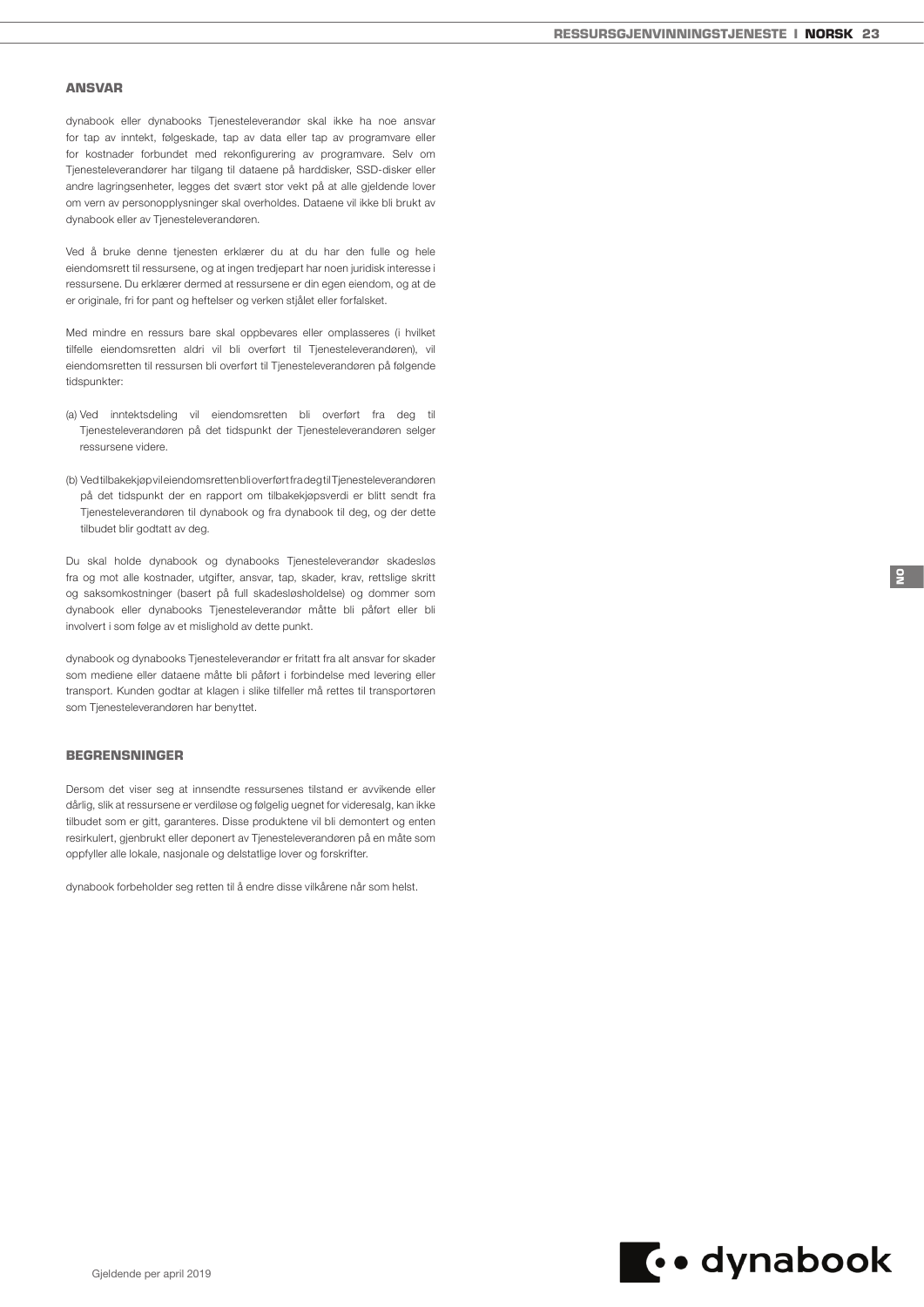## ANSVAR

dynabook eller dynabooks Tjenesteleverandør skal ikke ha noe ansvar for tap av inntekt, følgeskade, tap av data eller tap av programvare eller for kostnader forbundet med rekonfigurering av programvare. Selv om Tjenesteleverandører har tilgang til dataene på harddisker, SSD-disker eller andre lagringsenheter, legges det svært stor vekt på at alle gjeldende lover om vern av personopplysninger skal overholdes. Dataene vil ikke bli brukt av dynabook eller av Tjenesteleverandøren.

Ved å bruke denne tjenesten erklærer du at du har den fulle og hele eiendomsrett til ressursene, og at ingen tredjepart har noen juridisk interesse i ressursene. Du erklærer dermed at ressursene er din egen eiendom, og at de er originale, fri for pant og heftelser og verken stjålet eller forfalsket.

Med mindre en ressurs bare skal oppbevares eller omplasseres (i hvilket tilfelle eiendomsretten aldri vil bli overført til Tjenesteleverandøren), vil eiendomsretten til ressursen bli overført til Tjenesteleverandøren på følgende tidspunkter:

(a) Ved inntektsdeling vil eiendomsretten bli overført fra deg til Tjenesteleverandøren på det tidspunkt der Tjenesteleverandøren selger ressursene videre.

(b) Ved tilbakekjøp vil eiendomsretten bli overført fra deg til Tjenesteleverandøren på det tidspunkt der en rapport om tilbakekjøpsverdi er blitt sendt fra Tjenesteleverandøren til dynabook og fra dynabook til deg, og der dette tilbudet blir godtatt av deg.

Du skal holde dynabook og dynabooks Tjenesteleverandør skadesløs fra og mot alle kostnader, utgifter, ansvar, tap, skader, krav, rettslige skritt og saksomkostninger (basert på full skadesløsholdelse) og dommer som dynabook eller dynabooks Tjenesteleverandør måtte bli påført eller bli involvert i som følge av et mislighold av dette punkt.

dynabook og dynabooks Tjenesteleverandør er fritatt fra alt ansvar for skader som mediene eller dataene måtte bli påført i forbindelse med levering eller transport. Kunden godtar at klagen i slike tilfeller må rettes til transportøren som Tjenesteleverandøren har benyttet.

## BEGRENSNINGER

Dersom det viser seg at innsendte ressursenes tilstand er avvikende eller dårlig, slik at ressursene er verdiløse og følgelig uegnet for videresalg, kan ikke tilbudet som er gitt, garanteres. Disse produktene vil bli demontert og enten resirkulert, gjenbrukt eller deponert av Tjenesteleverandøren på en måte som oppfyller alle lokale, nasjonale og delstatlige lover og forskrifter.

dynabook forbeholder seg retten til å endre disse vilkårene når som helst.

Gjeldende per april 2019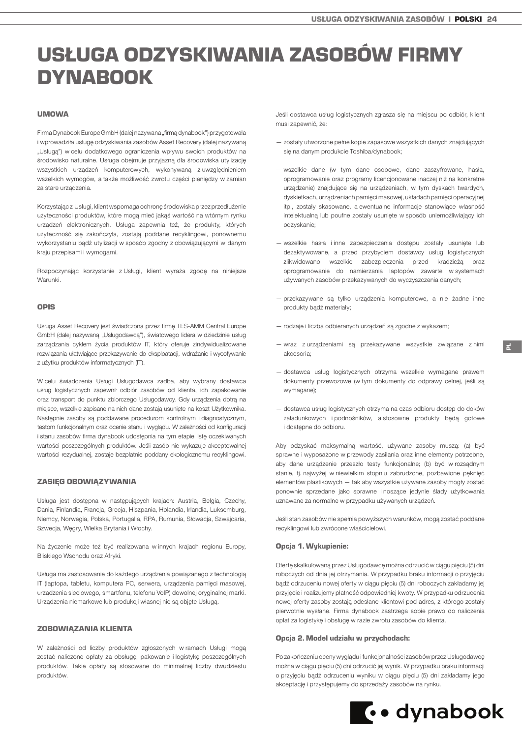# USŁUGA ODZYSKIWANIA ZASOBÓW FIRMY DYNABOOK

## UMOWA

Firma Dynabook Europe GmbH (dalej nazywana „firmą dynabook") przygotowała i wprowadziła usługę odzyskiwania zasobów Asset Recovery (dalej nazywaną „Usługą") w celu dodatkowego ograniczenia wpływu swoich produktów na środowisko naturalne. Usługa obejmuje przyjazną dla środowiska utylizację wszystkich urządzeń komputerowych, wykonywaną z uwzględnieniem wszelkich wymogów, a także możliwość zwrotu części pieniędzy w zamian za stare urządzenia.

Korzystając z Usługi, klient wspomaga ochronę środowiska przez przedłużenie użyteczności produktów, które mogą mieć jakąś wartość na wtórnym rynku urządzeń elektronicznych. Usługa zapewnia też, że produkty, których użyteczność się zakończyła, zostają poddane recyklingowi, ponownemu wykorzystaniu bądź utylizacji w sposób zgodny z obowiązującymi w danym kraju przepisami i wymogami.

Rozpoczynając korzystanie z Usługi, klient wyraża zgodę na niniejsze Warunki.

## OPIS

Usługa Asset Recovery jest świadczona przez firmę TES-AMM Central Europe GmbH (dalej nazywaną „Usługodawcą"), światowego lidera w dziedzinie usług zarządzania cyklem życia produktów IT, który oferuje zindywidualizowane rozwiązania ułatwiające przekazywanie do eksploatacji, wdrażanie i wycofywanie z użytku produktów informatycznych (IT).

W celu świadczenia Usługi Usługodawca zadba, aby wybrany dostawca usług logistycznych zapewnił odbiór zasobów od klienta, ich zapakowanie oraz transport do punktu zbiorczego Usługodawcy. Gdy urządzenia dotrą na miejsce, wszelkie zapisane na nich dane zostają usunięte na koszt Użytkownika. Następnie zasoby są poddawane procedurom kontrolnym i diagnostycznym, testom funkcjonalnym oraz ocenie stanu i wyglądu. W zależności od konfiguracji i stanu zasobów firma dynabook udostępnia na tym etapie listę oczekiwanych wartości poszczególnych produktów. Jeśli zasób nie wykazuje akceptowalnej wartości rezydualnej, zostaje bezpłatnie poddany ekologicznemu recyklingowi.

## ZASIĘG OBOWIĄZYWANIA

Usługa jest dostępna w następujących krajach: Austria, Belgia, Czechy, Dania, Finlandia, Francja, Grecja, Hiszpania, Holandia, Irlandia, Luksemburg, Niemcy, Norwegia, Polska, Portugalia, RPA, Rumunia, Słowacja, Szwajcaria, Szwecja, Węgry, Wielka Brytania i Włochy.

Na życzenie może też być realizowana w innych krajach regionu Europy, Bliskiego Wschodu oraz Afryki.

Usługa ma zastosowanie do każdego urządzenia powiązanego z technologią IT (laptopa, tabletu, komputera PC, serwera, urządzenia pamięci masowej, urządzenia sieciowego, smartfonu, telefonu VoIP) dowolnej oryginalnej marki. Urządzenia niemarkowe lub produkcji własnej nie są objęte Usługą.

## ZOBOWIĄZANIA KLIENTA

W zależności od liczby produktów zgłoszonych w ramach Usługi mogą zostać naliczone opłaty za obsługę, pakowanie i logistykę poszczególnych produktów. Takie opłaty są stosowane do minimalnej liczby dwudziestu produktów.

Jeśli dostawca usług logistycznych zgłasza się na miejscu po odbiór, klient musi zapewnić, że:

- zostały utworzone pełne kopie zapasowe wszystkich danych znajdujących się na danym produkcie Toshiba/dynabook;
- wszelkie dane (w tym dane osobowe, dane zaszyfrowane, hasła, oprogramowanie oraz programy licencjonowane inaczej niż na konkretne urządzenie) znajdujące się na urządzeniach, w tym dyskach twardych, dyskietkach, urządzeniach pamięci masowej, układach pamięci operacyjnej itp., zostały skasowane, a ewentualne informacje stanowiące własność intelektualną lub poufne zostały usunięte w sposób uniemożliwiający ich odzyskanie;
- wszelkie hasła i inne zabezpieczenia dostępu zostały usunięte lub dezaktywowane, a przed przybyciem dostawcy usług logistycznych zlikwidowano wszelkie zabezpieczenia przed kradzieżą oraz oprogramowanie do namierzania laptopów zawarte w systemach używanych zasobów przekazywanych do wyczyszczenia danych;
- przekazywane są tylko urządzenia komputerowe, a nie żadne inne produkty bądź materiały;
- rodzaje i liczba odbieranych urządzeń są zgodne z wykazem;
- wraz z urządzeniami są przekazywane wszystkie związane z nimi akcesoria;
- dostawca usług logistycznych otrzyma wszelkie wymagane prawem dokumenty przewozowe (w tym dokumenty do odprawy celnej, jeśli są wymagane);
- dostawca usług logistycznych otrzyma na czas odbioru dostęp do doków załadunkowych i podnośników, a stosowne produkty będą gotowe i dostępne do odbioru.

Aby odzyskać maksymalną wartość, używane zasoby muszą: (a) być sprawne i wyposażone w przewody zasilania oraz inne elementy potrzebne, aby dane urządzenie przeszło testy funkcjonalne; (b) być w rozsądnym stanie, tj. najwyżej w niewielkim stopniu zabrudzone, pozbawione pęknięć elementów plastikowych — tak aby wszystkie używane zasoby mogły zostać ponownie sprzedane jako sprawne i noszące jedynie ślady użytkowania uznawane za normalne w przypadku używanych urządzeń.

Jeśli stan zasobów nie spełnia powyższych warunków, mogą zostać poddane recyklingowi lub zwrócone właścicielowi.

### Opcja 1. Wykupienie:

Ofertę skalkulowaną przez Usługodawcę można odrzucić w ciągu pięciu (5) dni roboczych od dnia jej otrzymania. W przypadku braku informacji o przyjęciu bądź odrzuceniu nowej oferty w ciągu pięciu (5) dni roboczych zakładamy jej przyjęcie i realizujemy płatność odpowiedniej kwoty. W przypadku odrzucenia nowej oferty zasoby zostają odesłane klientowi pod adres, z którego zostały pierwotnie wysłane. Firma dynabook zastrzega sobie prawo do naliczenia opłat za logistykę i obsługę w razie zwrotu zasobów do klienta.

### Opcja 2. Model udziału w przychodach:

Po zakończeniu oceny wyglądu i funkcjonalności zasobów przez Usługodawcę można w ciągu pięciu (5) dni odrzucić jej wynik. W przypadku braku informacji o przyjęciu bądź odrzuceniu wyniku w ciągu pięciu (5) dni zakładamy jego akceptację i przystępujemy do sprzedaży zasobów na rynku.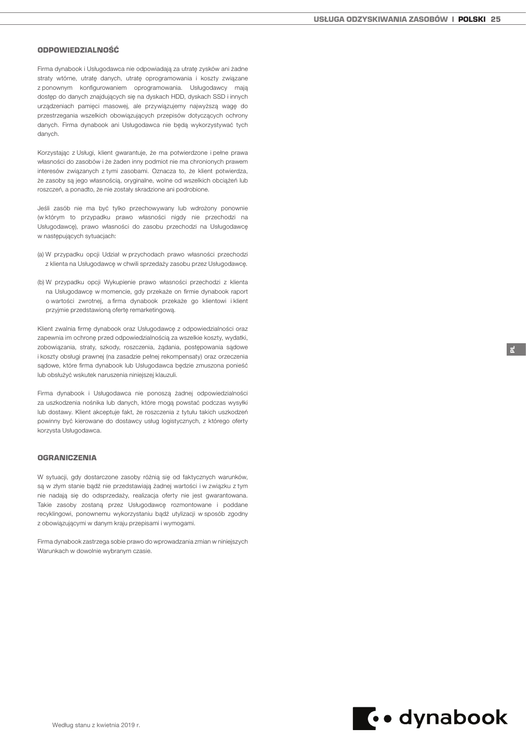## ODPOWIEDZIALNOŚĆ

Firma dynabook i Usługodawca nie odpowiadają za utratę zysków ani żadne straty wtórne, utratę danych, utratę oprogramowania i koszty związane z ponownym konfigurowaniem oprogramowania. Usługodawcy mają dostęp do danych znajdujących się na dyskach HDD, dyskach SSD i innych urządzeniach pamięci masowej, ale przywiązujemy najwyższą wagę do przestrzegania wszelkich obowiązujących przepisów dotyczących ochrony danych. Firma dynabook ani Usługodawca nie będą wykorzystywać tych danych.

Korzystając z Usługi, klient gwarantuje, że ma potwierdzone i pełne prawa własności do zasobów i że żaden inny podmiot nie ma chronionych prawem interesów związanych z tymi zasobami. Oznacza to, że klient potwierdza, że zasoby są jego własnością, oryginalne, wolne od wszelkich obciążeń lub roszczeń, a ponadto, że nie zostały skradzione ani podrobione.

Jeśli zasób nie ma być tylko przechowywany lub wdrożony ponownie (w którym to przypadku prawo własności nigdy nie przechodzi na Usługodawcę), prawo własności do zasobu przechodzi na Usługodawcę w następujących sytuacjach:

(a) W przypadku opcji Udział w przychodach prawo własności przechodzi z klienta na Usługodawcę w chwili sprzedaży zasobu przez Usługodawcę.

(b) W przypadku opcji Wykupienie prawo własności przechodzi z klienta na Usługodawcę w momencie, gdy przekaże on firmie dynabook raport o wartości zwrotnej, a firma dynabook przekaże go klientowi i klient przyjmie przedstawioną ofertę remarketingową.

Klient zwalnia firmę dynabook oraz Usługodawcę z odpowiedzialności oraz zapewnia im ochronę przed odpowiedzialnością za wszelkie koszty, wydatki, zobowiązania, straty, szkody, roszczenia, żądania, postępowania sądowe i koszty obsługi prawnej (na zasadzie pełnej rekompensaty) oraz orzeczenia sądowe, które firma dynabook lub Usługodawca będzie zmuszona ponieść lub obsłużyć wskutek naruszenia niniejszej klauzuli.

Firma dynabook i Usługodawca nie ponoszą żadnej odpowiedzialności za uszkodzenia nośnika lub danych, które mogą powstać podczas wysyłki lub dostawy. Klient akceptuje fakt, że roszczenia z tytułu takich uszkodzeń powinny być kierowane do dostawcy usług logistycznych, z którego oferty korzysta Usługodawca.

## OGRANICZENIA

W sytuacji, gdy dostarczone zasoby różnią się od faktycznych warunków, są w złym stanie bądź nie przedstawiają żadnej wartości i w związku z tym nie nadają się do odsprzedaży, realizacja oferty nie jest gwarantowana. Takie zasoby zostaną przez Usługodawcę rozmontowane i poddane recyklingowi, ponownemu wykorzystaniu bądź utylizacji w sposób zgodny z obowiązującymi w danym kraju przepisami i wymogami.

Firma dynabook zastrzega sobie prawo do wprowadzania zmian w niniejszych Warunkach w dowolnie wybranym czasie.

Według stanu z kwietnia 2019 r.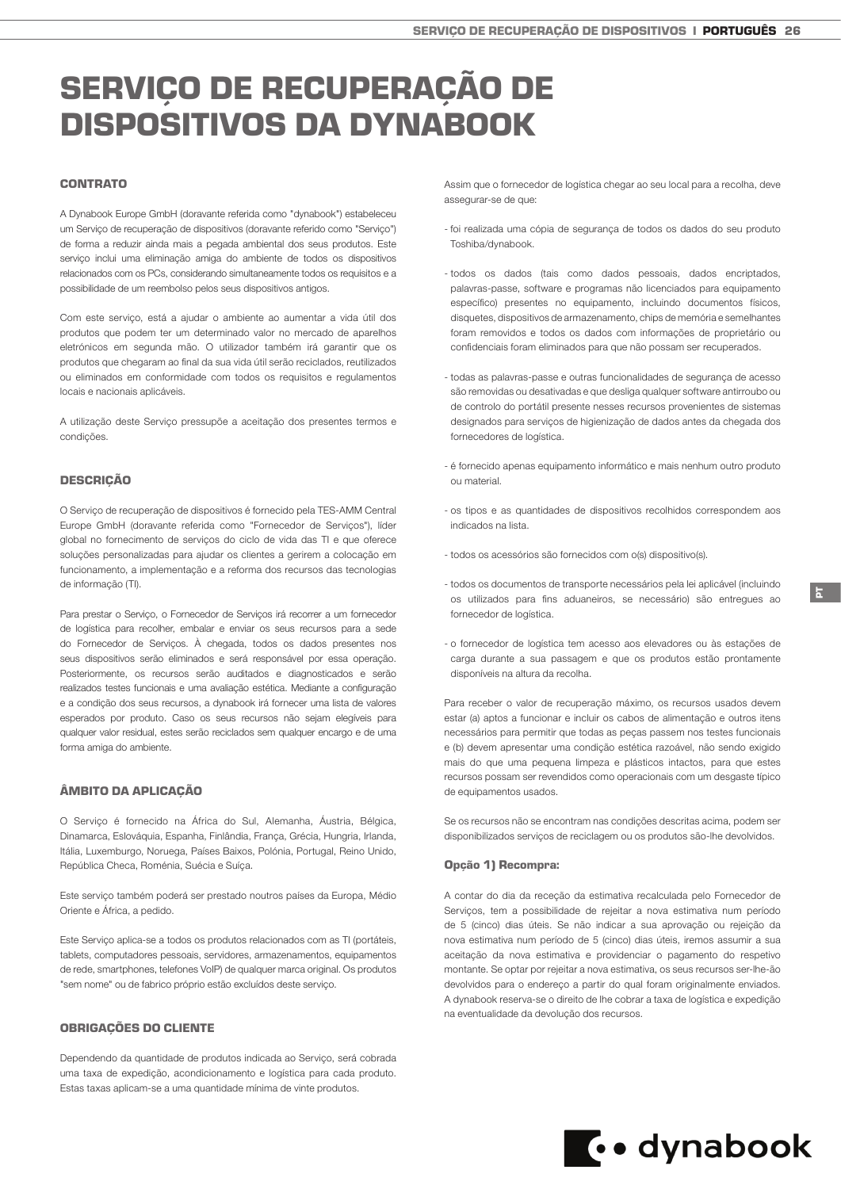# SERVIÇO DE RECUPERAÇÃO DE DISPOSITIVOS DA DYNABOOK

### CONTRATO

A Dynabook Europe GmbH (doravante referida como "dynabook") estabeleceu um Serviço de recuperação de dispositivos (doravante referido como "Serviço") de forma a reduzir ainda mais a pegada ambiental dos seus produtos. Este serviço inclui uma eliminação amiga do ambiente de todos os dispositivos relacionados com os PCs, considerando simultaneamente todos os requisitos e a possibilidade de um reembolso pelos seus dispositivos antigos.

Com este serviço, está a ajudar o ambiente ao aumentar a vida útil dos produtos que podem ter um determinado valor no mercado de aparelhos eletrónicos em segunda mão. O utilizador também irá garantir que os produtos que chegaram ao final da sua vida útil serão reciclados, reutilizados ou eliminados em conformidade com todos os requisitos e regulamentos locais e nacionais aplicáveis.

A utilização deste Serviço pressupõe a aceitação dos presentes termos e condições.

### DESCRIÇÃO

O Serviço de recuperação de dispositivos é fornecido pela TES-AMM Central Europe GmbH (doravante referida como "Fornecedor de Serviços"), líder global no fornecimento de serviços do ciclo de vida das TI e que oferece soluções personalizadas para ajudar os clientes a gerirem a colocação em funcionamento, a implementação e a reforma dos recursos das tecnologias de informação (TI).

Para prestar o Serviço, o Fornecedor de Serviços irá recorrer a um fornecedor de logística para recolher, embalar e enviar os seus recursos para a sede do Fornecedor de Serviços. À chegada, todos os dados presentes nos seus dispositivos serão eliminados e será responsável por essa operação. Posteriormente, os recursos serão auditados e diagnosticados e serão realizados testes funcionais e uma avaliação estética. Mediante a configuração e a condição dos seus recursos, a dynabook irá fornecer uma lista de valores esperados por produto. Caso os seus recursos não sejam elegíveis para qualquer valor residual, estes serão reciclados sem qualquer encargo e de uma forma amiga do ambiente.

### ÂMBITO DA APLICAÇÃO

O Serviço é fornecido na África do Sul, Alemanha, Áustria, Bélgica, Dinamarca, Eslováquia, Espanha, Finlândia, França, Grécia, Hungria, Irlanda, Itália, Luxemburgo, Noruega, Países Baixos, Polónia, Portugal, Reino Unido, República Checa, Roménia, Suécia e Suíça.

Este serviço também poderá ser prestado noutros países da Europa, Médio Oriente e África, a pedido.

Este Serviço aplica-se a todos os produtos relacionados com as TI (portáteis, tablets, computadores pessoais, servidores, armazenamentos, equipamentos de rede, smartphones, telefones VoIP) de qualquer marca original. Os produtos "sem nome" ou de fabrico próprio estão excluídos deste serviço.

### OBRIGAÇÕES DO CLIENTE

Dependendo da quantidade de produtos indicada ao Serviço, será cobrada uma taxa de expedição, acondicionamento e logística para cada produto. Estas taxas aplicam-se a uma quantidade mínima de vinte produtos.

Assim que o fornecedor de logística chegar ao seu local para a recolha, deve assegurar-se de que:

- foi realizada uma cópia de segurança de todos os dados do seu produto Toshiba/dynabook.
- todos os dados (tais como dados pessoais, dados encriptados, palavras-passe, software e programas não licenciados para equipamento específico) presentes no equipamento, incluindo documentos físicos, disquetes, dispositivos de armazenamento, chips de memória e semelhantes foram removidos e todos os dados com informações de proprietário ou confidenciais foram eliminados para que não possam ser recuperados.
- todas as palavras-passe e outras funcionalidades de segurança de acesso são removidas ou desativadas e que desliga qualquer software antirroubo ou de controlo do portátil presente nesses recursos provenientes de sistemas designados para serviços de higienização de dados antes da chegada dos fornecedores de logística.
- é fornecido apenas equipamento informático e mais nenhum outro produto ou material.
- os tipos e as quantidades de dispositivos recolhidos correspondem aos indicados na lista.
- todos os acessórios são fornecidos com o(s) dispositivo(s).
- todos os documentos de transporte necessários pela lei aplicável (incluindo os utilizados para fins aduaneiros, se necessário) são entregues ao fornecedor de logística.
- o fornecedor de logística tem acesso aos elevadores ou às estações de carga durante a sua passagem e que os produtos estão prontamente disponíveis na altura da recolha.

Para receber o valor de recuperação máximo, os recursos usados devem estar (a) aptos a funcionar e incluir os cabos de alimentação e outros itens necessários para permitir que todas as peças passem nos testes funcionais e (b) devem apresentar uma condição estética razoável, não sendo exigido mais do que uma pequena limpeza e plásticos intactos, para que estes recursos possam ser revendidos como operacionais com um desgaste típico de equipamentos usados.

Se os recursos não se encontram nas condições descritas acima, podem ser disponibilizados serviços de reciclagem ou os produtos são-lhe devolvidos.

#### Opção 1) Recompra:

A contar do dia da receção da estimativa recalculada pelo Fornecedor de Serviços, tem a possibilidade de rejeitar a nova estimativa num período de 5 (cinco) dias úteis. Se não indicar a sua aprovação ou rejeição da nova estimativa num período de 5 (cinco) dias úteis, iremos assumir a sua aceitação da nova estimativa e providenciar o pagamento do respetivo montante. Se optar por rejeitar a nova estimativa, os seus recursos ser-lhe-ão devolvidos para o endereço a partir do qual foram originalmente enviados. A dynabook reserva-se o direito de lhe cobrar a taxa de logística e expedição na eventualidade da devolução dos recursos.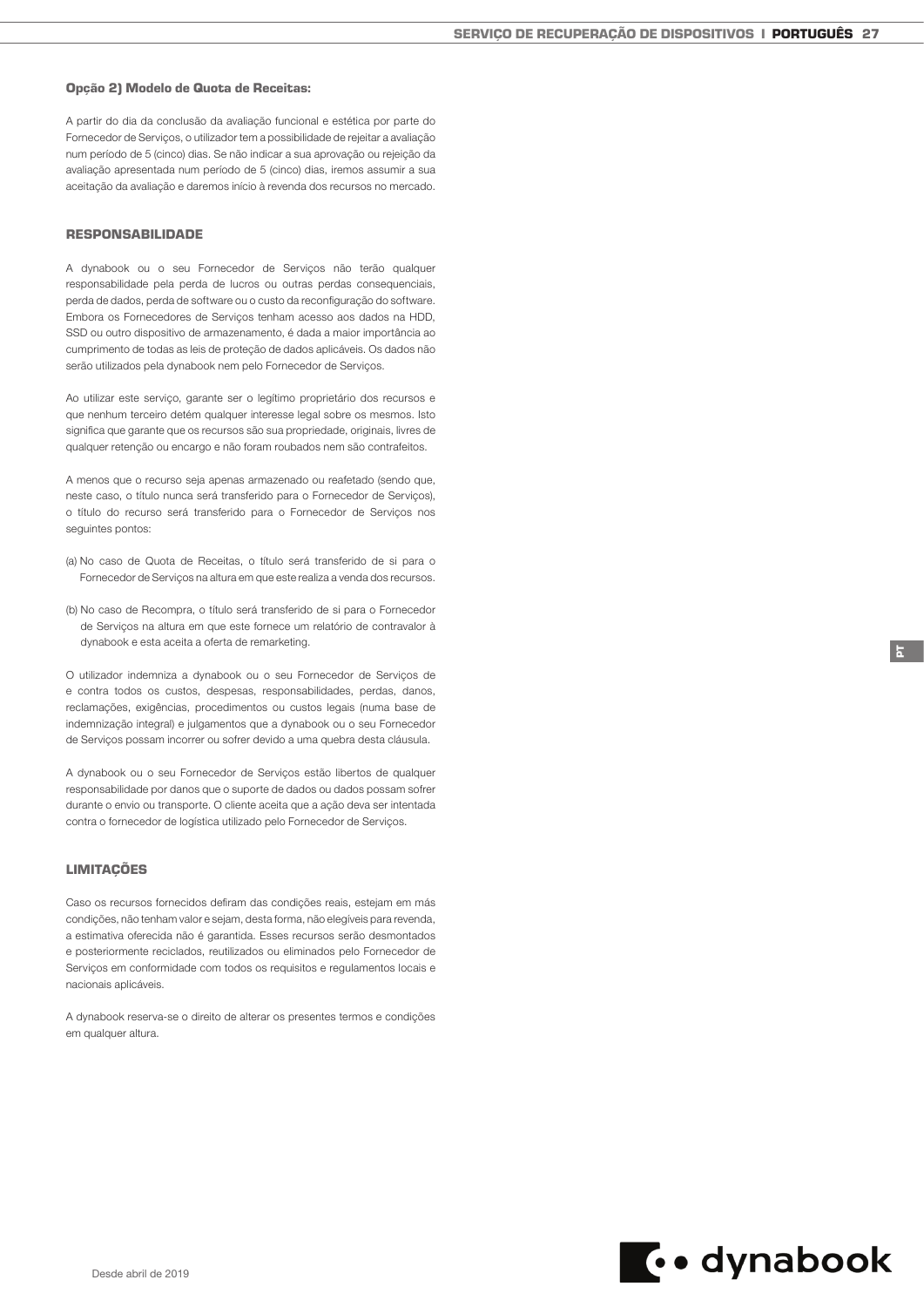**Opção 2) Modelo de Quota de Receitas:**

A partir do dia da conclusão da avaliação funcional e estética por parte do Fornecedor de Serviços, o utilizador tem a possibilidade de rejeitar a avaliação num período de 5 (cinco) dias. Se não indicar a sua aprovação ou rejeição da avaliação apresentada num período de 5 (cinco) dias, iremos assumir a sua aceitação da avaliação e daremos início à revenda dos recursos no mercado.

## RESPONSABILIDADE

A dynabook ou o seu Fornecedor de Serviços não terão qualquer responsabilidade pela perda de lucros ou outras perdas consequenciais, perda de dados, perda de software ou o custo da reconfiguração do software. Embora os Fornecedores de Serviços tenham acesso aos dados na HDD, SSD ou outro dispositivo de armazenamento, é dada a maior importância ao cumprimento de todas as leis de proteção de dados aplicáveis. Os dados não serão utilizados pela dynabook nem pelo Fornecedor de Serviços.

Ao utilizar este serviço, garante ser o legítimo proprietário dos recursos e que nenhum terceiro detém qualquer interesse legal sobre os mesmos. Isto significa que garante que os recursos são sua propriedade, originais, livres de qualquer retenção ou encargo e não foram roubados nem são contrafeitos.

A menos que o recurso seja apenas armazenado ou reafetado (sendo que, neste caso, o título nunca será transferido para o Fornecedor de Serviços), o título do recurso será transferido para o Fornecedor de Serviços nos seguintes pontos:

(a) No caso de Quota de Receitas, o título será transferido de si para o Fornecedor de Serviços na altura em que este realiza a venda dos recursos.

(b) No caso de Recompra, o título será transferido de si para o Fornecedor de Serviços na altura em que este fornece um relatório de contravalor à dynabook e esta aceita a oferta de remarketing.

O utilizador indemniza a dynabook ou o seu Fornecedor de Serviços de e contra todos os custos, despesas, responsabilidades, perdas, danos, reclamações, exigências, procedimentos ou custos legais (numa base de indemnização integral) e julgamentos que a dynabook ou o seu Fornecedor de Serviços possam incorrer ou sofrer devido a uma quebra desta cláusula.

A dynabook ou o seu Fornecedor de Serviços estão libertos de qualquer responsabilidade por danos que o suporte de dados ou dados possam sofrer durante o envio ou transporte. O cliente aceita que a ação deva ser intentada contra o fornecedor de logística utilizado pelo Fornecedor de Serviços.

## LIMITAÇÕES

Caso os recursos fornecidos defiram das condições reais, estejam em más condições, não tenham valor e sejam, desta forma, não elegíveis para revenda, a estimativa oferecida não é garantida. Esses recursos serão desmontados e posteriormente reciclados, reutilizados ou eliminados pelo Fornecedor de Serviços em conformidade com todos os requisitos e regulamentos locais e nacionais aplicáveis.

A dynabook reserva-se o direito de alterar os presentes termos e condições em qualquer altura.

Desde abril de 2019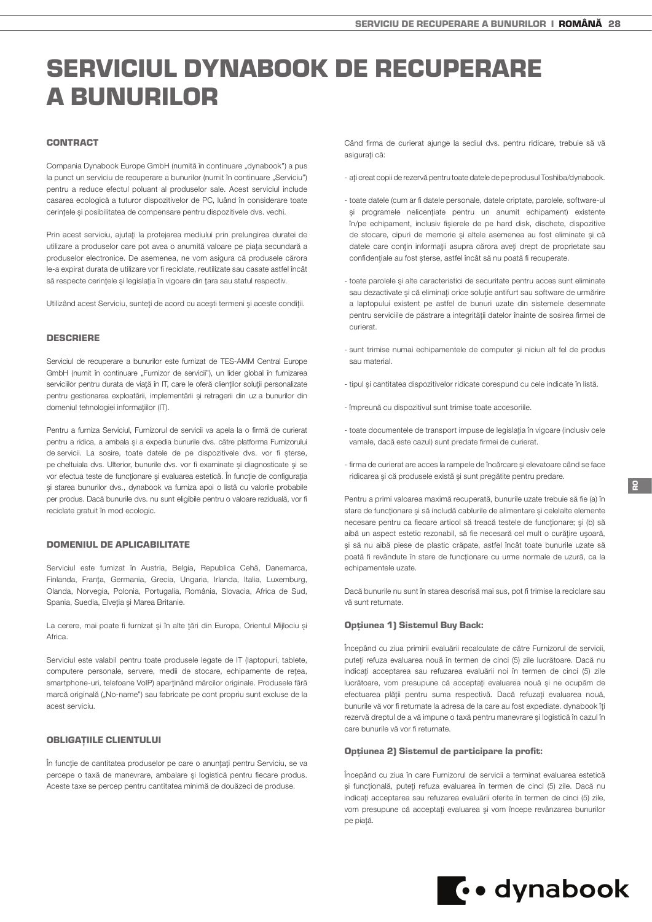# SERVICIUL DYNABOOK DE RECUPERARE A BUNURILOR

## CONTRACT

Compania Dynabook Europe GmbH (numită în continuare „dynabook") a pus la punct un serviciu de recuperare a bunurilor (numit în continuare „Serviciu") pentru a reduce efectul poluant al produselor sale. Acest serviciu include casarea ecologică a tuturor dispozitivelor de PC, luând în considerare toate cerinţele şi posibilitatea de compensare pentru dispozitivele dvs. vechi.

Prin acest serviciu, ajutaţi la protejarea mediului prin prelungirea duratei de utilizare a produselor care pot avea o anumită valoare pe piaţa secundară a produselor electronice. De asemenea, ne vom asigura că produsele cărora le-a expirat durata de utilizare vor fi reciclate, reutilizate sau casate astfel încât să respecte cerinţele şi legislaţia în vigoare din ţara sau statul respectiv.

Utilizând acest Serviciu, sunteţi de acord cu aceşti termeni şi aceste condiţii.

## DESCRIERE

Serviciul de recuperare a bunurilor este furnizat de TES-AMM Central Europe GmbH (numit în continuare „Furnizor de servicii"), un lider global în furnizarea serviciilor pentru durata de viaţă în IT, care le oferă clienţilor soluţii personalizate pentru gestionarea exploatării, implementării şi retragerii din uz a bunurilor din domeniul tehnologiei informaţiilor (IT).

Pentru a furniza Serviciul, Furnizorul de servicii va apela la o firmă de curierat pentru a ridica, a ambala şi a expedia bunurile dvs. către platforma Furnizorului de servicii. La sosire, toate datele de pe dispozitivele dvs. vor fi şterse, pe cheltuiala dvs. Ulterior, bunurile dvs. vor fi examinate şi diagnosticate şi se vor efectua teste de funcţionare şi evaluarea estetică. În funcţie de configuraţia şi starea bunurilor dvs., dynabook va furniza apoi o listă cu valorile probabile per produs. Dacă bunurile dvs. nu sunt eligibile pentru o valoare reziduală, vor fi reciclate gratuit în mod ecologic.

## DOMENIUL DE APLICABILITATE

Serviciul este furnizat în Austria, Belgia, Republica Cehă, Danemarca, Finlanda, Franţa, Germania, Grecia, Ungaria, Irlanda, Italia, Luxemburg, Olanda, Norvegia, Polonia, Portugalia, România, Slovacia, Africa de Sud, Spania, Suedia, Elveţia şi Marea Britanie.

La cerere, mai poate fi furnizat şi în alte ţări din Europa, Orientul Mijlociu şi Africa.

Serviciul este valabil pentru toate produsele legate de IT (laptopuri, tablete, computere personale, servere, medii de stocare, echipamente de reţea, smartphone-uri, telefoane VoIP) aparţinând mărcilor originale. Produsele fără marcă originală („No-name") sau fabricate pe cont propriu sunt excluse de la acest serviciu.

## OBLIGAŢIILE CLIENTULUI

În funcţie de cantitatea produselor pe care o anunţaţi pentru Serviciu, se va percepe o taxă de manevrare, ambalare şi logistică pentru fiecare produs. Aceste taxe se percep pentru cantitatea minimă de douăzeci de produse.

Când firma de curierat ajunge la sediul dvs. pentru ridicare, trebuie să vă asiguraţi că:

- aţi creat copii de rezervă pentru toate datele de pe produsul Toshiba/dynabook.
- toate datele (cum ar fi datele personale, datele criptate, parolele, software-ul şi programele nelicenţiate pentru un anumit echipament) existente în/pe echipament, inclusiv fişierele de pe hard disk, dischete, dispozitive de stocare, cipuri de memorie şi altele asemenea au fost eliminate şi că datele care conţin informaţii asupra cărora aveţi drept de proprietate sau confidenţiale au fost şterse, astfel încât să nu poată fi recuperate.
- toate parolele şi alte caracteristici de securitate pentru acces sunt eliminate sau dezactivate şi că eliminaţi orice soluţie antifurt sau software de urmărire a laptopului existent pe astfel de bunuri uzate din sistemele desemnate pentru serviciile de păstrare a integrităţii datelor înainte de sosirea firmei de curierat.
- sunt trimise numai echipamentele de computer şi niciun alt fel de produs sau material.
- tipul şi cantitatea dispozitivelor ridicate corespund cu cele indicate în listă.
- împreună cu dispozitivul sunt trimise toate accesoriile.
- toate documentele de transport impuse de legislaţia în vigoare (inclusiv cele vamale, dacă este cazul) sunt predate firmei de curierat.
- firma de curierat are acces la rampele de încărcare şi elevatoare când se face ridicarea şi că produsele există şi sunt pregătite pentru predare.

Pentru a primi valoarea maximă recuperată, bunurile uzate trebuie să fie (a) în stare de funcţionare şi să includă cablurile de alimentare şi celelalte elemente necesare pentru ca fiecare articol să treacă testele de funcţionare; şi (b) să aibă un aspect estetic rezonabil, să fie necesară cel mult o curăţire uşoară, şi să nu aibă piese de plastic crăpate, astfel încât toate bunurile uzate să poată fi revândute în stare de funcţionare cu urme normale de uzură, ca la echipamentele uzate.

Dacă bunurile nu sunt în starea descrisă mai sus, pot fi trimise la reciclare sau vă sunt returnate.

### Opțiunea 1) Sistemul Buy Back:

Începând cu ziua primirii evaluării recalculate de către Furnizorul de servicii, puteţi refuza evaluarea nouă în termen de cinci (5) zile lucrătoare. Dacă nu indicaţi acceptarea sau refuzarea evaluării noi în termen de cinci (5) zile lucrătoare, vom presupune că acceptaţi evaluarea nouă şi ne ocupăm de efectuarea plăţii pentru suma respectivă. Dacă refuzaţi evaluarea nouă, bunurile vă vor fi returnate la adresa de la care au fost expediate. dynabook îşi rezervă dreptul de a vă impune o taxă pentru manevrare şi logistică în cazul în care bunurile vă vor fi returnate.

### Opțiunea 2) Sistemul de participare la profit:

Începând cu ziua în care Furnizorul de servicii a terminat evaluarea estetică şi funcţională, puteţi refuza evaluarea în termen de cinci (5) zile. Dacă nu indicaţi acceptarea sau refuzarea evaluării oferite în termen de cinci (5) zile, vom presupune că acceptaţi evaluarea şi vom începe revânzarea bunurilor pe piaţă.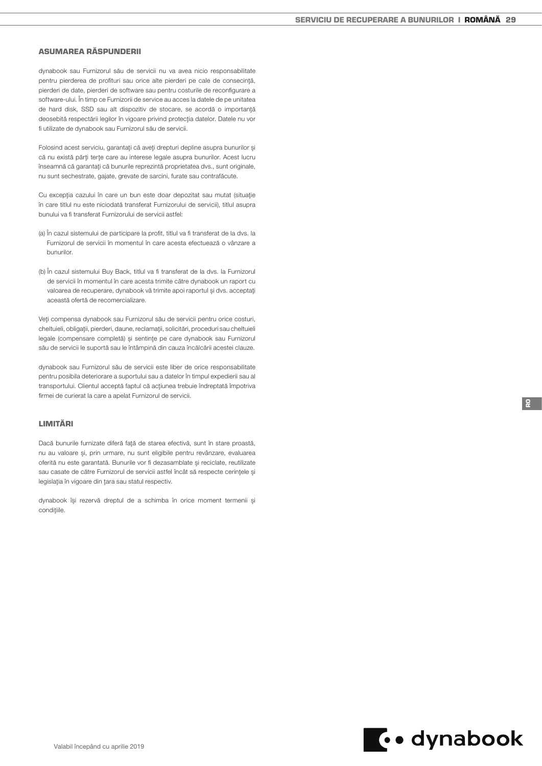## ASUMAREA RĂSPUNDERII

dynabook sau Furnizorul său de servicii nu va avea nicio responsabilitate pentru pierderea de profituri sau orice alte pierderi pe cale de consecinţă, pierderi de date, pierderi de software sau pentru costurile de reconfigurare a software-ului. În timp ce Furnizorii de service au acces la datele de pe unitatea de hard disk, SSD sau alt dispozitiv de stocare, se acordă o importanţă deosebită respectării legilor în vigoare privind protecţia datelor. Datele nu vor fi utilizate de dynabook sau Furnizorul său de servicii.

Folosind acest serviciu, garantaţi că aveţi drepturi depline asupra bunurilor şi că nu există părţi terţe care au interese legale asupra bunurilor. Acest lucru înseamnă că garantaţi că bunurile reprezintă proprietatea dvs., sunt originale, nu sunt sechestrate, gajate, grevate de sarcini, furate sau contrafăcute.

Cu excepţia cazului în care un bun este doar depozitat sau mutat (situaţie în care titlul nu este niciodată transferat Furnizorului de servicii), titlul asupra bunului va fi transferat Furnizorului de servicii astfel:

(a) În cazul sistemului de participare la profit, titlul va fi transferat de la dvs. la Furnizorul de servicii în momentul în care acesta efectuează o vânzare a bunurilor.

(b) În cazul sistemului Buy Back, titlul va fi transferat de la dvs. la Furnizorul de servicii în momentul în care acesta trimite către dynabook un raport cu valoarea de recuperare, dynabook vă trimite apoi raportul şi dvs. acceptaţi această ofertă de recomercializare.

Veţi compensa dynabook sau Furnizorul său de servicii pentru orice costuri, cheltuieli, obligaţii, pierderi, daune, reclamaţii, solicitări, proceduri sau cheltuieli legale (compensare completă) şi sentinţe pe care dynabook sau Furnizorul său de servicii le suportă sau le întâmpină din cauza încălcării acestei clauze.

dynabook sau Furnizorul său de servicii este liber de orice responsabilitate pentru posibila deteriorare a suportului sau a datelor în timpul expedierii sau al transportului. Clientul acceptă faptul că acţiunea trebuie îndreptată împotriva firmei de curierat la care a apelat Furnizorul de servicii.

## LIMITĂRI

Dacă bunurile furnizate diferă faţă de starea efectivă, sunt în stare proastă, nu au valoare şi, prin urmare, nu sunt eligibile pentru revânzare, evaluarea oferită nu este garantată. Bunurile vor fi dezasamblate şi reciclate, reutilizate sau casate de către Furnizorul de servicii astfel încât să respecte cerinţele şi legislaţia în vigoare din ţara sau statul respectiv.

dynabook îşi rezervă dreptul de a schimba în orice moment termenii şi condiţiile.

Valabil începând cu aprilie 2019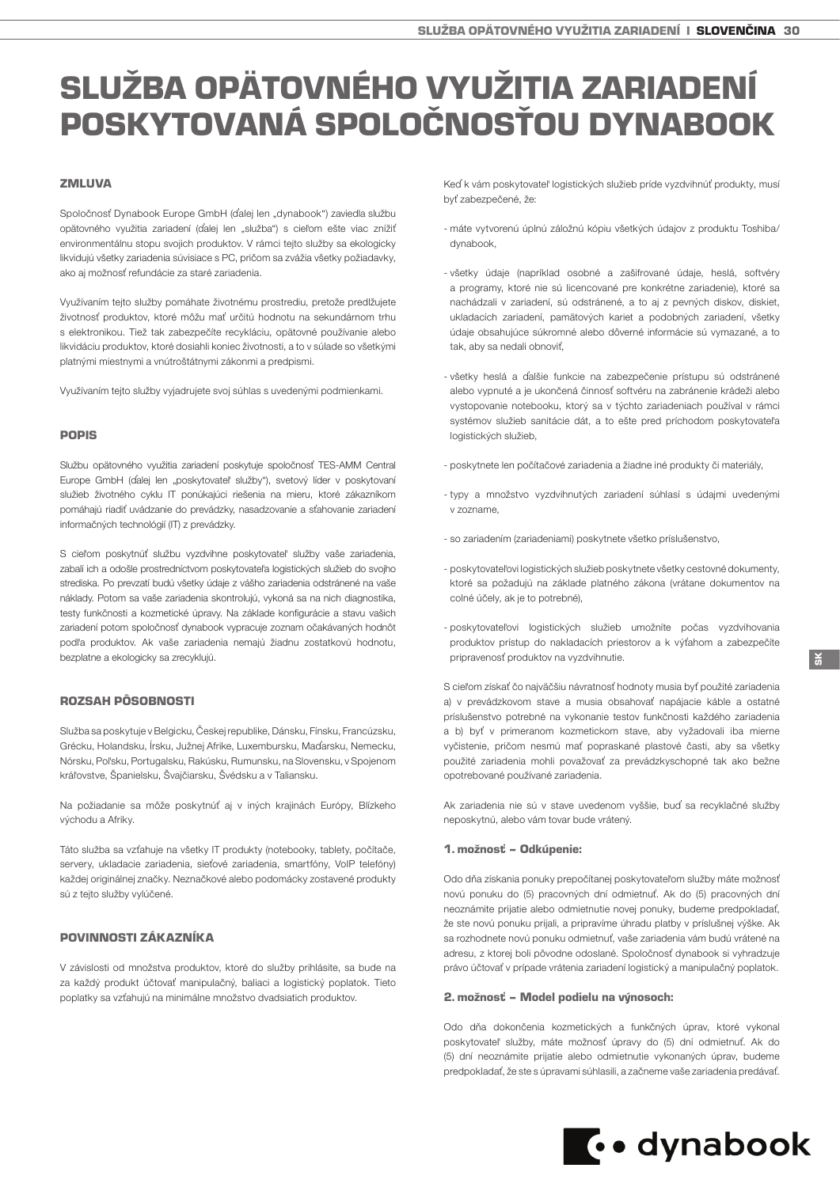# SLUŽBA OPÄTOVNÉHO VYUŽITIA ZARIADENÍ POSKYTOVANÁ SPOLOČNOSŤOU DYNABOOK

### ZMLUVA

Spoločnosť Dynabook Europe GmbH (ďalej len „dynabook") zaviedla službu opätovného využitia zariadení (ďalej len „služba") s cieľom ešte viac znížiť environmentálnu stopu svojich produktov. V rámci tejto služby sa ekologicky likvidujú všetky zariadenia súvisiace s PC, pričom sa zvážia všetky požiadavky, ako aj možnosť refundácie za staré zariadenia.

Využívaním tejto služby pomáhate životnému prostrediu, pretože predlžujete životnosť produktov, ktoré môžu mať určitú hodnotu na sekundárnom trhu s elektronikou. Tiež tak zabezpečíte recykláciu, opätovné používanie alebo likvidáciu produktov, ktoré dosiahli koniec životnosti, a to v súlade so všetkými platnými miestnymi a vnútroštátnymi zákonmi a predpismi.

Využívaním tejto služby vyjadrujete svoj súhlas s uvedenými podmienkami.

### POPIS

Službu opätovného využitia zariadení poskytuje spoločnosť TES-AMM Central Europe GmbH (ďalej len „poskytovateľ služby"), svetový líder v poskytovaní služieb životného cyklu IT ponúkajúci riešenia na mieru, ktoré zákazníkom pomáhajú riadiť uvádzanie do prevádzky, nasadzovanie a sťahovanie zariadení informačných technológií (IT) z prevádzky.

S cieľom poskytnúť službu vyzdvihne poskytovateľ služby vaše zariadenia, zabalí ich a odošle prostredníctvom poskytovateľa logistických služieb do svojho strediska. Po prevzatí budú všetky údaje z vášho zariadenia odstránené na vaše náklady. Potom sa vaše zariadenia skontrolujú, vykoná sa na nich diagnostika, testy funkčnosti a kozmetické úpravy. Na základe konfigurácie a stavu vašich zariadení potom spoločnosť dynabook vypracuje zoznam očakávaných hodnôt podľa produktov. Ak vaše zariadenia nemajú žiadnu zostatkovú hodnotu, bezplatne a ekologicky sa zrecyklujú.

### ROZSAH PÔSOBNOSTI

Služba sa poskytuje v Belgicku, Českej republike, Dánsku, Fínsku, Francúzsku, Grécku, Holandsku, Írsku, Južnej Afrike, Luxembursku, Maďarsku, Nemecku, Nórsku, Poľsku, Portugalsku, Rakúsku, Rumunsku, na Slovensku, v Spojenom kráľovstve, Španielsku, Švajčiarsku, Švédsku a v Taliansku.

Na požiadanie sa môže poskytnúť aj v iných krajinách Európy, Blízkeho východu a Afriky.

Táto služba sa vzťahuje na všetky IT produkty (notebooky, tablety, počítače, servery, ukladacie zariadenia, sieťové zariadenia, smartfóny, VoIP telefóny) každej originálnej značky. Neznačkové alebo podomácky zostavené produkty sú z tejto služby vylúčené.

### POVINNOSTI ZÁKAZNÍKA

V závislosti od množstva produktov, ktoré do služby prihlásite, sa bude na za každý produkt účtovať manipulačný, baliaci a logistický poplatok. Tieto poplatky sa vzťahujú na minimálne množstvo dvadsiatich produktov.

Keď k vám poskytovateľ logistických služieb príde vyzdvihnúť produkty, musí byť zabezpečené, že:

- máte vytvorenú úplnú záložnú kópiu všetkých údajov z produktu Toshiba/ dynabook,
- všetky údaje (napríklad osobné a zašifrované údaje, heslá, softvéry a programy, ktoré nie sú licencované pre konkrétne zariadenie), ktoré sa nachádzali v zariadení, sú odstránené, a to aj z pevných diskov, diskiet, ukladacích zariadení, pamäťových kariet a podobných zariadení, všetky údaje obsahujúce súkromné alebo dôverné informácie sú vymazané, a to tak, aby sa nedali obnoviť,
- všetky heslá a ďalšie funkcie na zabezpečenie prístupu sú odstránené alebo vypnuté a je ukončená činnosť softvéru na zabránenie krádeži alebo vystopovanie notebooku, ktorý sa v týchto zariadeniach používal v rámci systémov služieb sanitácie dát, a to ešte pred príchodom poskytovateľa logistických služieb,
- poskytnete len počítačové zariadenia a žiadne iné produkty či materiály,
- typy a množstvo vyzdvihnutých zariadení súhlasí s údajmi uvedenými v zozname,
- so zariadením (zariadeniami) poskytnete všetko príslušenstvo,
- poskytovateľovi logistických služieb poskytnete všetky cestovné dokumenty, ktoré sa požadujú na základe platného zákona (vrátane dokumentov na colné účely, ak je to potrebné),
- poskytovateľovi logistických služieb umožníte počas vyzdvihovania produktov prístup do nakladacích priestorov a k výťahom a zabezpečíte pripravenosť produktov na vyzdvihnutie.

S cieľom získať čo najväčšiu návratnosť hodnoty musia byť použité zariadenia a) v prevádzkovom stave a musia obsahovať napájacie káble a ostatné príslušenstvo potrebné na vykonanie testov funkčnosti každého zariadenia a b) byť v primeranom kozmetickom stave, aby vyžadovali iba mierne vyčistenie, pričom nesmú mať popraskané plastové časti, aby sa všetky použité zariadenia mohli považovať za prevádzkyschopné tak ako bežne opotrebované používané zariadenia.

Ak zariadenia nie sú v stave uvedenom vyššie, buď sa recyklačné služby neposkytnú, alebo vám tovar bude vrátený.

#### 1. možnosť – Odkúpenie:

Odo dňa získania ponuky prepočítanej poskytovateľom služby máte možnosť novú ponuku do (5) pracovných dní odmietnuť. Ak do (5) pracovných dní neoznámite prijatie alebo odmietnutie novej ponuky, budeme predpokladať, že ste novú ponuku prijali, a pripravíme úhradu platby v príslušnej výške. Ak sa rozhodnete novú ponuku odmietnuť, vaše zariadenia vám budú vrátené na adresu, z ktorej boli pôvodne odoslané. Spoločnosť dynabook si vyhradzuje právo účtovať v prípade vrátenia zariadení logistický a manipulačný poplatok.

#### 2. možnosť – Model podielu na výnosoch:

Odo dňa dokončenia kozmetických a funkčných úprav, ktoré vykonal poskytovateľ služby, máte možnosť úpravy do (5) dní odmietnuť. Ak do (5) dní neoznámite prijatie alebo odmietnutie vykonaných úprav, budeme predpokladať, že ste s úpravami súhlasili, a začneme vaše zariadenia predávať.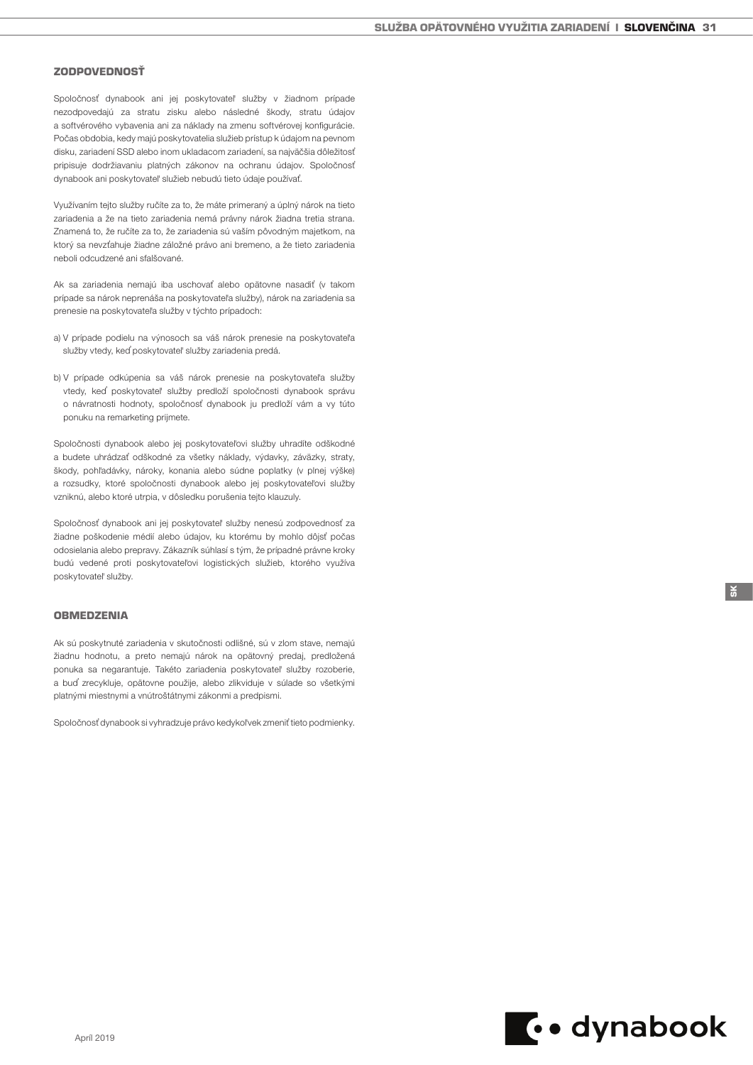## ZODPOVEDNOSŤ

Spoločnosť dynabook ani jej poskytovateľ služby v žiadnom prípade nezodpovedajú za stratu zisku alebo následné škody, stratu údajov a softvérového vybavenia ani za náklady na zmenu softvérovej konfigurácie. Počas obdobia, kedy majú poskytovatelia služieb prístup k údajom na pevnom disku, zariadení SSD alebo inom ukladacom zariadení, sa najväčšia dôležitosť pripisuje dodržiavaniu platných zákonov na ochranu údajov. Spoločnosť dynabook ani poskytovateľ služieb nebudú tieto údaje používať.

Využívaním tejto služby ručíte za to, že máte primeraný a úplný nárok na tieto zariadenia a že na tieto zariadenia nemá právny nárok žiadna tretia strana. Znamená to, že ručíte za to, že zariadenia sú vaším pôvodným majetkom, na ktorý sa nevzťahuje žiadne záložné právo ani bremeno, a že tieto zariadenia neboli odcudzené ani sfalšované.

Ak sa zariadenia nemajú iba uschovať alebo opätovne nasadiť (v takom prípade sa nárok neprenáša na poskytovateľa služby), nárok na zariadenia sa prenesie na poskytovateľa služby v týchto prípadoch:

a) V prípade podielu na výnosoch sa váš nárok prenesie na poskytovateľa služby vtedy, keď poskytovateľ služby zariadenia predá.

b) V prípade odkúpenia sa váš nárok prenesie na poskytovateľa služby vtedy, keď poskytovateľ služby predloží spoločnosti dynabook správu o návratnosti hodnoty, spoločnosť dynabook ju predloží vám a vy túto ponuku na remarketing prijmete.

Spoločnosti dynabook alebo jej poskytovateľovi služby uhradíte odškodné a budete uhrádzať odškodné za všetky náklady, výdavky, záväzky, straty, škody, pohľadávky, nároky, konania alebo súdne poplatky (v plnej výške) a rozsudky, ktoré spoločnosti dynabook alebo jej poskytovateľovi služby vzniknú, alebo ktoré utrpia, v dôsledku porušenia tejto klauzuly.

Spoločnosť dynabook ani jej poskytovateľ služby nenesú zodpovednosť za žiadne poškodenie médií alebo údajov, ku ktorému by mohlo dôjsť počas odosielania alebo prepravy. Zákazník súhlasí s tým, že prípadné právne kroky budú vedené proti poskytovateľovi logistických služieb, ktorého využíva poskytovateľ služby.

## OBMEDZENIA

Ak sú poskytnuté zariadenia v skutočnosti odlišné, sú v zlom stave, nemajú žiadnu hodnotu, a preto nemajú nárok na opätovný predaj, predložená ponuka sa negarantuje. Takéto zariadenia poskytovateľ služby rozoberie, a buď zrecykluje, opätovne použije, alebo zlikviduje v súlade so všetkými platnými miestnymi a vnútroštátnymi zákonmi a predpismi.

Spoločnosť dynabook si vyhradzuje právo kedykoľvek zmeniť tieto podmienky.

April 2019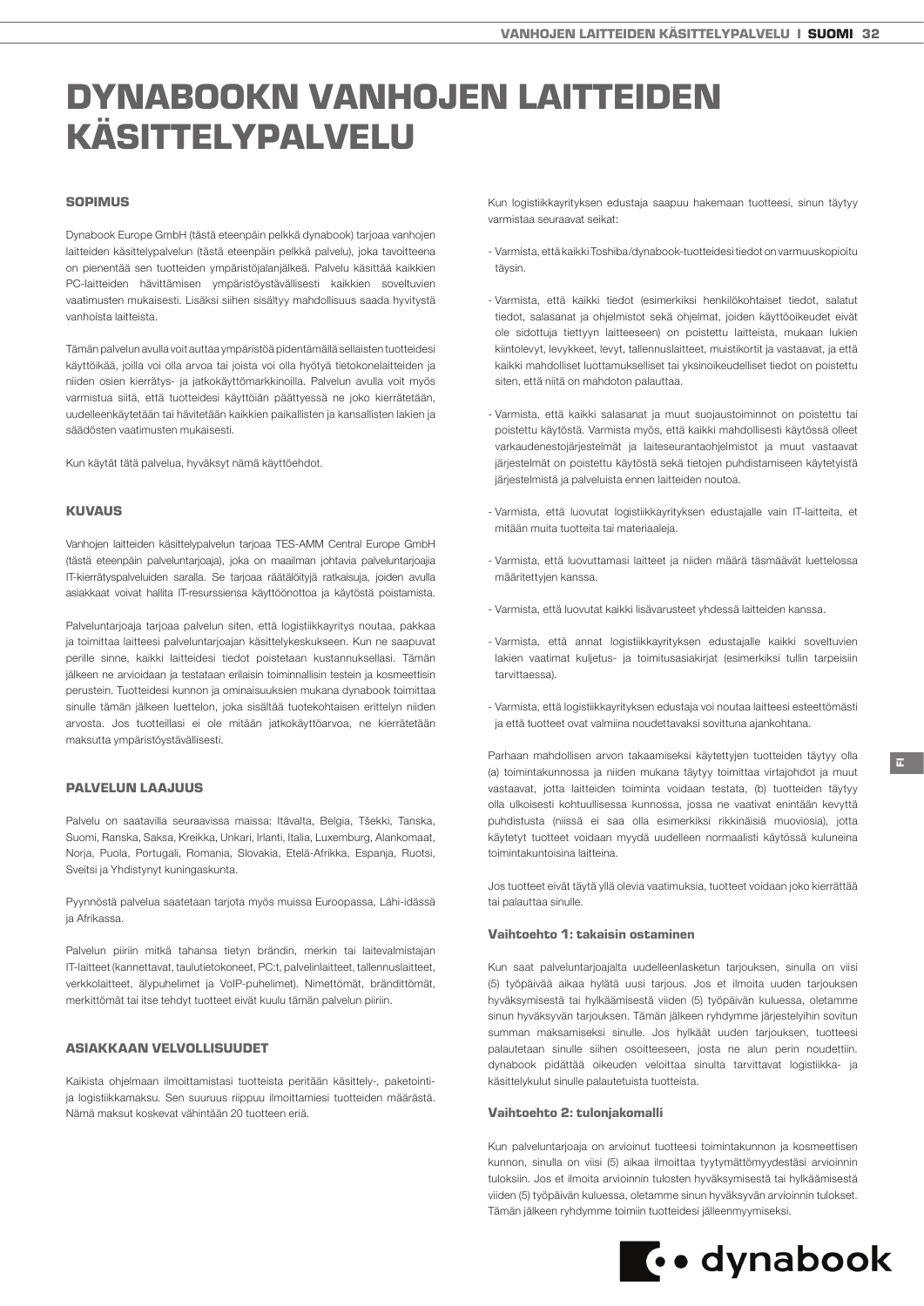# DYNABOOKN VANHOJEN LAITTEIDEN KÄSITTELYPALVELU

## SOPIMUS

Dynabook Europe GmbH (tästä eteenpäin pelkkä dynabook) tarjoaa vanhojen laitteiden käsittelypalvelun (tästä eteenpäin pelkkä palvelu), joka tavoitteena on pienentää sen tuotteiden ympäristöjalanjälkeä. Palvelu käsittää kaikkien PC-laitteiden hävittämisen ympäristöystävällisesti kaikkien soveltuvien vaatimusten mukaisesti. Lisäksi siihen sisältyy mahdollisuus saada hyvitystä vanhoista laitteista.

Tämän palvelun avulla voit auttaa ympäristöä pidentämällä sellaisten tuotteidesi käyttöikää, joilla voi olla arvoa tai joista voi olla hyötyä tietokonelaitteiden ja niiden osien kierrätys- ja jatkokäyttömarkkinoilla. Palvelun avulla voit myös varmistua siitä, että tuotteidesi käyttöiän päättyessä ne joko kierrätetään, uudelleenkäytetään tai hävitetään kaikkien paikallisten ja kansallisten lakien ja säädösten vaatimusten mukaisesti.

Kun käytät tätä palvelua, hyväksyt nämä käyttöehdot.

## KUVAUS

Vanhojen laitteiden käsittelypalvelun tarjoaa TES-AMM Central Europe GmbH (tästä eteenpäin palveluntarjoaja), joka on maailman johtavia palveluntarjoajia IT-kierrätyspalveluiden saralla. Se tarjoaa räätälöityjä ratkaisuja, joiden avulla asiakkaat voivat hallita IT-resurssiensa käyttöönottoa ja käytöstä poistamista.

Palveluntarjoaja tarjoaa palvelun siten, että logistiikkayritys noutaa, pakkaa ja toimittaa laitteesi palveluntarjoajan käsittelykeskukseen. Kun ne saapuvat perille sinne, kaikki laitteidesi tiedot poistetaan kustannuksellasi. Tämän jälkeen ne arvioidaan ja testataan erilaisin toiminnallisin testein ja kosmeettisin perustein. Tuotteidesi kunnon ja ominaisuuksien mukana dynabook toimittaa sinulle tämän jälkeen luettelon, joka sisältää tuotekohtaisen erittelyn niiden arvosta. Jos tuotteillasi ei ole mitään jatkokäyttöarvoa, ne kierrätetään maksutta ympäristöystävällisesti.

## PALVELUN LAAJUUS

Palvelu on saatavilla seuraavissa maissa: Itävalta, Belgia, Tšekki, Tanska, Suomi, Ranska, Saksa, Kreikka, Unkari, Irlanti, Italia, Luxemburg, Alankomaat, Norja, Puola, Portugali, Romania, Slovakia, Etelä-Afrikka, Espanja, Ruotsi, Sveitsi ja Yhdistynyt kuningaskunta.

Pyynnöstä palvelua saatetaan tarjota myös muissa Euroopassa, Lähi-idässä ja Afrikassa.

Palvelun piiriin mitkä tahansa tietyn brändin, merkin tai laitevalmistajan IT-laitteet (kannettavat, taulutietokoneet, PC:t, palvelinlaitteet, tallennuslaitteet, verkkolaitteet, älypuhelimet ja VoIP-puhelimet). Nimettömät, brändittömät, merkittömät tai itse tehdyt tuotteet eivät kuulu tämän palvelun piiriin.

## ASIAKKAAN VELVOLLISUUDET

Kaikista ohjelmaan ilmoittamistasi tuotteista peritään käsittely-, paketointi- ja logistiikkamaksu. Sen suuruus riippuu ilmoittamiesi tuotteiden määrästä. Nämä maksut koskevat vähintään 20 tuotteen eriä.

Kun logistiikkayrityksen edustaja saapuu hakemaan tuotteesi, sinun täytyy varmistaa seuraavat seikat:

- Varmista, että kaikki Toshiba/dynabook-tuotteidesi tiedot on varmuuskopioitu täysin.
- Varmista, että kaikki tiedot (esimerkiksi henkilökohtaiset tiedot, salatut tiedot, salasanat ja ohjelmistot sekä ohjelmat, joiden käyttöoikeudet eivät ole sidottuja tiettyyn laitteeseen) on poistettu laitteista, mukaan lukien kiintolevyt, levykkeet, levyt, tallennuslaitteet, muistikortit ja vastaavat, ja että kaikki mahdolliset luottamukselliset tai yksinoikeudelliset tiedot on poistettu siten, että niitä on mahdoton palauttaa.
- Varmista, että kaikki salasanat ja muut suojaustoiminnot on poistettu tai poistettu käytöstä. Varmista myös, että kaikki mahdollisesti käytössä olleet varkaudenestojärjestelmät ja laiteseurantaohjelmistot ja muut vastaavat järjestelmät on poistettu käytöstä sekä tietojen puhdistamiseen käytetyistä järjestelmistä ja palveluista ennen laitteiden noutoa.
- Varmista, että luovutat logistiikkayrityksen edustajalle vain IT-laitteita, et mitään muita tuotteita tai materiaaleja.
- Varmista, että luovuttamasi laitteet ja niiden määrä täsmäävät luettelossa määritettyjen kanssa.
- Varmista, että luovutat kaikki lisävarusteet yhdessä laitteiden kanssa.
- Varmista, että annat logistiikkayrityksen edustajalle kaikki soveltuvien lakien vaatimat kuljetus- ja toimitusasiakirjat (esimerkiksi tullin tarpeisiin tarvittaessa).
- Varmista, että logistiikkayrityksen edustaja voi noutaa laitteesi esteettömästi ja että tuotteet ovat valmiina noudettavaksi sovittuna ajankohtana.

Parhaan mahdollisen arvon takaamiseksi käytettyjen tuotteiden täytyy olla (a) toimintakunnossa ja niiden mukana täytyy toimittaa virtajohdot ja muut vastaavat, jotta laitteiden toiminta voidaan testata, (b) tuotteiden täytyy olla ulkoisesti kohtuullisessa kunnossa, jossa ne vaativat enintään kevyttä puhdistusta (niissä ei saa olla esimerkiksi rikkinäisiä muoviosia), jotta käytetyt tuotteet voidaan myydä uudelleen normaalisti käytössä kuluneina toimintakuntoisina laitteina.

Jos tuotteet eivät täytä yllä olevia vaatimuksia, tuotteet voidaan joko kierrättää tai palauttaa sinulle.

### Vaihtoehto 1: takaisin ostaminen

Kun saat palveluntarjoajalta uudelleenlasketun tarjouksen, sinulla on viisi (5) työpäivää aikaa hylätä uusi tarjous. Jos et ilmoita uuden tarjouksen hyväksymisestä tai hylkäämisestä viiden (5) työpäivän kuluessa, oletamme sinun hyväksyvän tarjouksen. Tämän jälkeen ryhdymme järjestelyihin sovitun summan maksamiseksi sinulle. Jos hylkäät uuden tarjouksen, tuotteesi palautetaan sinulle siihen osoitteeseen, josta ne alun perin noudettiin. dynabook pidättää oikeuden veloittaa sinulta tarvittavat logistiikka- ja käsittelykulut sinulle palautetuista tuotteista.

### Vaihtoehto 2: tulonjakomalli

Kun palveluntarjoaja on arvioinut tuotteesi toimintakunnon ja kosmeettisen kunnon, sinulla on viisi (5) aikaa ilmoittaa tyytymättömyydestäsi arvioinnin tuloksiin. Jos et ilmoita arvioinnin tulosten hyväksymisestä tai hylkäämisestä viiden (5) työpäivän kuluessa, oletamme sinun hyväksyvän arvioinnin tulokset. Tämän jälkeen ryhdymme toimiin tuotteidesi jälleenmyymiseksi.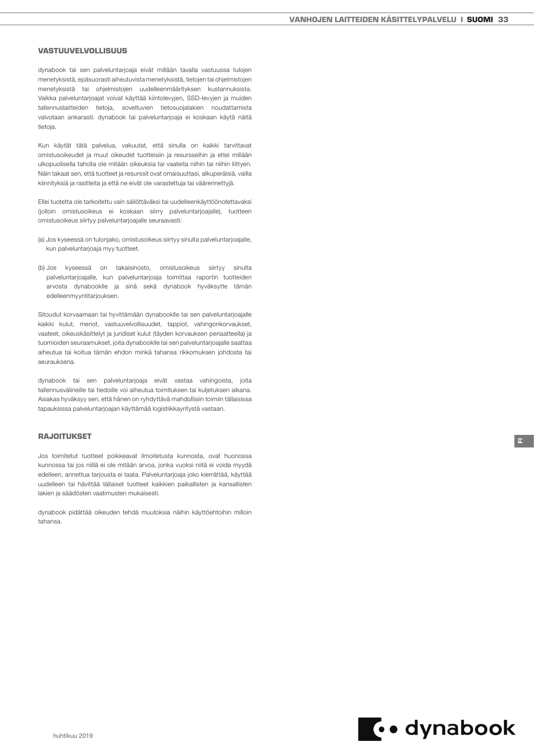## VASTUUVELVOLLISUUS

dynabook tai sen palveluntarjoaja eivät millään tavalla vastuussa tulojen menetyksistä, epäsuorasti aiheutuvista menetyksistä, tietojen tai ohjelmistojen menetyksistä tai ohjelmistojen uudelleenmäärityksen kustannuksista. Vaikka palveluntarjoajat voivat käyttää kiintolevyjen, SSD-levyjen ja muiden tallennuslaitteiden tietoja, soveltuvien tietosuojalakien noudattamista valvotaan ankarasti. dynabook tai palveluntarjoaja ei koskaan käytä näitä tietoja.

Kun käytät tätä palvelua, vakuutat, että sinulla on kaikki tarvittavat omistusoikeudet ja muut oikeudet tuotteisiin ja resursseihin ja ettei millään ulkopuolisella taholla ole mitään oikeuksia tai vaateita niihin tai niihin liittyen. Näin takaat sen, että tuotteet ja resurssit ovat omaisuuttasi, alkuperäisiä, vailla kiinnityksiä ja rasitteita ja että ne eivät ole varastettuja tai väärennettyjä.

Ellei tuotetta ole tarkoitettu vain säilöttäväksi tai uudelleenkäyttöönotettavaksi (jolloin omistusoikeus ei koskaan siirry palveluntarjoajalle), tuotteen omistusoikeus siirtyy palveluntarjoajalle seuraavasti:

(a) Jos kyseessä on tulonjako, omistusoikeus siirtyy sinulta palveluntarjoajalle, kun palveluntarjoaja myy tuotteet.

(b) Jos kyseessä on takaisinosto, omistusoikeus siirtyy sinulta palveluntarjoajalle, kun palveluntarjoaja toimittaa raportin tuotteiden arvosta dynabookle ja sinä sekä dynabook hyväksytte tämän edelleenmyyntitarjouksen.

Sitoudut korvaamaan tai hyvittämään dynabookle tai sen palveluntarjoajalle kaikki kulut, menot, vastuuvelvollisuudet, tappiot, vahingonkorvaukset, vaateet, oikeuskäsittelyt ja juridiset kulut (täyden korvauksen periaatteella) ja tuomioiden seuraamukset, joita dynabookle tai sen palveluntarjoajalle saattaa aiheutua tai koitua tämän ehdon minkä tahansa rikkomuksen johdosta tai seurauksena.

dynabook tai sen palveluntarjoaja eivät vastaa vahingoista, joita tallennusvälineille tai tiedoille voi aiheutua toimituksen tai kuljetuksen aikana. Asiakas hyväksyy sen, että hänen on ryhdyttävä mahdollisiin toimiin tällaisissa tapauksissa palveluntarjoajan käyttämää logistiikkayritystä vastaan.

## RAJOITUKSET

Jos toimitetut tuotteet poikkeavat ilmoitetusta kunnosta, ovat huonossa kunnossa tai jos niillä ei ole mitään arvoa, jonka vuoksi niitä ei voida myydä edelleen, annettua tarjousta ei taata. Palveluntarjoaja joko kierrättää, käyttää uudelleen tai hävittää tällaiset tuotteet kaikkien paikallisten ja kansallisten lakien ja säädösten vaatimusten mukaisesti.

dynabook pidättää oikeuden tehdä muutoksia näihin käyttöehtoihin milloin tahansa.

huhtikuu 2019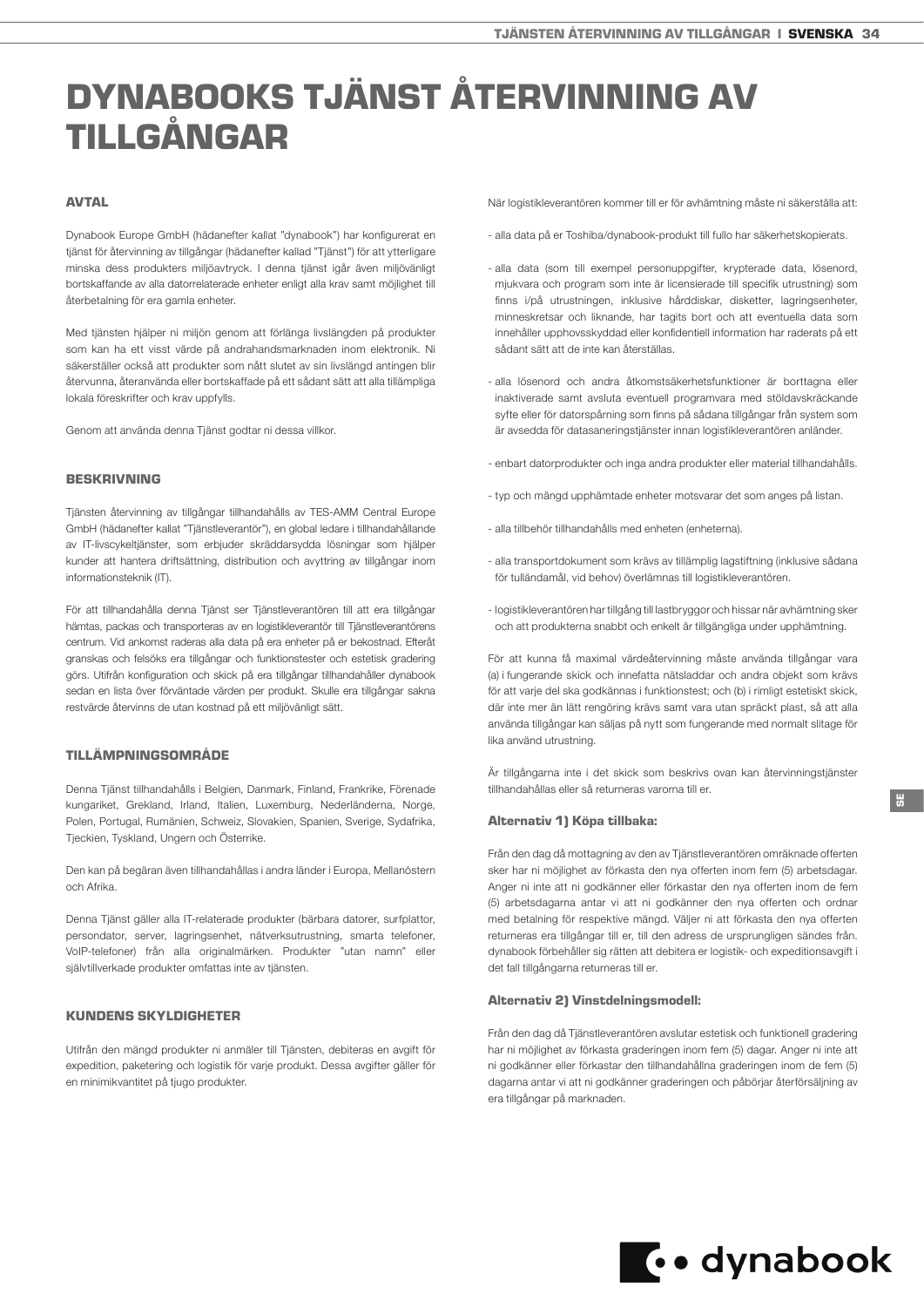# DYNABOOKS TJÄNST ÅTERVINNING AV TILLGÅNGAR

## AVTAL

Dynabook Europe GmbH (hädanefter kallat "dynabook") har konfigurerat en tjänst för återvinning av tillgångar (hädanefter kallad "Tjänst") för att ytterligare minska dess produkters miljöavtryck. I denna tjänst ingår även miljövänligt bortskaffande av alla datorrelaterade enheter enligt alla krav samt möjlighet till återbetalning för era gamla enheter.

Med tjänsten hjälper ni miljön genom att förlänga livslängden på produkter som kan ha ett visst värde på andrahandsmarknaden inom elektronik. Ni säkerställer också att produkter som nått slutet av sin livslängd antingen blir återvunna, återanvända eller bortskaffade på ett sådant sätt att alla tillämpliga lokala föreskrifter och krav uppfylls.

Genom att använda denna Tjänst godtar ni dessa villkor.

## BESKRIVNING

Tjänsten återvinning av tillgångar tillhandahålls av TES-AMM Central Europe GmbH (hädanefter kallat "Tjänstleverantör"), en global ledare i tillhandahållande av IT-livscykeltjänster, som erbjuder skräddarsydda lösningar som hjälper kunder att hantera driftsättning, distribution och avyttring av tillgångar inom informationsteknik (IT).

För att tillhandahålla denna Tjänst ser Tjänstleverantören till att era tillgångar hämtas, packas och transporteras av en logistikleverantör till Tjänstleverantörens centrum. Vid ankomst raderas alla data på era enheter på er bekostnad. Efteråt granskas och felsöks era tillgångar och funktionstester och estetisk gradering görs. Utifrån konfiguration och skick på era tillgångar tillhandahåller dynabook sedan en lista över förväntade värden per produkt. Skulle era tillgångar sakna restvärde återvinns de utan kostnad på ett miljövänligt sätt.

## TILLÄMPNINGSOMRÅDE

Denna Tjänst tillhandahålls i Belgien, Danmark, Finland, Frankrike, Förenade kungariket, Grekland, Irland, Italien, Luxemburg, Nederländerna, Norge, Polen, Portugal, Rumänien, Schweiz, Slovakien, Spanien, Sverige, Sydafrika, Tjeckien, Tyskland, Ungern och Österrike.

Den kan på begäran även tillhandahållas i andra länder i Europa, Mellanöstern och Afrika.

Denna Tjänst gäller alla IT-relaterade produkter (bärbara datorer, surfplattor, persondator, server, lagringsenhet, nätverksutrustning, smarta telefoner, VoIP-telefoner) från alla originalmärken. Produkter "utan namn" eller självtillverkade produkter omfattas inte av tjänsten.

## KUNDENS SKYLDIGHETER

Utifrån den mängd produkter ni anmäler till Tjänsten, debiteras en avgift för expedition, paketering och logistik för varje produkt. Dessa avgifter gäller för en minimikvantitet på tjugo produkter.

När logistikleverantören kommer till er för avhämtning måste ni säkerställa att:

- alla data på er Toshiba/dynabook-produkt till fullo har säkerhetskopierats.
- alla data (som till exempel personuppgifter, krypterade data, lösenord, mjukvara och program som inte är licensierade till specifik utrustning) som finns i/på utrustningen, inklusive hårddiskar, disketter, lagringsenheter, minneskretsar och liknande, har tagits bort och att eventuella data som innehåller upphovsskyddad eller konfidentiell information har raderats på ett sådant sätt att de inte kan återställas.
- alla lösenord och andra åtkomstsäkerhetsfunktioner är borttagna eller inaktiverade samt avsluta eventuell programvara med stöldavskräckande syfte eller för datorspårning som finns på sådana tillgångar från system som är avsedda för datasaneringstjänster innan logistikleverantören anländer.
- enbart datorprodukter och inga andra produkter eller material tillhandahålls.
- typ och mängd upphämtade enheter motsvarar det som anges på listan.
- alla tillbehör tillhandahålls med enheten (enheterna).
- alla transportdokument som krävs av tillämplig lagstiftning (inklusive sådana för tulländamål, vid behov) överlämnas till logistikleverantören.
- logistikleverantören har tillgång till lastbryggor och hissar när avhämtning sker och att produkterna snabbt och enkelt är tillgängliga under upphämtning.

För att kunna få maximal värdeåtervinning måste använda tillgångar vara (a) i fungerande skick och innefatta nätsladdar och andra objekt som krävs för att varje del ska godkännas i funktionstest; och (b) i rimligt estetiskt skick, där inte mer än lätt rengöring krävs samt vara utan spräckt plast, så att alla använda tillgångar kan säljas på nytt som fungerande med normalt slitage för lika använd utrustning.

Är tillgångarna inte i det skick som beskrivs ovan kan återvinningstjänster tillhandahållas eller så returneras varorna till er.

### Alternativ 1) Köpa tillbaka:

Från den dag då mottagning av den av Tjänstleverantören omräknade offerten sker har ni möjlighet av förkasta den nya offerten inom fem (5) arbetsdagar. Anger ni inte att ni godkänner eller förkastar den nya offerten inom de fem (5) arbetsdagarna antar vi att ni godkänner den nya offerten och ordnar med betalning för respektive mängd. Väljer ni att förkasta den nya offerten returneras era tillgångar till er, till den adress de ursprungligen sändes från. dynabook förbehåller sig rätten att debitera er logistik- och expeditionsavgift i det fall tillgångarna returneras till er.

### Alternativ 2) Vinstdelningsmodell:

Från den dag då Tjänstleverantören avslutar estetisk och funktionell gradering har ni möjlighet av förkasta graderingen inom fem (5) dagar. Anger ni inte att ni godkänner eller förkastar den tillhandahållna graderingen inom de fem (5) dagarna antar vi att ni godkänner graderingen och påbörjar återförsäljning av era tillgångar på marknaden.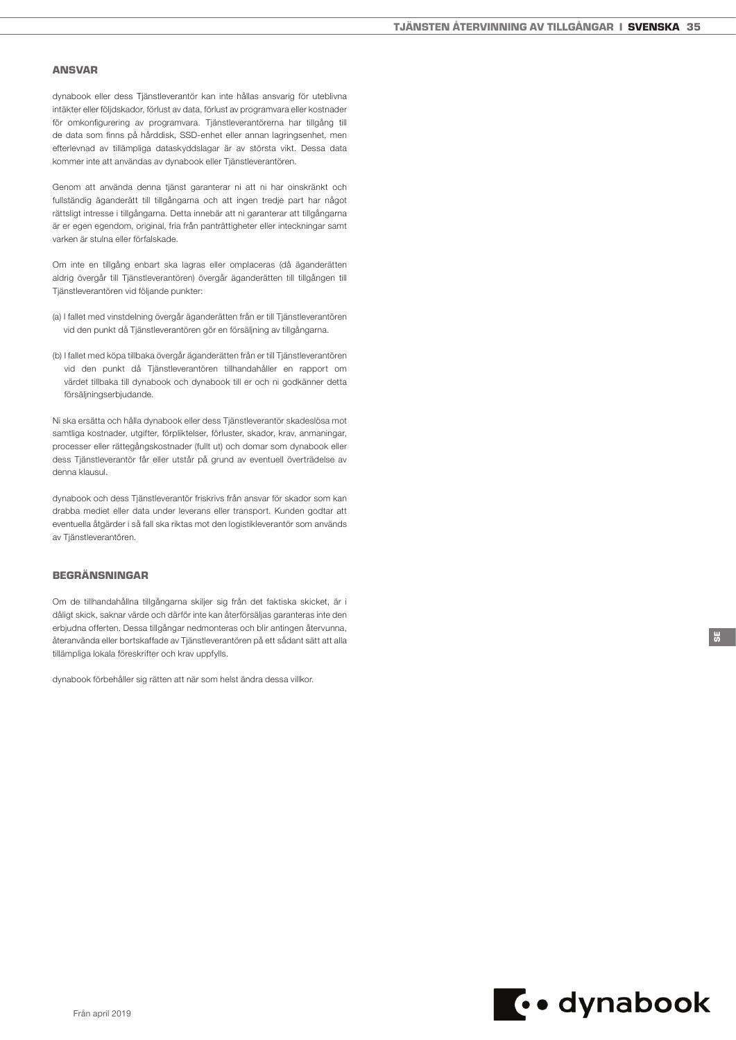## ANSVAR

dynabook eller dess Tjänstleverantör kan inte hållas ansvarig för uteblivna intäkter eller följdskador, förlust av data, förlust av programvara eller kostnader för omkonfigurering av programvara. Tjänstleverantörerna har tillgång till de data som finns på hårddisk, SSD-enhet eller annan lagringsenhet, men efterlevnad av tillämpliga dataskyddslagar är av största vikt. Dessa data kommer inte att användas av dynabook eller Tjänstleverantören.

Genom att använda denna tjänst garanterar ni att ni har oinskränkt och fullständig äganderätt till tillgångarna och att ingen tredje part har något rättsligt intresse i tillgångarna. Detta innebär att ni garanterar att tillgångarna är er egen egendom, original, fria från panträttigheter eller inteckningar samt varken är stulna eller förfalskade.

Om inte en tillgång enbart ska lagras eller omplaceras (då äganderätten aldrig övergår till Tjänstleverantören) övergår äganderätten till tillgången till Tjänstleverantören vid följande punkter:

(a) I fallet med vinstdelning övergår äganderätten från er till Tjänstleverantören vid den punkt då Tjänstleverantören gör en försäljning av tillgångarna.

(b) I fallet med köpa tillbaka övergår äganderätten från er till Tjänstleverantören vid den punkt då Tjänstleverantören tillhandahåller en rapport om värdet tillbaka till dynabook och dynabook till er och ni godkänner detta försäljningserbjudande.

Ni ska ersätta och hålla dynabook eller dess Tjänstleverantör skadeslösa mot samtliga kostnader, utgifter, förpliktelser, förluster, skador, krav, anmaningar, processer eller rättegångskostnader (fullt ut) och domar som dynabook eller dess Tjänstleverantör får eller utstår på grund av eventuell överträdelse av denna klausul.

dynabook och dess Tjänstleverantör friskrivs från ansvar för skador som kan drabba mediet eller data under leverans eller transport. Kunden godtar att eventuella åtgärder i så fall ska riktas mot den logistikleverantör som används av Tjänstleverantören.

## BEGRÄNSNINGAR

Om de tillhandahållna tillgångarna skiljer sig från det faktiska skicket, är i dåligt skick, saknar värde och därför inte kan återförsäljas garanteras inte den erbjudna offerten. Dessa tillgångar nedmonteras och blir antingen återvunna, återanvända eller bortskaffade av Tjänstleverantören på ett sådant sätt att alla tillämpliga lokala föreskrifter och krav uppfylls.

dynabook förbehåller sig rätten att när som helst ändra dessa villkor.

Från april 2019